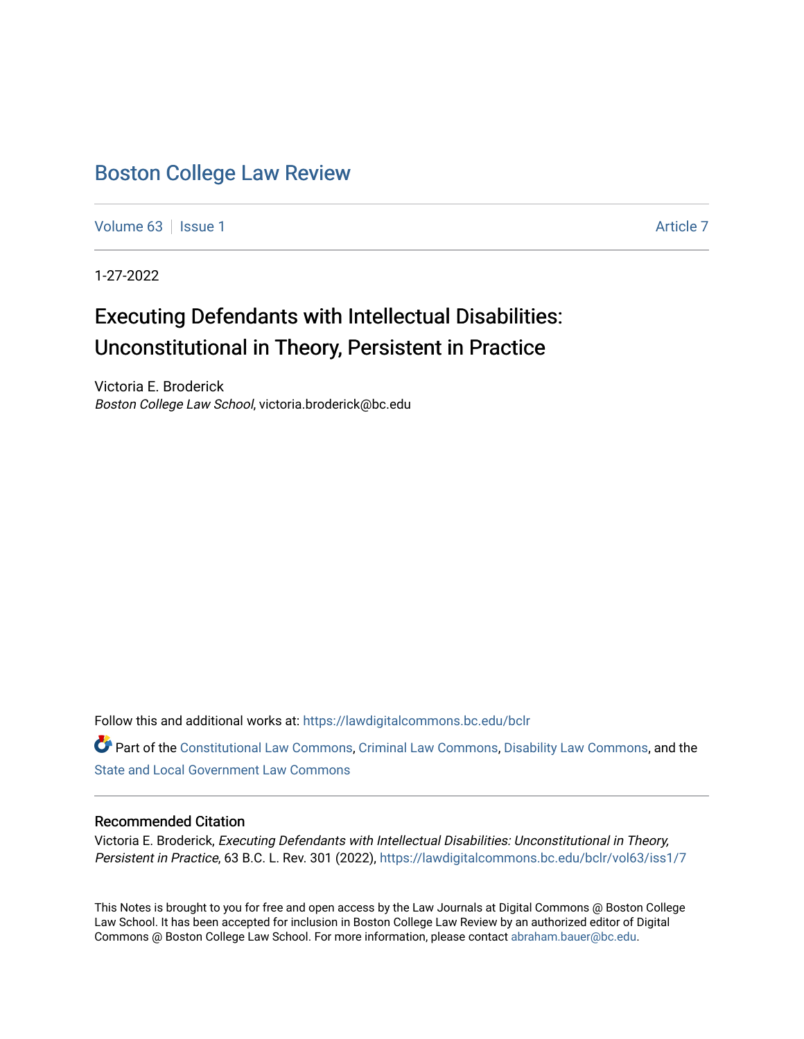# Boston College Law Review

Volume 63 | Issue 1 | Article 7

1-27-2022

## Executing Defendants with Intellectual Disabilities: Unconstitutional in Theory, Persistent in Practice

Victoria E. Broderick
*Boston College Law School*, victoria.broderick@bc.edu

Follow this and additional works at: https://lawdigitalcommons.bc.edu/bclr

Part of the Constitutional Law Commons, Criminal Law Commons, Disability Law Commons, and the State and Local Government Law Commons

### Recommended Citation

Victoria E. Broderick, *Executing Defendants with Intellectual Disabilities: Unconstitutional in Theory, Persistent in Practice*, 63 B.C. L. Rev. 301 (2022), https://lawdigitalcommons.bc.edu/bclr/vol63/iss1/7

This Notes is brought to you for free and open access by the Law Journals at Digital Commons @ Boston College Law School. It has been accepted for inclusion in Boston College Law Review by an authorized editor of Digital Commons @ Boston College Law School. For more information, please contact abraham.bauer@bc.edu.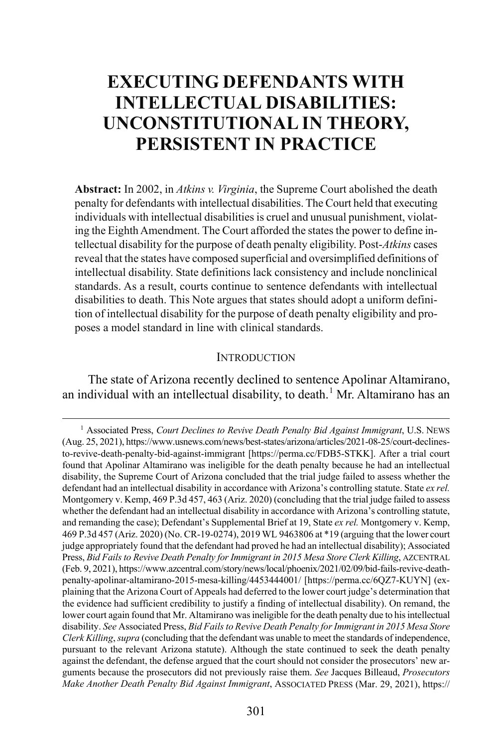# EXECUTING DEFENDANTS WITH INTELLECTUAL DISABILITIES: UNCONSTITUTIONAL IN THEORY, PERSISTENT IN PRACTICE

**Abstract:** In 2002, in *Atkins v. Virginia*, the Supreme Court abolished the death penalty for defendants with intellectual disabilities. The Court held that executing individuals with intellectual disabilities is cruel and unusual punishment, violating the Eighth Amendment. The Court afforded the states the power to define intellectual disability for the purpose of death penalty eligibility. Post-*Atkins* cases reveal that the states have composed superficial and oversimplified definitions of intellectual disability. State definitions lack consistency and include nonclinical standards. As a result, courts continue to sentence defendants with intellectual disabilities to death. This Note argues that states should adopt a uniform definition of intellectual disability for the purpose of death penalty eligibility and proposes a model standard in line with clinical standards.

## INTRODUCTION

The state of Arizona recently declined to sentence Apolinar Altamirano, an individual with an intellectual disability, to death.[1] Mr. Altamirano has an

---

[1] Associated Press, *Court Declines to Revive Death Penalty Bid Against Immigrant*, U.S. NEWS (Aug. 25, 2021), https://www.usnews.com/news/best-states/arizona/articles/2021-08-25/court-declines-to-revive-death-penalty-bid-against-immigrant [https://perma.cc/FDB5-STKK]. After a trial court found that Apolinar Altamirano was ineligible for the death penalty because he had an intellectual disability, the Supreme Court of Arizona concluded that the trial judge failed to assess whether the defendant had an intellectual disability in accordance with Arizona's controlling statute. State *ex rel.* Montgomery v. Kemp, 469 P.3d 457, 463 (Ariz. 2020) (concluding that the trial judge failed to assess whether the defendant had an intellectual disability in accordance with Arizona's controlling statute, and remanding the case); Defendant's Supplemental Brief at 19, State *ex rel.* Montgomery v. Kemp, 469 P.3d 457 (Ariz. 2020) (No. CR-19-0274), 2019 WL 9463806 at \*19 (arguing that the lower court judge appropriately found that the defendant had proved he had an intellectual disability); Associated Press, *Bid Fails to Revive Death Penalty for Immigrant in 2015 Mesa Store Clerk Killing*, AZCENTRAL (Feb. 9, 2021), https://www.azcentral.com/story/news/local/phoenix/2021/02/09/bid-fails-revive-death-penalty-apolinar-altamirano-2015-mesa-killing/4453444001/ [https://perma.cc/6QZ7-KUYN] (explaining that the Arizona Court of Appeals had deferred to the lower court judge's determination that the evidence had sufficient credibility to justify a finding of intellectual disability). On remand, the lower court again found that Mr. Altamirano was ineligible for the death penalty due to his intellectual disability. *See* Associated Press, *Bid Fails to Revive Death Penalty for Immigrant in 2015 Mesa Store Clerk Killing*, *supra* (concluding that the defendant was unable to meet the standards of independence, pursuant to the relevant Arizona statute). Although the state continued to seek the death penalty against the defendant, the defense argued that the court should not consider the prosecutors' new arguments because the prosecutors did not previously raise them. *See* Jacques Billeaud, *Prosecutors Make Another Death Penalty Bid Against Immigrant*, ASSOCIATED PRESS (Mar. 29, 2021), https://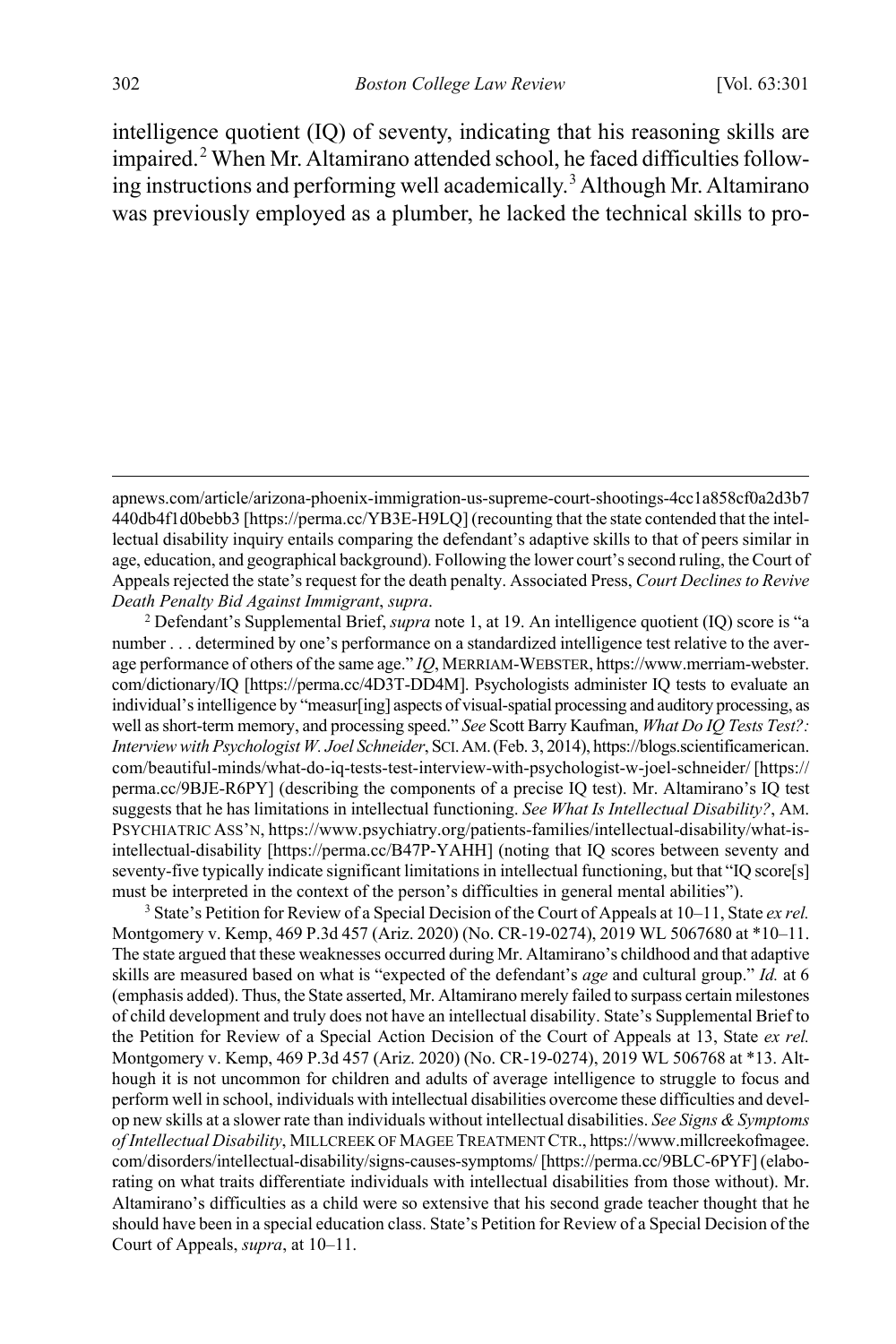intelligence quotient (IQ) of seventy, indicating that his reasoning skills are impaired.[2] When Mr. Altamirano attended school, he faced difficulties following instructions and performing well academically.[3] Although Mr. Altamirano was previously employed as a plumber, he lacked the technical skills to pro-

---

apnews.com/article/arizona-phoenix-immigration-us-supreme-court-shootings-4cc1a858cf0a2d3b7440db4f1d0bebb3 [https://perma.cc/YB3E-H9LQ] (recounting that the state contended that the intellectual disability inquiry entails comparing the defendant's adaptive skills to that of peers similar in age, education, and geographical background). Following the lower court's second ruling, the Court of Appeals rejected the state's request for the death penalty. Associated Press, *Court Declines to Revive Death Penalty Bid Against Immigrant*, *supra*.

[2] Defendant's Supplemental Brief, *supra* note 1, at 19. An intelligence quotient (IQ) score is "a number . . . determined by one's performance on a standardized intelligence test relative to the average performance of others of the same age." *IQ*, MERRIAM-WEBSTER, https://www.merriam-webster.com/dictionary/IQ [https://perma.cc/4D3T-DD4M]. Psychologists administer IQ tests to evaluate an individual's intelligence by "measur[ing] aspects of visual-spatial processing and auditory processing, as well as short-term memory, and processing speed." *See* Scott Barry Kaufman, *What Do IQ Tests Test?: Interview with Psychologist W. Joel Schneider*, SCI. AM. (Feb. 3, 2014), https://blogs.scientificamerican.com/beautiful-minds/what-do-iq-tests-test-interview-with-psychologist-w-joel-schneider/ [https://perma.cc/9BJE-R6PY] (describing the components of a precise IQ test). Mr. Altamirano's IQ test suggests that he has limitations in intellectual functioning. *See What Is Intellectual Disability?*, AM. PSYCHIATRIC ASS'N, https://www.psychiatry.org/patients-families/intellectual-disability/what-is-intellectual-disability [https://perma.cc/B47P-YAHH] (noting that IQ scores between seventy and seventy-five typically indicate significant limitations in intellectual functioning, but that "IQ score[s] must be interpreted in the context of the person's difficulties in general mental abilities").

[3] State's Petition for Review of a Special Decision of the Court of Appeals at 10–11, State *ex rel.* Montgomery v. Kemp, 469 P.3d 457 (Ariz. 2020) (No. CR-19-0274), 2019 WL 5067680 at *10–11. The state argued that these weaknesses occurred during Mr. Altamirano's childhood and that adaptive skills are measured based on what is "expected of the defendant's *age* and cultural group." *Id.* at 6 (emphasis added). Thus, the State asserted, Mr. Altamirano merely failed to surpass certain milestones of child development and truly does not have an intellectual disability. State's Supplemental Brief to the Petition for Review of a Special Action Decision of the Court of Appeals at 13, State *ex rel.* Montgomery v. Kemp, 469 P.3d 457 (Ariz. 2020) (No. CR-19-0274), 2019 WL 506768 at *13. Although it is not uncommon for children and adults of average intelligence to struggle to focus and perform well in school, individuals with intellectual disabilities overcome these difficulties and develop new skills at a slower rate than individuals without intellectual disabilities. *See Signs & Symptoms of Intellectual Disability*, MILLCREEK OF MAGEE TREATMENT CTR., https://www.millcreekofmagee.com/disorders/intellectual-disability/signs-causes-symptoms/ [https://perma.cc/9BLC-6PYF] (elaborating on what traits differentiate individuals with intellectual disabilities from those without). Mr. Altamirano's difficulties as a child were so extensive that his second grade teacher thought that he should have been in a special education class. State's Petition for Review of a Special Decision of the Court of Appeals, *supra*, at 10–11.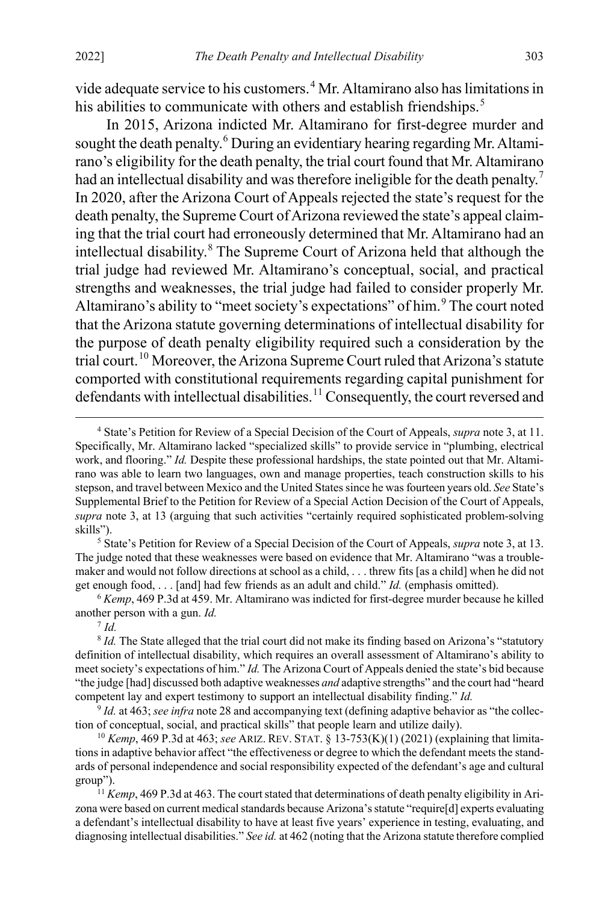vide adequate service to his customers.[4] Mr. Altamirano also has limitations in his abilities to communicate with others and establish friendships.[5]

In 2015, Arizona indicted Mr. Altamirano for first-degree murder and sought the death penalty.[6] During an evidentiary hearing regarding Mr. Altamirano's eligibility for the death penalty, the trial court found that Mr. Altamirano had an intellectual disability and was therefore ineligible for the death penalty.[7] In 2020, after the Arizona Court of Appeals rejected the state's request for the death penalty, the Supreme Court of Arizona reviewed the state's appeal claiming that the trial court had erroneously determined that Mr. Altamirano had an intellectual disability.[8] The Supreme Court of Arizona held that although the trial judge had reviewed Mr. Altamirano's conceptual, social, and practical strengths and weaknesses, the trial judge had failed to consider properly Mr. Altamirano's ability to "meet society's expectations" of him.[9] The court noted that the Arizona statute governing determinations of intellectual disability for the purpose of death penalty eligibility required such a consideration by the trial court.[10] Moreover, the Arizona Supreme Court ruled that Arizona's statute comported with constitutional requirements regarding capital punishment for defendants with intellectual disabilities.[11] Consequently, the court reversed and

---

[4] State's Petition for Review of a Special Decision of the Court of Appeals, *supra* note 3, at 11. Specifically, Mr. Altamirano lacked "specialized skills" to provide service in "plumbing, electrical work, and flooring." *Id.* Despite these professional hardships, the state pointed out that Mr. Altamirano was able to learn two languages, own and manage properties, teach construction skills to his stepson, and travel between Mexico and the United States since he was fourteen years old. *See* State's Supplemental Brief to the Petition for Review of a Special Action Decision of the Court of Appeals, *supra* note 3, at 13 (arguing that such activities "certainly required sophisticated problem-solving skills").

[5] State's Petition for Review of a Special Decision of the Court of Appeals, *supra* note 3, at 13. The judge noted that these weaknesses were based on evidence that Mr. Altamirano "was a troublemaker and would not follow directions at school as a child, . . . threw fits [as a child] when he did not get enough food, . . . [and] had few friends as an adult and child." *Id.* (emphasis omitted).

[6] *Kemp*, 469 P.3d at 459. Mr. Altamirano was indicted for first-degree murder because he killed another person with a gun. *Id.*

[7] *Id.*

[8] *Id.* The State alleged that the trial court did not make its finding based on Arizona's "statutory definition of intellectual disability, which requires an overall assessment of Altamirano's ability to meet society's expectations of him." *Id.* The Arizona Court of Appeals denied the state's bid because "the judge [had] discussed both adaptive weaknesses *and* adaptive strengths" and the court had "heard competent lay and expert testimony to support an intellectual disability finding." *Id.*

[9] *Id.* at 463; *see infra* note 28 and accompanying text (defining adaptive behavior as "the collection of conceptual, social, and practical skills" that people learn and utilize daily).

[10] *Kemp*, 469 P.3d at 463; *see* ARIZ. REV. STAT. § 13-753(K)(1) (2021) (explaining that limitations in adaptive behavior affect "the effectiveness or degree to which the defendant meets the standards of personal independence and social responsibility expected of the defendant's age and cultural group").

[11] *Kemp*, 469 P.3d at 463. The court stated that determinations of death penalty eligibility in Arizona were based on current medical standards because Arizona's statute "require[d] experts evaluating a defendant's intellectual disability to have at least five years' experience in testing, evaluating, and diagnosing intellectual disabilities." *See id.* at 462 (noting that the Arizona statute therefore complied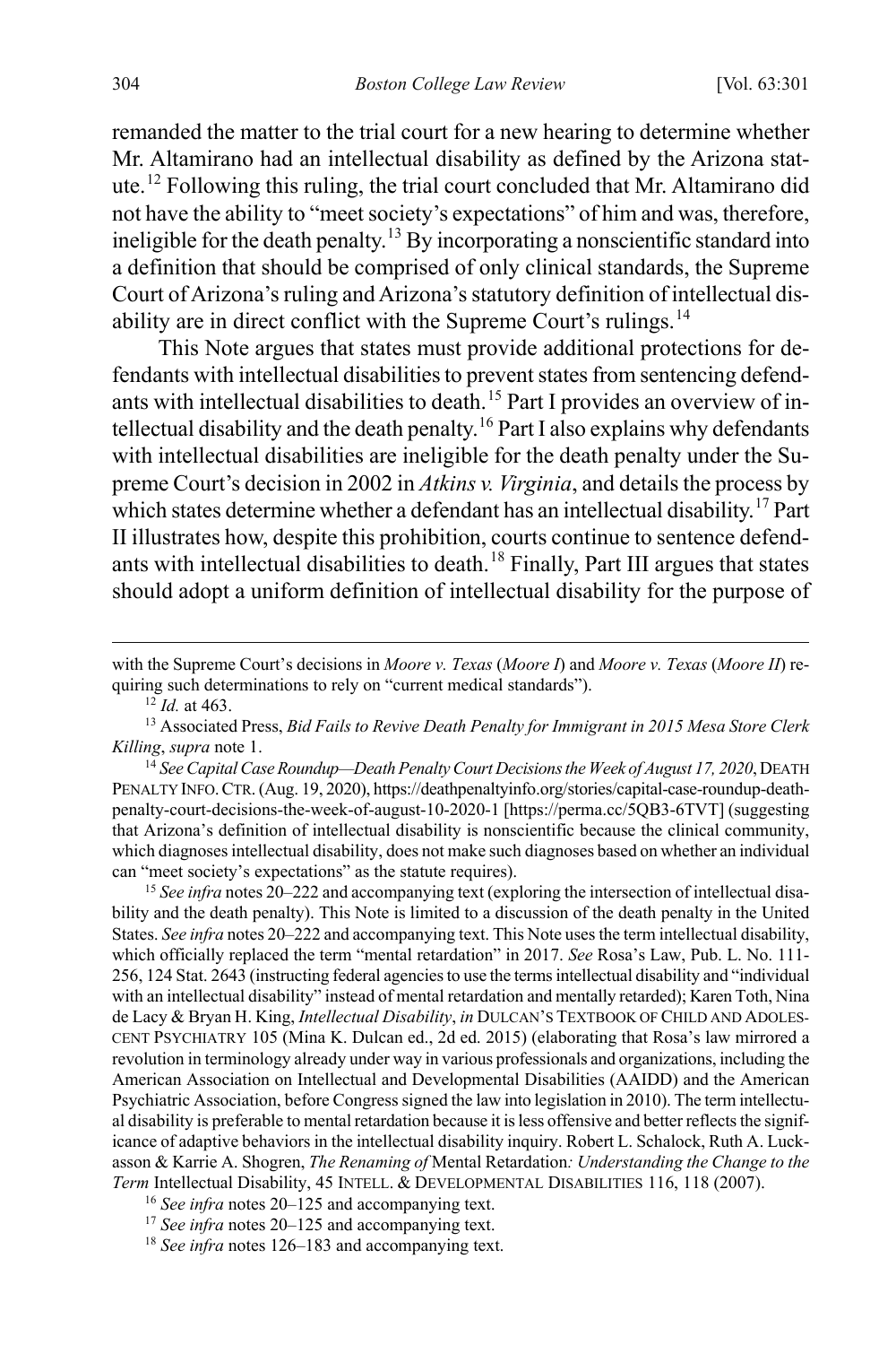remanded the matter to the trial court for a new hearing to determine whether Mr. Altamirano had an intellectual disability as defined by the Arizona statute.[12] Following this ruling, the trial court concluded that Mr. Altamirano did not have the ability to "meet society's expectations" of him and was, therefore, ineligible for the death penalty.[13] By incorporating a nonscientific standard into a definition that should be comprised of only clinical standards, the Supreme Court of Arizona's ruling and Arizona's statutory definition of intellectual disability are in direct conflict with the Supreme Court's rulings.[14]

This Note argues that states must provide additional protections for defendants with intellectual disabilities to prevent states from sentencing defendants with intellectual disabilities to death.[15] Part I provides an overview of intellectual disability and the death penalty.[16] Part I also explains why defendants with intellectual disabilities are ineligible for the death penalty under the Supreme Court's decision in 2002 in *Atkins v. Virginia*, and details the process by which states determine whether a defendant has an intellectual disability.[17] Part II illustrates how, despite this prohibition, courts continue to sentence defendants with intellectual disabilities to death.[18] Finally, Part III argues that states should adopt a uniform definition of intellectual disability for the purpose of

---

with the Supreme Court's decisions in *Moore v. Texas* (*Moore I*) and *Moore v. Texas* (*Moore II*) requiring such determinations to rely on "current medical standards").

[12] *Id.* at 463.

[13] Associated Press, *Bid Fails to Revive Death Penalty for Immigrant in 2015 Mesa Store Clerk Killing*, *supra* note 1.

[14] *See Capital Case Roundup—Death Penalty Court Decisions the Week of August 17, 2020*, DEATH PENALTY INFO. CTR. (Aug. 19, 2020), https://deathpenaltyinfo.org/stories/capital-case-roundup-death-penalty-court-decisions-the-week-of-august-10-2020-1 [https://perma.cc/5QB3-6TVT] (suggesting that Arizona's definition of intellectual disability is nonscientific because the clinical community, which diagnoses intellectual disability, does not make such diagnoses based on whether an individual can "meet society's expectations" as the statute requires).

[15] *See infra* notes 20–222 and accompanying text (exploring the intersection of intellectual disability and the death penalty). This Note is limited to a discussion of the death penalty in the United States. *See infra* notes 20–222 and accompanying text. This Note uses the term intellectual disability, which officially replaced the term "mental retardation" in 2017. *See* Rosa's Law, Pub. L. No. 111-256, 124 Stat. 2643 (instructing federal agencies to use the terms intellectual disability and "individual with an intellectual disability" instead of mental retardation and mentally retarded); Karen Toth, Nina de Lacy & Bryan H. King, *Intellectual Disability*, *in* DULCAN'S TEXTBOOK OF CHILD AND ADOLESCENT PSYCHIATRY 105 (Mina K. Dulcan ed., 2d ed. 2015) (elaborating that Rosa's law mirrored a revolution in terminology already under way in various professionals and organizations, including the American Association on Intellectual and Developmental Disabilities (AAIDD) and the American Psychiatric Association, before Congress signed the law into legislation in 2010). The term intellectual disability is preferable to mental retardation because it is less offensive and better reflects the significance of adaptive behaviors in the intellectual disability inquiry. Robert L. Schalock, Ruth A. Luckasson & Karrie A. Shogren, *The Renaming of* Mental Retardation*: Understanding the Change to the Term* Intellectual Disability, 45 INTELL. & DEVELOPMENTAL DISABILITIES 116, 118 (2007).

[16] *See infra* notes 20–125 and accompanying text.

[17] *See infra* notes 20–125 and accompanying text.

[18] *See infra* notes 126–183 and accompanying text.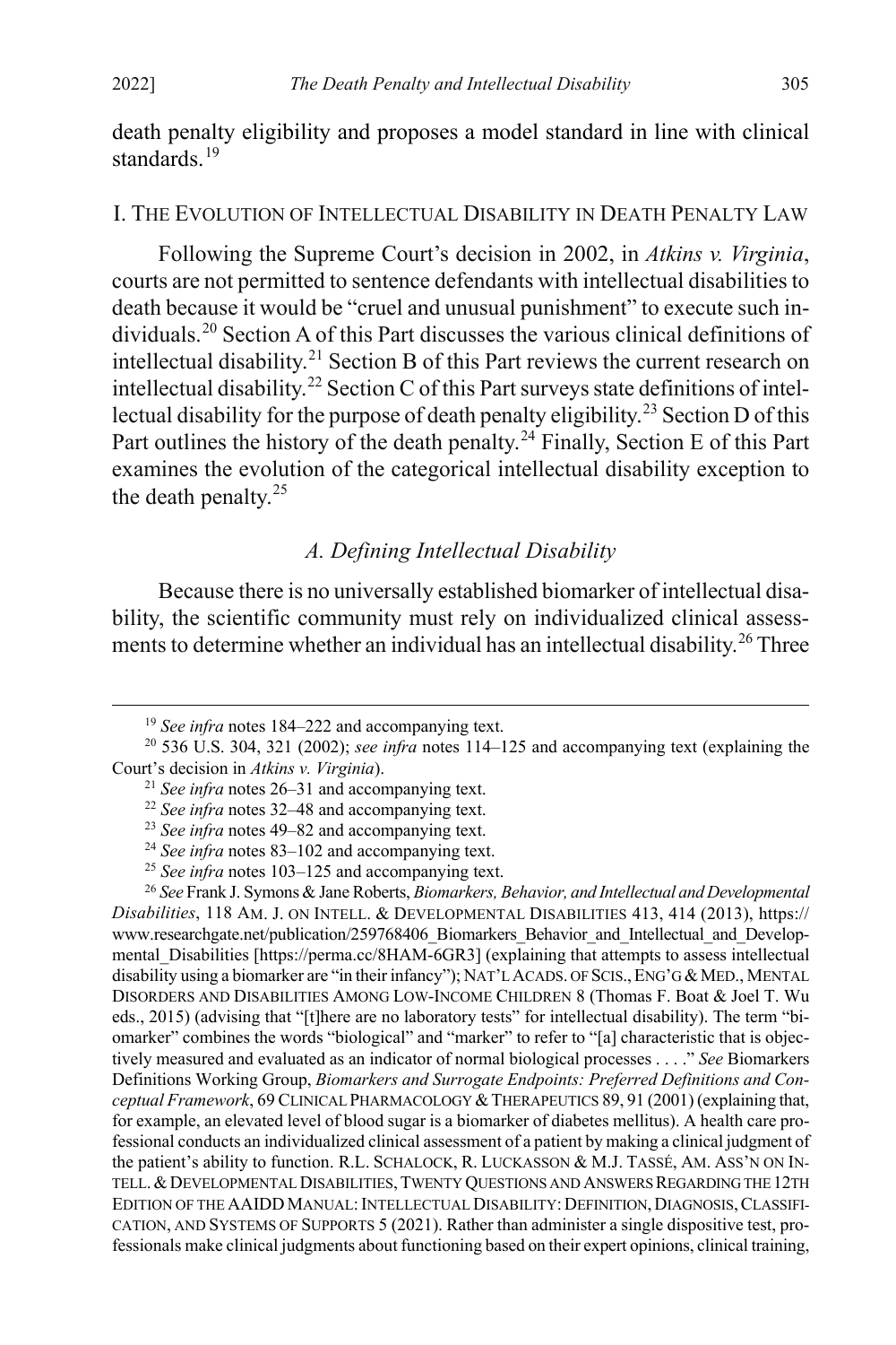death penalty eligibility and proposes a model standard in line with clinical standards.[19]

## I. The Evolution of Intellectual Disability in Death Penalty Law

Following the Supreme Court's decision in 2002, in *Atkins v. Virginia*, courts are not permitted to sentence defendants with intellectual disabilities to death because it would be "cruel and unusual punishment" to execute such individuals.[20] Section A of this Part discusses the various clinical definitions of intellectual disability.[21] Section B of this Part reviews the current research on intellectual disability.[22] Section C of this Part surveys state definitions of intellectual disability for the purpose of death penalty eligibility.[23] Section D of this Part outlines the history of the death penalty.[24] Finally, Section E of this Part examines the evolution of the categorical intellectual disability exception to the death penalty.[25]

### *A. Defining Intellectual Disability*

Because there is no universally established biomarker of intellectual disability, the scientific community must rely on individualized clinical assessments to determine whether an individual has an intellectual disability.[26] Three

---

[19] *See infra* notes 184–222 and accompanying text.

[20] 536 U.S. 304, 321 (2002); *see infra* notes 114–125 and accompanying text (explaining the Court's decision in *Atkins v. Virginia*).

[21] *See infra* notes 26–31 and accompanying text.

[22] *See infra* notes 32–48 and accompanying text.

[23] *See infra* notes 49–82 and accompanying text.

[24] *See infra* notes 83–102 and accompanying text.

[25] *See infra* notes 103–125 and accompanying text.

[26] *See* Frank J. Symons & Jane Roberts, *Biomarkers, Behavior, and Intellectual and Developmental Disabilities*, 118 AM. J. ON INTELL. & DEVELOPMENTAL DISABILITIES 413, 414 (2013), https://www.researchgate.net/publication/259768406_Biomarkers_Behavior_and_Intellectual_and_Developmental_Disabilities [https://perma.cc/8HAM-6GR3] (explaining that attempts to assess intellectual disability using a biomarker are "in their infancy"); NAT'L ACADS. OF SCIS., ENG'G & MED., MENTAL DISORDERS AND DISABILITIES AMONG LOW-INCOME CHILDREN 8 (Thomas F. Boat & Joel T. Wu eds., 2015) (advising that "[t]here are no laboratory tests" for intellectual disability). The term "biomarker" combines the words "biological" and "marker" to refer to "[a] characteristic that is objectively measured and evaluated as an indicator of normal biological processes . . . ." *See* Biomarkers Definitions Working Group, *Biomarkers and Surrogate Endpoints: Preferred Definitions and Conceptual Framework*, 69 CLINICAL PHARMACOLOGY & THERAPEUTICS 89, 91 (2001) (explaining that, for example, an elevated level of blood sugar is a biomarker of diabetes mellitus). A health care professional conducts an individualized clinical assessment of a patient by making a clinical judgment of the patient's ability to function. R.L. SCHALOCK, R. LUCKASSON & M.J. TASSÉ, AM. ASS'N ON INTELL. & DEVELOPMENTAL DISABILITIES, TWENTY QUESTIONS AND ANSWERS REGARDING THE 12TH EDITION OF THE AAIDD MANUAL: INTELLECTUAL DISABILITY: DEFINITION, DIAGNOSIS, CLASSIFICATION, AND SYSTEMS OF SUPPORTS 5 (2021). Rather than administer a single dispositive test, professionals make clinical judgments about functioning based on their expert opinions, clinical training,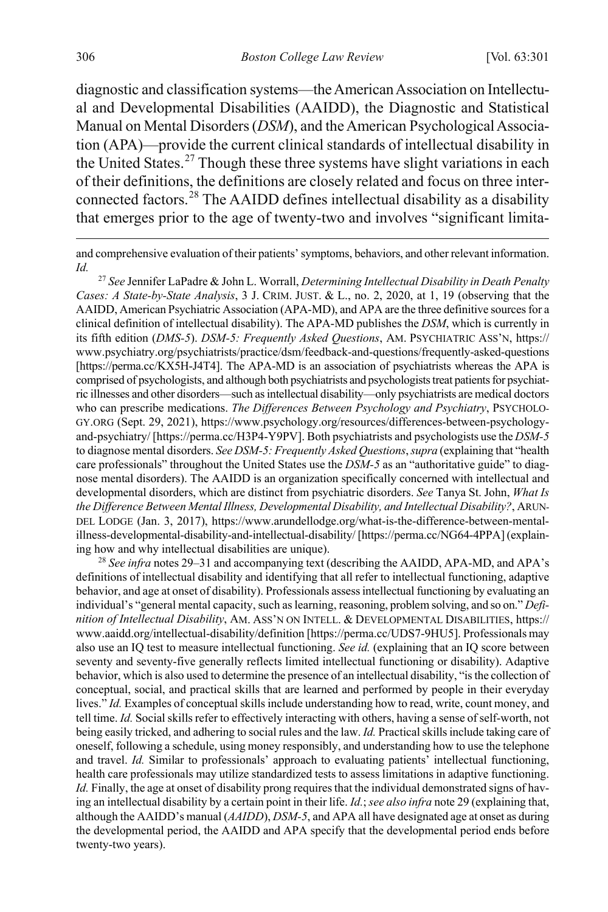diagnostic and classification systems—the American Association on Intellectual and Developmental Disabilities (AAIDD), the Diagnostic and Statistical Manual on Mental Disorders (*DSM*), and the American Psychological Association (APA)—provide the current clinical standards of intellectual disability in the United States.[27] Though these three systems have slight variations in each of their definitions, the definitions are closely related and focus on three interconnected factors.[28] The AAIDD defines intellectual disability as a disability that emerges prior to the age of twenty-two and involves "significant limita-

---

and comprehensive evaluation of their patients' symptoms, behaviors, and other relevant information. *Id.*

[27] *See* Jennifer LaPadre & John L. Worrall, *Determining Intellectual Disability in Death Penalty Cases: A State-by-State Analysis*, 3 J. CRIM. JUST. & L., no. 2, 2020, at 1, 19 (observing that the AAIDD, American Psychiatric Association (APA-MD), and APA are the three definitive sources for a clinical definition of intellectual disability). The APA-MD publishes the *DSM*, which is currently in its fifth edition (*DMS-5*). *DSM-5: Frequently Asked Questions*, AM. PSYCHIATRIC ASS'N, https://www.psychiatry.org/psychiatrists/practice/dsm/feedback-and-questions/frequently-asked-questions [https://perma.cc/KX5H-J4T4]. The APA-MD is an association of psychiatrists whereas the APA is comprised of psychologists, and although both psychiatrists and psychologists treat patients for psychiatric illnesses and other disorders—such as intellectual disability—only psychiatrists are medical doctors who can prescribe medications. *The Differences Between Psychology and Psychiatry*, PSYCHOLOGY.ORG (Sept. 29, 2021), https://www.psychology.org/resources/differences-between-psychology-and-psychiatry/ [https://perma.cc/H3P4-Y9PV]. Both psychiatrists and psychologists use the *DSM-5* to diagnose mental disorders. *See DSM-5: Frequently Asked Questions*, *supra* (explaining that "health care professionals" throughout the United States use the *DSM-5* as an "authoritative guide" to diagnose mental disorders). The AAIDD is an organization specifically concerned with intellectual and developmental disorders, which are distinct from psychiatric disorders. *See* Tanya St. John, *What Is the Difference Between Mental Illness, Developmental Disability, and Intellectual Disability?*, ARUNDEL LODGE (Jan. 3, 2017), https://www.arundellodge.org/what-is-the-difference-between-mental-illness-developmental-disability-and-intellectual-disability/ [https://perma.cc/NG64-4PPA] (explaining how and why intellectual disabilities are unique).

[28] *See infra* notes 29–31 and accompanying text (describing the AAIDD, APA-MD, and APA's definitions of intellectual disability and identifying that all refer to intellectual functioning, adaptive behavior, and age at onset of disability). Professionals assess intellectual functioning by evaluating an individual's "general mental capacity, such as learning, reasoning, problem solving, and so on." *Definition of Intellectual Disability*, AM. ASS'N ON INTELL. & DEVELOPMENTAL DISABILITIES, https://www.aaidd.org/intellectual-disability/definition [https://perma.cc/UDS7-9HU5]. Professionals may also use an IQ test to measure intellectual functioning. *See id.* (explaining that an IQ score between seventy and seventy-five generally reflects limited intellectual functioning or disability). Adaptive behavior, which is also used to determine the presence of an intellectual disability, "is the collection of conceptual, social, and practical skills that are learned and performed by people in their everyday lives." *Id.* Examples of conceptual skills include understanding how to read, write, count money, and tell time. *Id.* Social skills refer to effectively interacting with others, having a sense of self-worth, not being easily tricked, and adhering to social rules and the law. *Id.* Practical skills include taking care of oneself, following a schedule, using money responsibly, and understanding how to use the telephone and travel. *Id.* Similar to professionals' approach to evaluating patients' intellectual functioning, health care professionals may utilize standardized tests to assess limitations in adaptive functioning. *Id.* Finally, the age at onset of disability prong requires that the individual demonstrated signs of having an intellectual disability by a certain point in their life. *Id.*; *see also infra* note 29 (explaining that, although the AAIDD's manual (*AAIDD*), *DSM-5*, and APA all have designated age at onset as during the developmental period, the AAIDD and APA specify that the developmental period ends before twenty-two years).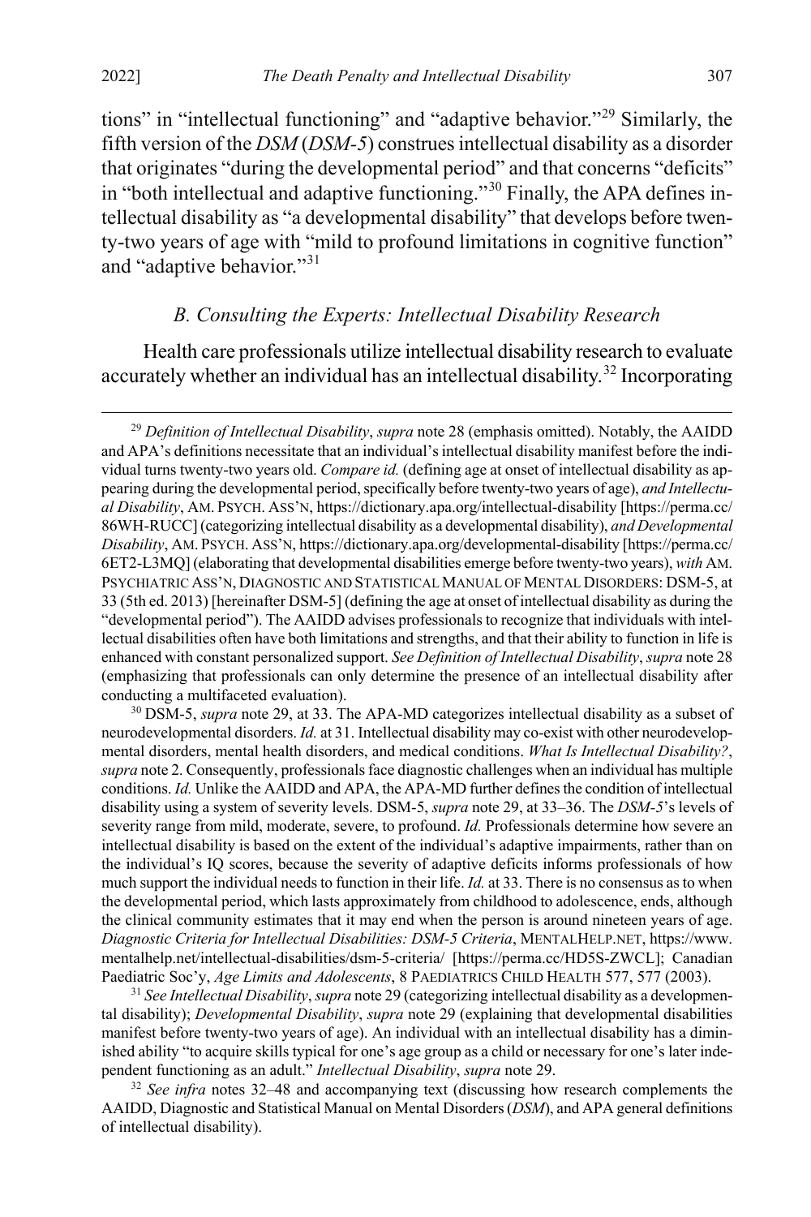tions" in "intellectual functioning" and "adaptive behavior."[29] Similarly, the fifth version of the *DSM* (*DSM-5*) construes intellectual disability as a disorder that originates "during the developmental period" and that concerns "deficits" in "both intellectual and adaptive functioning."[30] Finally, the APA defines intellectual disability as "a developmental disability" that develops before twenty-two years of age with "mild to profound limitations in cognitive function" and "adaptive behavior."[31]

### *B. Consulting the Experts: Intellectual Disability Research*

Health care professionals utilize intellectual disability research to evaluate accurately whether an individual has an intellectual disability.[32] Incorporating

---

[29] *Definition of Intellectual Disability*, *supra* note 28 (emphasis omitted). Notably, the AAIDD and APA's definitions necessitate that an individual's intellectual disability manifest before the individual turns twenty-two years old. *Compare id.* (defining age at onset of intellectual disability as appearing during the developmental period, specifically before twenty-two years of age), *and Intellectual Disability*, AM. PSYCH. ASS'N, https://dictionary.apa.org/intellectual-disability [https://perma.cc/86WH-RUCC] (categorizing intellectual disability as a developmental disability), *and Developmental Disability*, AM. PSYCH. ASS'N, https://dictionary.apa.org/developmental-disability [https://perma.cc/6ET2-L3MQ] (elaborating that developmental disabilities emerge before twenty-two years), *with* AM. PSYCHIATRIC ASS'N, DIAGNOSTIC AND STATISTICAL MANUAL OF MENTAL DISORDERS: DSM-5, at 33 (5th ed. 2013) [hereinafter DSM-5] (defining the age at onset of intellectual disability as during the "developmental period"). The AAIDD advises professionals to recognize that individuals with intellectual disabilities often have both limitations and strengths, and that their ability to function in life is enhanced with constant personalized support. *See Definition of Intellectual Disability*, *supra* note 28 (emphasizing that professionals can only determine the presence of an intellectual disability after conducting a multifaceted evaluation).

[30] DSM-5, *supra* note 29, at 33. The APA-MD categorizes intellectual disability as a subset of neurodevelopmental disorders. *Id.* at 31. Intellectual disability may co-exist with other neurodevelopmental disorders, mental health disorders, and medical conditions. *What Is Intellectual Disability?*, *supra* note 2. Consequently, professionals face diagnostic challenges when an individual has multiple conditions. *Id.* Unlike the AAIDD and APA, the APA-MD further defines the condition of intellectual disability using a system of severity levels. DSM-5, *supra* note 29, at 33–36. The *DSM-5*'s levels of severity range from mild, moderate, severe, to profound. *Id.* Professionals determine how severe an intellectual disability is based on the extent of the individual's adaptive impairments, rather than on the individual's IQ scores, because the severity of adaptive deficits informs professionals of how much support the individual needs to function in their life. *Id.* at 33. There is no consensus as to when the developmental period, which lasts approximately from childhood to adolescence, ends, although the clinical community estimates that it may end when the person is around nineteen years of age. *Diagnostic Criteria for Intellectual Disabilities: DSM-5 Criteria*, MENTALHELP.NET, https://www.mentalhelp.net/intellectual-disabilities/dsm-5-criteria/ [https://perma.cc/HD5S-ZWCL]; Canadian Paediatric Soc'y, *Age Limits and Adolescents*, 8 PAEDIATRICS CHILD HEALTH 577, 577 (2003).

[31] *See Intellectual Disability*, *supra* note 29 (categorizing intellectual disability as a developmental disability); *Developmental Disability*, *supra* note 29 (explaining that developmental disabilities manifest before twenty-two years of age). An individual with an intellectual disability has a diminished ability "to acquire skills typical for one's age group as a child or necessary for one's later independent functioning as an adult." *Intellectual Disability*, *supra* note 29.

[32] *See infra* notes 32–48 and accompanying text (discussing how research complements the AAIDD, Diagnostic and Statistical Manual on Mental Disorders (*DSM*), and APA general definitions of intellectual disability).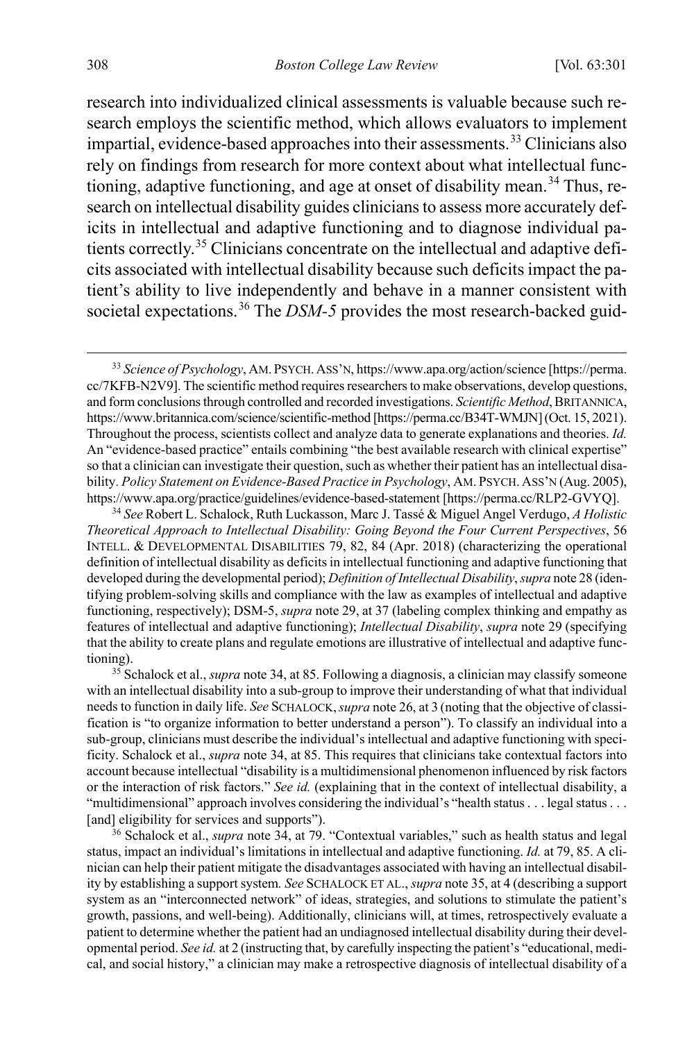research into individualized clinical assessments is valuable because such research employs the scientific method, which allows evaluators to implement impartial, evidence-based approaches into their assessments.[33] Clinicians also rely on findings from research for more context about what intellectual functioning, adaptive functioning, and age at onset of disability mean.[34] Thus, research on intellectual disability guides clinicians to assess more accurately deficits in intellectual and adaptive functioning and to diagnose individual patients correctly.[35] Clinicians concentrate on the intellectual and adaptive deficits associated with intellectual disability because such deficits impact the patient's ability to live independently and behave in a manner consistent with societal expectations.[36] The *DSM-5* provides the most research-backed guid-

---

[33] *Science of Psychology*, AM. PSYCH. ASS'N, https://www.apa.org/action/science [https://perma.cc/7KFB-N2V9]. The scientific method requires researchers to make observations, develop questions, and form conclusions through controlled and recorded investigations. *Scientific Method*, BRITANNICA, https://www.britannica.com/science/scientific-method [https://perma.cc/B34T-WMJN] (Oct. 15, 2021). Throughout the process, scientists collect and analyze data to generate explanations and theories. *Id.* An "evidence-based practice" entails combining "the best available research with clinical expertise" so that a clinician can investigate their question, such as whether their patient has an intellectual disability. *Policy Statement on Evidence-Based Practice in Psychology*, AM. PSYCH. ASS'N (Aug. 2005), https://www.apa.org/practice/guidelines/evidence-based-statement [https://perma.cc/RLP2-GVYQ].

[34] *See* Robert L. Schalock, Ruth Luckasson, Marc J. Tassé & Miguel Angel Verdugo, *A Holistic Theoretical Approach to Intellectual Disability: Going Beyond the Four Current Perspectives*, 56 INTELL. & DEVELOPMENTAL DISABILITIES 79, 82, 84 (Apr. 2018) (characterizing the operational definition of intellectual disability as deficits in intellectual functioning and adaptive functioning that developed during the developmental period); *Definition of Intellectual Disability*, *supra* note 28 (identifying problem-solving skills and compliance with the law as examples of intellectual and adaptive functioning, respectively); DSM-5, *supra* note 29, at 37 (labeling complex thinking and empathy as features of intellectual and adaptive functioning); *Intellectual Disability*, *supra* note 29 (specifying that the ability to create plans and regulate emotions are illustrative of intellectual and adaptive functioning).

[35] Schalock et al., *supra* note 34, at 85. Following a diagnosis, a clinician may classify someone with an intellectual disability into a sub-group to improve their understanding of what that individual needs to function in daily life. *See* SCHALOCK, *supra* note 26, at 3 (noting that the objective of classification is "to organize information to better understand a person"). To classify an individual into a sub-group, clinicians must describe the individual's intellectual and adaptive functioning with specificity. Schalock et al., *supra* note 34, at 85. This requires that clinicians take contextual factors into account because intellectual "disability is a multidimensional phenomenon influenced by risk factors or the interaction of risk factors." *See id.* (explaining that in the context of intellectual disability, a "multidimensional" approach involves considering the individual's "health status . . . legal status . . . [and] eligibility for services and supports").

[36] Schalock et al., *supra* note 34, at 79. "Contextual variables," such as health status and legal status, impact an individual's limitations in intellectual and adaptive functioning. *Id.* at 79, 85. A clinician can help their patient mitigate the disadvantages associated with having an intellectual disability by establishing a support system. *See* SCHALOCK ET AL., *supra* note 35, at 4 (describing a support system as an "interconnected network" of ideas, strategies, and solutions to stimulate the patient's growth, passions, and well-being). Additionally, clinicians will, at times, retrospectively evaluate a patient to determine whether the patient had an undiagnosed intellectual disability during their developmental period. *See id.* at 2 (instructing that, by carefully inspecting the patient's "educational, medical, and social history," a clinician may make a retrospective diagnosis of intellectual disability of a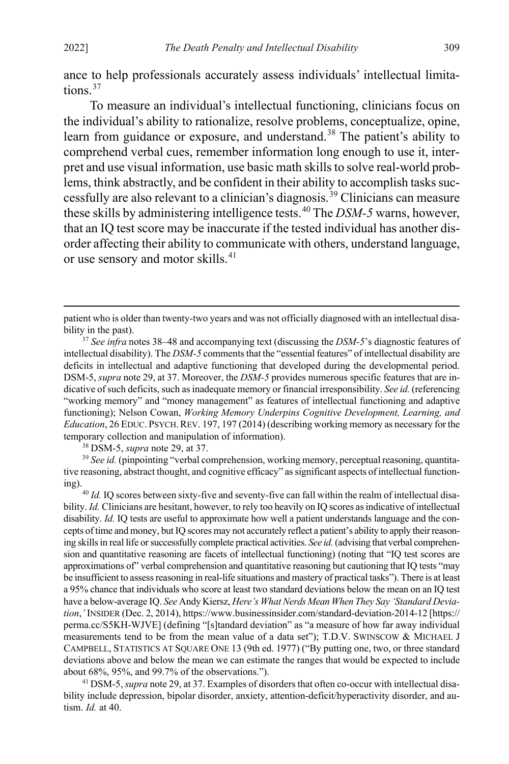ance to help professionals accurately assess individuals' intellectual limitations.[37]

To measure an individual's intellectual functioning, clinicians focus on the individual's ability to rationalize, resolve problems, conceptualize, opine, learn from guidance or exposure, and understand.[38] The patient's ability to comprehend verbal cues, remember information long enough to use it, interpret and use visual information, use basic math skills to solve real-world problems, think abstractly, and be confident in their ability to accomplish tasks successfully are also relevant to a clinician's diagnosis.[39] Clinicians can measure these skills by administering intelligence tests.[40] The *DSM-5* warns, however, that an IQ test score may be inaccurate if the tested individual has another disorder affecting their ability to communicate with others, understand language, or use sensory and motor skills.[41]

---

patient who is older than twenty-two years and was not officially diagnosed with an intellectual disability in the past).

[37] *See infra* notes 38–48 and accompanying text (discussing the *DSM-5*'s diagnostic features of intellectual disability). The *DSM-5* comments that the "essential features" of intellectual disability are deficits in intellectual and adaptive functioning that developed during the developmental period. DSM-5, *supra* note 29, at 37. Moreover, the *DSM-5* provides numerous specific features that are indicative of such deficits, such as inadequate memory or financial irresponsibility. *See id.* (referencing "working memory" and "money management" as features of intellectual functioning and adaptive functioning); Nelson Cowan, *Working Memory Underpins Cognitive Development, Learning, and Education*, 26 EDUC. PSYCH. REV. 197, 197 (2014) (describing working memory as necessary for the temporary collection and manipulation of information).

[38] DSM-5, *supra* note 29, at 37.

[39] *See id.* (pinpointing "verbal comprehension, working memory, perceptual reasoning, quantitative reasoning, abstract thought, and cognitive efficacy" as significant aspects of intellectual functioning).

[40] *Id.* IQ scores between sixty-five and seventy-five can fall within the realm of intellectual disability. *Id.* Clinicians are hesitant, however, to rely too heavily on IQ scores as indicative of intellectual disability. *Id.* IQ tests are useful to approximate how well a patient understands language and the concepts of time and money, but IQ scores may not accurately reflect a patient's ability to apply their reasoning skills in real life or successfully complete practical activities. *See id.* (advising that verbal comprehension and quantitative reasoning are facets of intellectual functioning) (noting that "IQ test scores are approximations of" verbal comprehension and quantitative reasoning but cautioning that IQ tests "may be insufficient to assess reasoning in real-life situations and mastery of practical tasks"). There is at least a 95% chance that individuals who score at least two standard deviations below the mean on an IQ test have a below-average IQ. *See* Andy Kiersz, *Here's What Nerds Mean When They Say 'Standard Deviation*,*'* INSIDER (Dec. 2, 2014), https://www.businessinsider.com/standard-deviation-2014-12 [https://perma.cc/S5KH-WJVE] (defining "[s]tandard deviation" as "a measure of how far away individual measurements tend to be from the mean value of a data set"); T.D.V. SWINSCOW & MICHAEL J CAMPBELL, STATISTICS AT SQUARE ONE 13 (9th ed. 1977) ("By putting one, two, or three standard deviations above and below the mean we can estimate the ranges that would be expected to include about 68%, 95%, and 99.7% of the observations.").

[41] DSM-5, *supra* note 29, at 37. Examples of disorders that often co-occur with intellectual disability include depression, bipolar disorder, anxiety, attention-deficit/hyperactivity disorder, and autism. *Id.* at 40.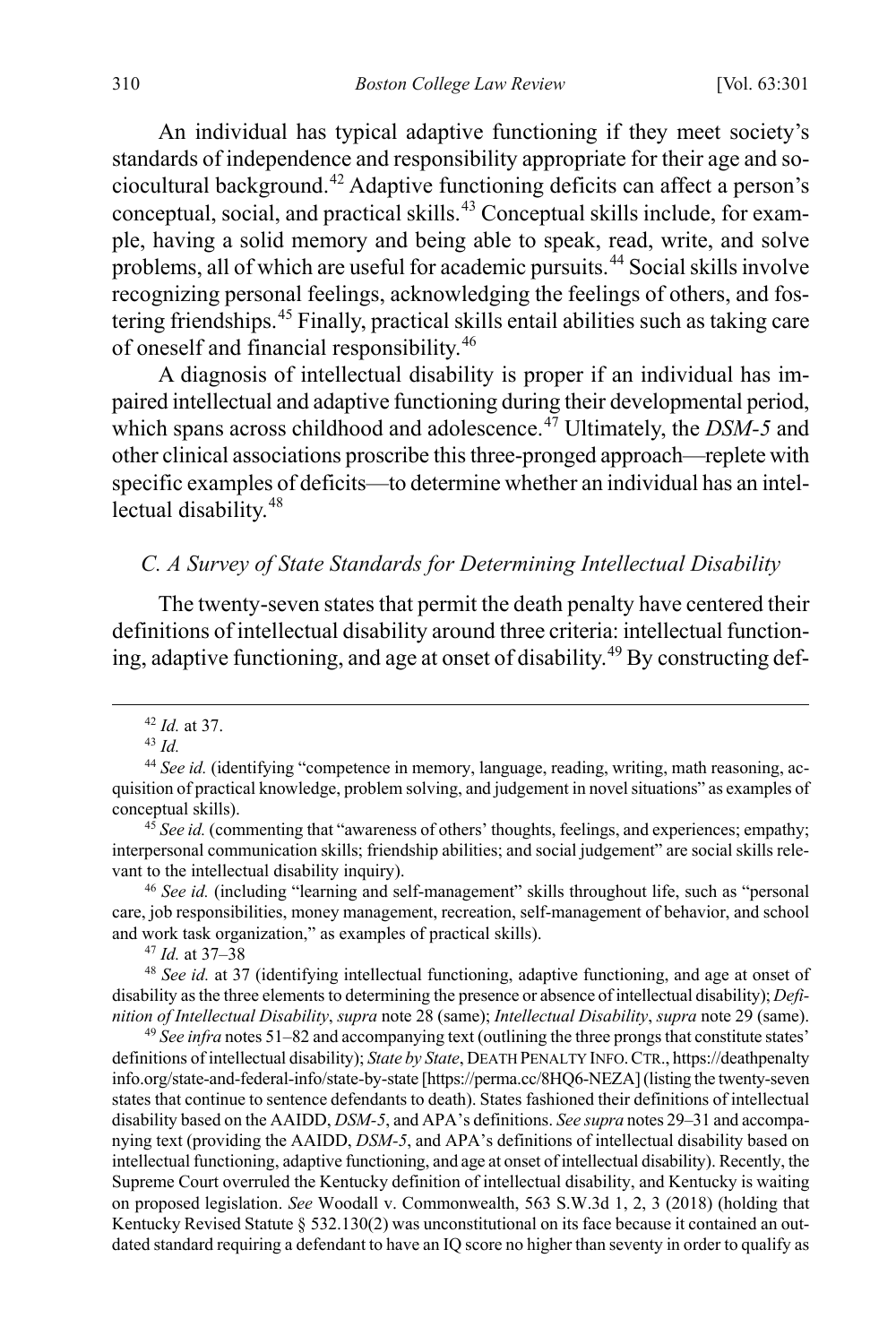An individual has typical adaptive functioning if they meet society's standards of independence and responsibility appropriate for their age and sociocultural background.[42] Adaptive functioning deficits can affect a person's conceptual, social, and practical skills.[43] Conceptual skills include, for example, having a solid memory and being able to speak, read, write, and solve problems, all of which are useful for academic pursuits.[44] Social skills involve recognizing personal feelings, acknowledging the feelings of others, and fostering friendships.[45] Finally, practical skills entail abilities such as taking care of oneself and financial responsibility.[46]

A diagnosis of intellectual disability is proper if an individual has impaired intellectual and adaptive functioning during their developmental period, which spans across childhood and adolescence.[47] Ultimately, the *DSM-5* and other clinical associations proscribe this three-pronged approach—replete with specific examples of deficits—to determine whether an individual has an intellectual disability.[48]

### *C. A Survey of State Standards for Determining Intellectual Disability*

The twenty-seven states that permit the death penalty have centered their definitions of intellectual disability around three criteria: intellectual functioning, adaptive functioning, and age at onset of disability.[49] By constructing def-

---

[42] *Id.* at 37.

[43] *Id.*

[44] *See id.* (identifying "competence in memory, language, reading, writing, math reasoning, acquisition of practical knowledge, problem solving, and judgement in novel situations" as examples of conceptual skills).

[45] *See id.* (commenting that "awareness of others' thoughts, feelings, and experiences; empathy; interpersonal communication skills; friendship abilities; and social judgement" are social skills relevant to the intellectual disability inquiry).

[46] *See id.* (including "learning and self-management" skills throughout life, such as "personal care, job responsibilities, money management, recreation, self-management of behavior, and school and work task organization," as examples of practical skills).

[47] *Id.* at 37–38

[48] *See id.* at 37 (identifying intellectual functioning, adaptive functioning, and age at onset of disability as the three elements to determining the presence or absence of intellectual disability); *Definition of Intellectual Disability*, *supra* note 28 (same); *Intellectual Disability*, *supra* note 29 (same).

[49] *See infra* notes 51–82 and accompanying text (outlining the three prongs that constitute states' definitions of intellectual disability); *State by State*, DEATH PENALTY INFO. CTR., https://deathpenaltyinfo.org/state-and-federal-info/state-by-state [https://perma.cc/8HQ6-NEZA] (listing the twenty-seven states that continue to sentence defendants to death). States fashioned their definitions of intellectual disability based on the AAIDD, *DSM-5*, and APA's definitions. *See supra* notes 29–31 and accompanying text (providing the AAIDD, *DSM-5*, and APA's definitions of intellectual disability based on intellectual functioning, adaptive functioning, and age at onset of intellectual disability). Recently, the Supreme Court overruled the Kentucky definition of intellectual disability, and Kentucky is waiting on proposed legislation. *See* Woodall v. Commonwealth, 563 S.W.3d 1, 2, 3 (2018) (holding that Kentucky Revised Statute § 532.130(2) was unconstitutional on its face because it contained an outdated standard requiring a defendant to have an IQ score no higher than seventy in order to qualify as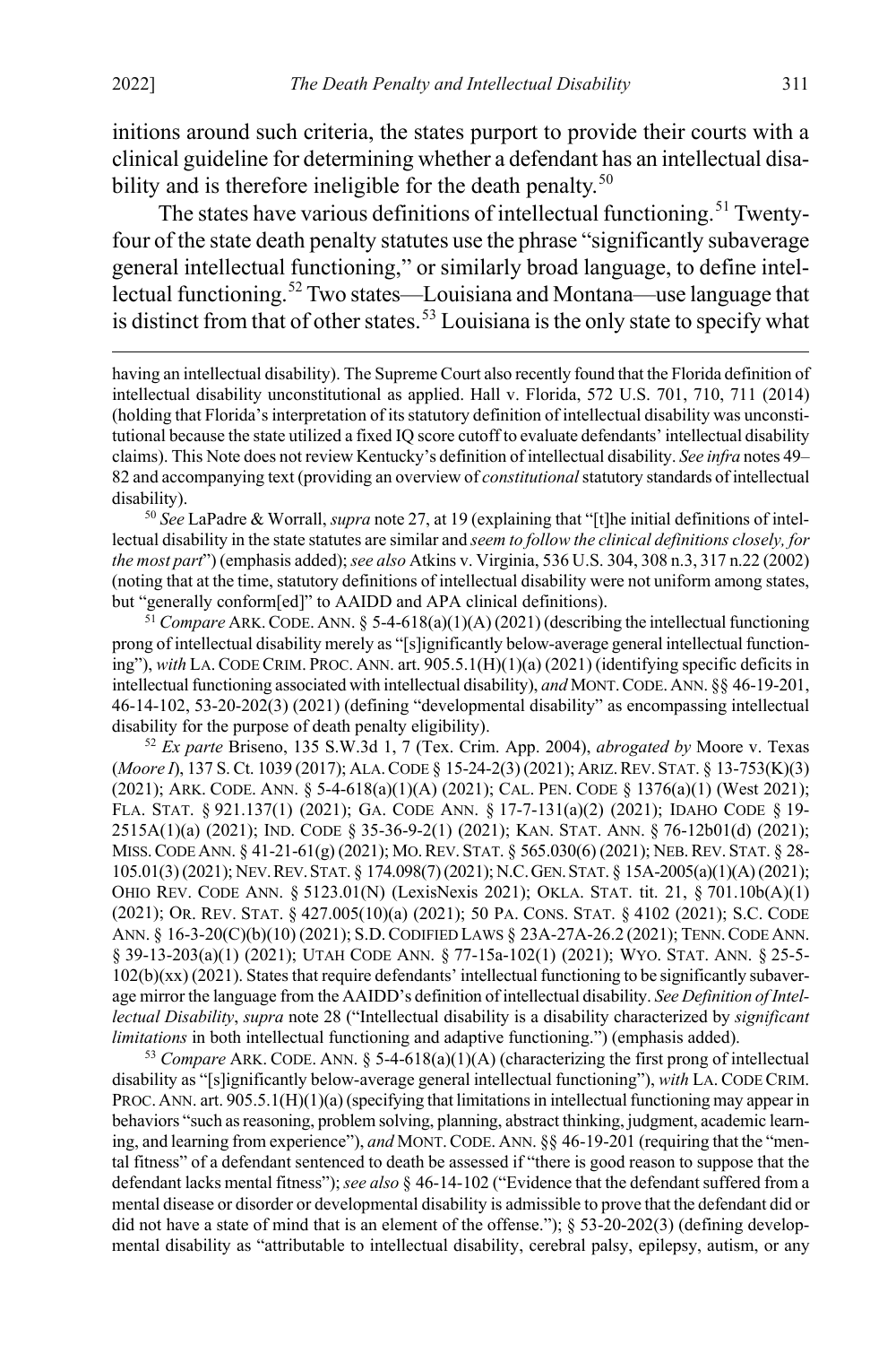initions around such criteria, the states purport to provide their courts with a clinical guideline for determining whether a defendant has an intellectual disability and is therefore ineligible for the death penalty.[50]

The states have various definitions of intellectual functioning.[51] Twenty-four of the state death penalty statutes use the phrase "significantly subaverage general intellectual functioning," or similarly broad language, to define intellectual functioning.[52] Two states—Louisiana and Montana—use language that is distinct from that of other states.[53] Louisiana is the only state to specify what

---

having an intellectual disability). The Supreme Court also recently found that the Florida definition of intellectual disability unconstitutional as applied. Hall v. Florida, 572 U.S. 701, 710, 711 (2014) (holding that Florida's interpretation of its statutory definition of intellectual disability was unconstitutional because the state utilized a fixed IQ score cutoff to evaluate defendants' intellectual disability claims). This Note does not review Kentucky's definition of intellectual disability. *See infra* notes 49–82 and accompanying text (providing an overview of *constitutional* statutory standards of intellectual disability).

[50] *See* LaPadre & Worrall, *supra* note 27, at 19 (explaining that "[t]he initial definitions of intellectual disability in the state statutes are similar and *seem to follow the clinical definitions closely, for the most part*") (emphasis added); *see also* Atkins v. Virginia, 536 U.S. 304, 308 n.3, 317 n.22 (2002) (noting that at the time, statutory definitions of intellectual disability were not uniform among states, but "generally conform[ed]" to AAIDD and APA clinical definitions).

[51] *Compare* ARK. CODE. ANN. § 5-4-618(a)(1)(A) (2021) (describing the intellectual functioning prong of intellectual disability merely as "[s]ignificantly below-average general intellectual functioning"), *with* LA. CODE CRIM. PROC. ANN. art. 905.5.1(H)(1)(a) (2021) (identifying specific deficits in intellectual functioning associated with intellectual disability), *and* MONT. CODE. ANN. §§ 46-19-201, 46-14-102, 53-20-202(3) (2021) (defining "developmental disability" as encompassing intellectual disability for the purpose of death penalty eligibility).

[52] *Ex parte* Briseno, 135 S.W.3d 1, 7 (Tex. Crim. App. 2004), *abrogated by* Moore v. Texas (*Moore I*), 137 S. Ct. 1039 (2017); ALA. CODE § 15-24-2(3) (2021); ARIZ. REV. STAT. § 13-753(K)(3) (2021); ARK. CODE. ANN. § 5-4-618(a)(1)(A) (2021); CAL. PEN. CODE § 1376(a)(1) (West 2021); FLA. STAT. § 921.137(1) (2021); GA. CODE ANN. § 17-7-131(a)(2) (2021); IDAHO CODE § 19-2515A(1)(a) (2021); IND. CODE § 35-36-9-2(1) (2021); KAN. STAT. ANN. § 76-12b01(d) (2021); MISS. CODE ANN. § 41-21-61(g) (2021); MO. REV. STAT. § 565.030(6) (2021); NEB. REV. STAT. § 28-105.01(3) (2021); NEV. REV. STAT. § 174.098(7) (2021); N.C. GEN. STAT. § 15A-2005(a)(1)(A) (2021); OHIO REV. CODE ANN. § 5123.01(N) (LexisNexis 2021); OKLA. STAT. tit. 21, § 701.10b(A)(1) (2021); OR. REV. STAT. § 427.005(10)(a) (2021); 50 PA. CONS. STAT. § 4102 (2021); S.C. CODE ANN. § 16-3-20(C)(b)(10) (2021); S.D. CODIFIED LAWS § 23A-27A-26.2 (2021); TENN. CODE ANN. § 39-13-203(a)(1) (2021); UTAH CODE ANN. § 77-15a-102(1) (2021); WYO. STAT. ANN. § 25-5-102(b)(xx) (2021). States that require defendants' intellectual functioning to be significantly subaverage mirror the language from the AAIDD's definition of intellectual disability. *See Definition of Intellectual Disability*, *supra* note 28 ("Intellectual disability is a disability characterized by *significant limitations* in both intellectual functioning and adaptive functioning.") (emphasis added).

[53] *Compare* ARK. CODE. ANN. § 5-4-618(a)(1)(A) (characterizing the first prong of intellectual disability as "[s]ignificantly below-average general intellectual functioning"), *with* LA. CODE CRIM. PROC. ANN. art. 905.5.1(H)(1)(a) (specifying that limitations in intellectual functioning may appear in behaviors "such as reasoning, problem solving, planning, abstract thinking, judgment, academic learning, and learning from experience"), *and* MONT. CODE. ANN. §§ 46-19-201 (requiring that the "mental fitness" of a defendant sentenced to death be assessed if "there is good reason to suppose that the defendant lacks mental fitness"); *see also* § 46-14-102 ("Evidence that the defendant suffered from a mental disease or disorder or developmental disability is admissible to prove that the defendant did or did not have a state of mind that is an element of the offense."); § 53-20-202(3) (defining developmental disability as "attributable to intellectual disability, cerebral palsy, epilepsy, autism, or any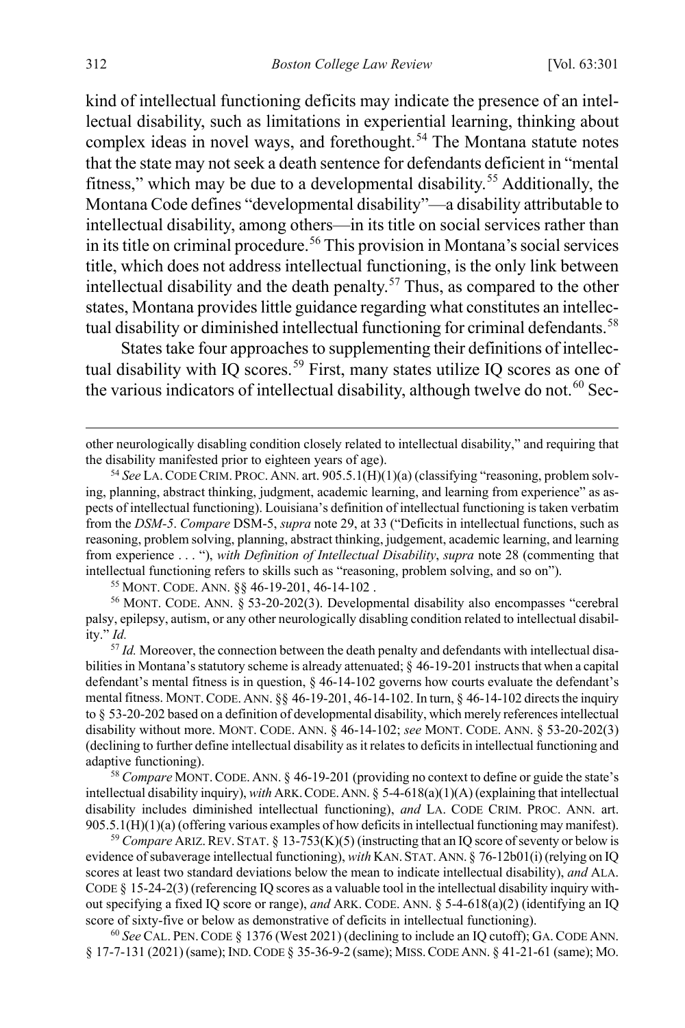kind of intellectual functioning deficits may indicate the presence of an intellectual disability, such as limitations in experiential learning, thinking about complex ideas in novel ways, and forethought.[54] The Montana statute notes that the state may not seek a death sentence for defendants deficient in "mental fitness," which may be due to a developmental disability.[55] Additionally, the Montana Code defines "developmental disability"—a disability attributable to intellectual disability, among others—in its title on social services rather than in its title on criminal procedure.[56] This provision in Montana's social services title, which does not address intellectual functioning, is the only link between intellectual disability and the death penalty.[57] Thus, as compared to the other states, Montana provides little guidance regarding what constitutes an intellectual disability or diminished intellectual functioning for criminal defendants.[58]

States take four approaches to supplementing their definitions of intellectual disability with IQ scores.[59] First, many states utilize IQ scores as one of the various indicators of intellectual disability, although twelve do not.[60] Sec-

---

other neurologically disabling condition closely related to intellectual disability," and requiring that the disability manifested prior to eighteen years of age).

[54] *See* LA. CODE CRIM. PROC. ANN. art. 905.5.1(H)(1)(a) (classifying "reasoning, problem solving, planning, abstract thinking, judgment, academic learning, and learning from experience" as aspects of intellectual functioning). Louisiana's definition of intellectual functioning is taken verbatim from the *DSM-5*. *Compare* DSM-5, *supra* note 29, at 33 ("Deficits in intellectual functions, such as reasoning, problem solving, planning, abstract thinking, judgement, academic learning, and learning from experience . . . "), *with Definition of Intellectual Disability*, *supra* note 28 (commenting that intellectual functioning refers to skills such as "reasoning, problem solving, and so on").

[55] MONT. CODE. ANN. §§ 46-19-201, 46-14-102 .

[56] MONT. CODE. ANN. § 53-20-202(3). Developmental disability also encompasses "cerebral palsy, epilepsy, autism, or any other neurologically disabling condition related to intellectual disability." *Id.*

[57] *Id.* Moreover, the connection between the death penalty and defendants with intellectual disabilities in Montana's statutory scheme is already attenuated; § 46-19-201 instructs that when a capital defendant's mental fitness is in question, § 46-14-102 governs how courts evaluate the defendant's mental fitness. MONT. CODE. ANN. §§ 46-19-201, 46-14-102. In turn, § 46-14-102 directs the inquiry to § 53-20-202 based on a definition of developmental disability, which merely references intellectual disability without more. MONT. CODE. ANN. § 46-14-102; *see* MONT. CODE. ANN. § 53-20-202(3) (declining to further define intellectual disability as it relates to deficits in intellectual functioning and adaptive functioning).

[58] *Compare* MONT. CODE. ANN. § 46-19-201 (providing no context to define or guide the state's intellectual disability inquiry), *with* ARK. CODE. ANN. § 5-4-618(a)(1)(A) (explaining that intellectual disability includes diminished intellectual functioning), *and* LA. CODE CRIM. PROC. ANN. art. 905.5.1(H)(1)(a) (offering various examples of how deficits in intellectual functioning may manifest).

[59] *Compare* ARIZ. REV. STAT. § 13-753(K)(5) (instructing that an IQ score of seventy or below is evidence of subaverage intellectual functioning), *with* KAN. STAT. ANN. § 76-12b01(i) (relying on IQ scores at least two standard deviations below the mean to indicate intellectual disability), *and* ALA. CODE § 15-24-2(3) (referencing IQ scores as a valuable tool in the intellectual disability inquiry without specifying a fixed IQ score or range), *and* ARK. CODE. ANN. § 5-4-618(a)(2) (identifying an IQ score of sixty-five or below as demonstrative of deficits in intellectual functioning).

[60] *See* CAL. PEN. CODE § 1376 (West 2021) (declining to include an IQ cutoff); GA. CODE ANN. § 17-7-131 (2021) (same); IND. CODE § 35-36-9-2 (same); MISS. CODE ANN. § 41-21-61 (same); MO.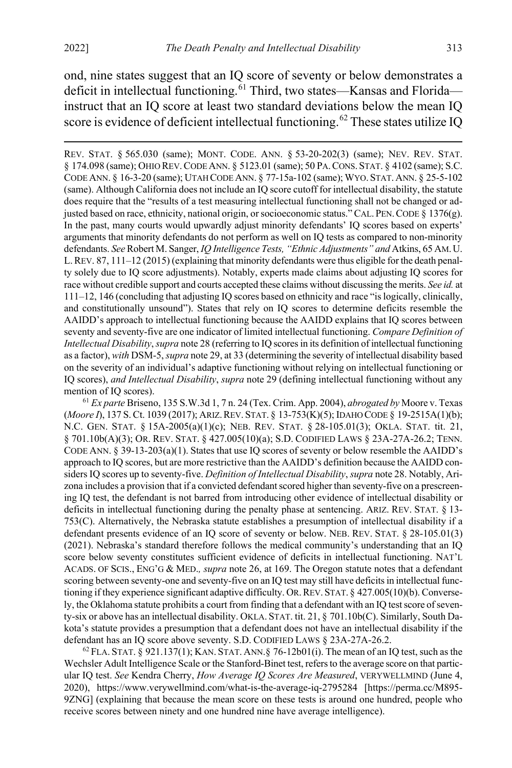ond, nine states suggest that an IQ score of seventy or below demonstrates a deficit in intellectual functioning.[61] Third, two states—Kansas and Florida—instruct that an IQ score at least two standard deviations below the mean IQ score is evidence of deficient intellectual functioning.[62] These states utilize IQ

REV. STAT. § 565.030 (same); MONT. CODE. ANN. § 53-20-202(3) (same); NEV. REV. STAT. § 174.098 (same); OHIO REV. CODE ANN. § 5123.01 (same); 50 PA. CONS. STAT. § 4102 (same); S.C. CODE ANN. § 16-3-20 (same); UTAH CODE ANN. § 77-15a-102 (same); WYO. STAT. ANN. § 25-5-102 (same). Although California does not include an IQ score cutoff for intellectual disability, the statute does require that the "results of a test measuring intellectual functioning shall not be changed or adjusted based on race, ethnicity, national origin, or socioeconomic status." CAL. PEN. CODE § 1376(g). In the past, many courts would upwardly adjust minority defendants' IQ scores based on experts' arguments that minority defendants do not perform as well on IQ tests as compared to non-minority defendants. *See* Robert M. Sanger, *IQ Intelligence Tests, "Ethnic Adjustments" and* Atkins, 65 AM. U. L. REV. 87, 111–12 (2015) (explaining that minority defendants were thus eligible for the death penalty solely due to IQ score adjustments). Notably, experts made claims about adjusting IQ scores for race without credible support and courts accepted these claims without discussing the merits. *See id.* at 111–12, 146 (concluding that adjusting IQ scores based on ethnicity and race "is logically, clinically, and constitutionally unsound"). States that rely on IQ scores to determine deficits resemble the AAIDD's approach to intellectual functioning because the AAIDD explains that IQ scores between seventy and seventy-five are one indicator of limited intellectual functioning. *Compare Definition of Intellectual Disability*, *supra* note 28 (referring to IQ scores in its definition of intellectual functioning as a factor), *with* DSM-5, *supra* note 29, at 33 (determining the severity of intellectual disability based on the severity of an individual's adaptive functioning without relying on intellectual functioning or IQ scores), *and Intellectual Disability*, *supra* note 29 (defining intellectual functioning without any mention of IQ scores).

[61] *Ex parte* Briseno, 135 S.W.3d 1, 7 n. 24 (Tex. Crim. App. 2004), *abrogated by* Moore v. Texas (*Moore I*), 137 S. Ct. 1039 (2017); ARIZ. REV. STAT. § 13-753(K)(5); IDAHO CODE § 19-2515A(1)(b); N.C. GEN. STAT. § 15A-2005(a)(1)(c); NEB. REV. STAT. § 28-105.01(3); OKLA. STAT. tit. 21, § 701.10b(A)(3); OR. REV. STAT. § 427.005(10)(a); S.D. CODIFIED LAWS § 23A-27A-26.2; TENN. CODE ANN. § 39-13-203(a)(1). States that use IQ scores of seventy or below resemble the AAIDD's approach to IQ scores, but are more restrictive than the AAIDD's definition because the AAIDD considers IQ scores up to seventy-five. *Definition of Intellectual Disability*, *supra* note 28. Notably, Arizona includes a provision that if a convicted defendant scored higher than seventy-five on a prescreening IQ test, the defendant is not barred from introducing other evidence of intellectual disability or deficits in intellectual functioning during the penalty phase at sentencing. ARIZ. REV. STAT. § 13-753(C). Alternatively, the Nebraska statute establishes a presumption of intellectual disability if a defendant presents evidence of an IQ score of seventy or below. NEB. REV. STAT. § 28-105.01(3) (2021). Nebraska's standard therefore follows the medical community's understanding that an IQ score below seventy constitutes sufficient evidence of deficits in intellectual functioning. NAT'L ACADS. OF SCIS., ENG'G & MED.*, supra* note 26, at 169. The Oregon statute notes that a defendant scoring between seventy-one and seventy-five on an IQ test may still have deficits in intellectual functioning if they experience significant adaptive difficulty. OR. REV. STAT. § 427.005(10)(b). Conversely, the Oklahoma statute prohibits a court from finding that a defendant with an IQ test score of seventy-six or above has an intellectual disability. OKLA. STAT. tit. 21, § 701.10b(C). Similarly, South Dakota's statute provides a presumption that a defendant does not have an intellectual disability if the defendant has an IQ score above seventy. S.D. CODIFIED LAWS § 23A-27A-26.2.

[62] FLA. STAT. § 921.137(1); KAN. STAT. ANN.§ 76-12b01(i). The mean of an IQ test, such as the Wechsler Adult Intelligence Scale or the Stanford-Binet test, refers to the average score on that particular IQ test. *See* Kendra Cherry, *How Average IQ Scores Are Measured*, VERYWELLMIND (June 4, 2020), https://www.verywellmind.com/what-is-the-average-iq-2795284 [https://perma.cc/M895-9ZNG] (explaining that because the mean score on these tests is around one hundred, people who receive scores between ninety and one hundred nine have average intelligence).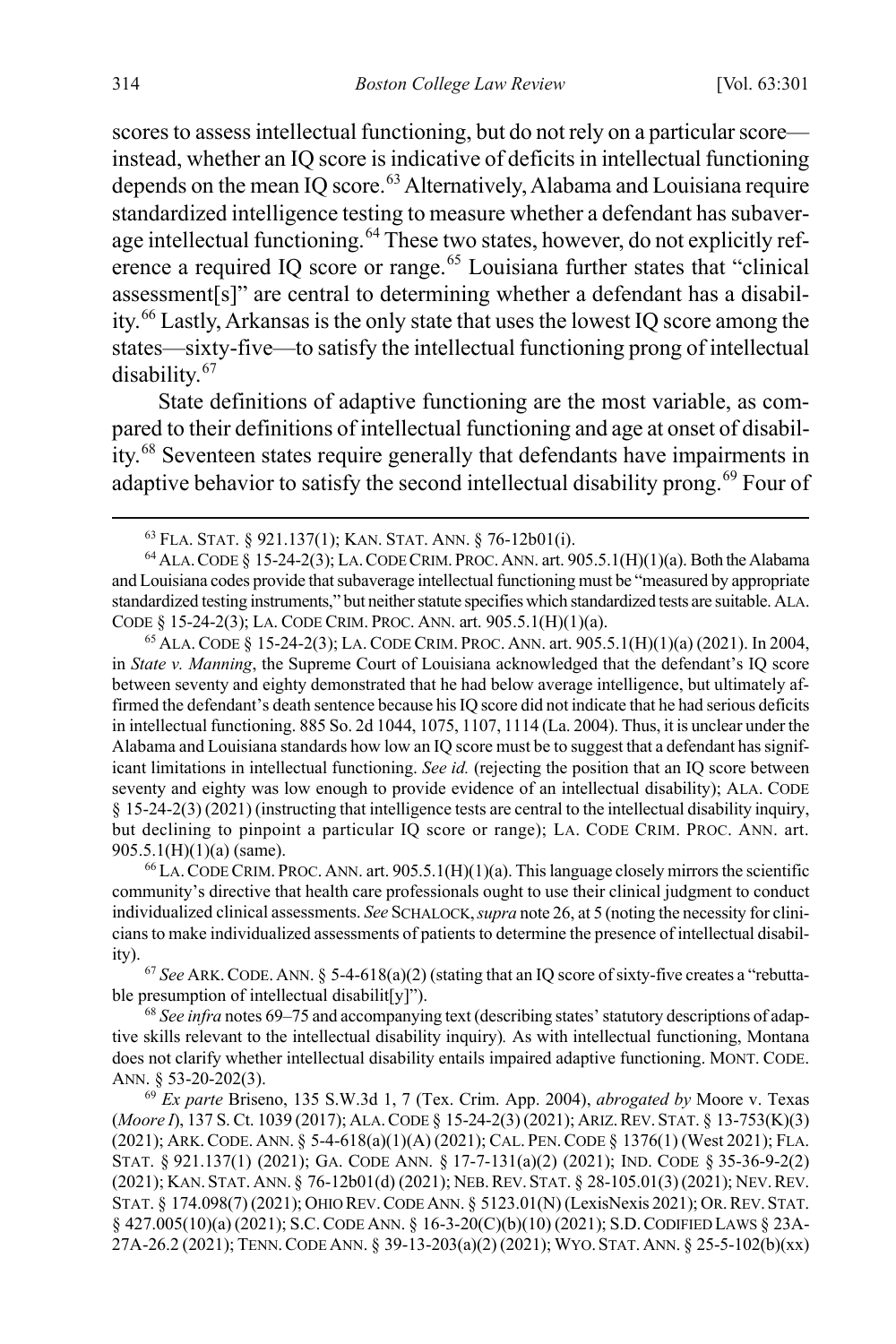scores to assess intellectual functioning, but do not rely on a particular score—instead, whether an IQ score is indicative of deficits in intellectual functioning depends on the mean IQ score.[63] Alternatively, Alabama and Louisiana require standardized intelligence testing to measure whether a defendant has subaverage intellectual functioning.[64] These two states, however, do not explicitly reference a required IQ score or range.[65] Louisiana further states that "clinical assessment[s]" are central to determining whether a defendant has a disability.[66] Lastly, Arkansas is the only state that uses the lowest IQ score among the states—sixty-five—to satisfy the intellectual functioning prong of intellectual disability.[67]

State definitions of adaptive functioning are the most variable, as compared to their definitions of intellectual functioning and age at onset of disability.[68] Seventeen states require generally that defendants have impairments in adaptive behavior to satisfy the second intellectual disability prong.[69] Four of

---

[63] FLA. STAT. § 921.137(1); KAN. STAT. ANN. § 76-12b01(i).

[64] ALA. CODE § 15-24-2(3); LA. CODE CRIM. PROC. ANN. art. 905.5.1(H)(1)(a). Both the Alabama and Louisiana codes provide that subaverage intellectual functioning must be "measured by appropriate standardized testing instruments," but neither statute specifies which standardized tests are suitable. ALA. CODE § 15-24-2(3); LA. CODE CRIM. PROC. ANN. art. 905.5.1(H)(1)(a).

[65] ALA. CODE § 15-24-2(3); LA. CODE CRIM. PROC. ANN. art. 905.5.1(H)(1)(a) (2021). In 2004, in *State v. Manning*, the Supreme Court of Louisiana acknowledged that the defendant's IQ score between seventy and eighty demonstrated that he had below average intelligence, but ultimately affirmed the defendant's death sentence because his IQ score did not indicate that he had serious deficits in intellectual functioning. 885 So. 2d 1044, 1075, 1107, 1114 (La. 2004). Thus, it is unclear under the Alabama and Louisiana standards how low an IQ score must be to suggest that a defendant has significant limitations in intellectual functioning. *See id.* (rejecting the position that an IQ score between seventy and eighty was low enough to provide evidence of an intellectual disability); ALA. CODE § 15-24-2(3) (2021) (instructing that intelligence tests are central to the intellectual disability inquiry, but declining to pinpoint a particular IQ score or range); LA. CODE CRIM. PROC. ANN. art. 905.5.1(H)(1)(a) (same).

[66] LA. CODE CRIM. PROC. ANN. art. 905.5.1(H)(1)(a). This language closely mirrors the scientific community's directive that health care professionals ought to use their clinical judgment to conduct individualized clinical assessments. *See* SCHALOCK, *supra* note 26, at 5 (noting the necessity for clinicians to make individualized assessments of patients to determine the presence of intellectual disability).

[67] *See* ARK. CODE. ANN. § 5-4-618(a)(2) (stating that an IQ score of sixty-five creates a "rebuttable presumption of intellectual disabilit[y]").

[68] *See infra* notes 69–75 and accompanying text (describing states' statutory descriptions of adaptive skills relevant to the intellectual disability inquiry). As with intellectual functioning, Montana does not clarify whether intellectual disability entails impaired adaptive functioning. MONT. CODE. ANN. § 53-20-202(3).

[69] *Ex parte* Briseno, 135 S.W.3d 1, 7 (Tex. Crim. App. 2004), *abrogated by* Moore v. Texas (*Moore I*), 137 S. Ct. 1039 (2017); ALA. CODE § 15-24-2(3) (2021); ARIZ. REV. STAT. § 13-753(K)(3) (2021); ARK. CODE. ANN. § 5-4-618(a)(1)(A) (2021); CAL. PEN. CODE § 1376(1) (West 2021); FLA. STAT. § 921.137(1) (2021); GA. CODE ANN. § 17-7-131(a)(2) (2021); IND. CODE § 35-36-9-2(2) (2021); KAN. STAT. ANN. § 76-12b01(d) (2021); NEB. REV. STAT. § 28-105.01(3) (2021); NEV. REV. STAT. § 174.098(7) (2021); OHIO REV. CODE ANN. § 5123.01(N) (LexisNexis 2021); OR. REV. STAT. § 427.005(10)(a) (2021); S.C. CODE ANN. § 16-3-20(C)(b)(10) (2021); S.D. CODIFIED LAWS § 23A-27A-26.2 (2021); TENN. CODE ANN. § 39-13-203(a)(2) (2021); WYO. STAT. ANN. § 25-5-102(b)(xx)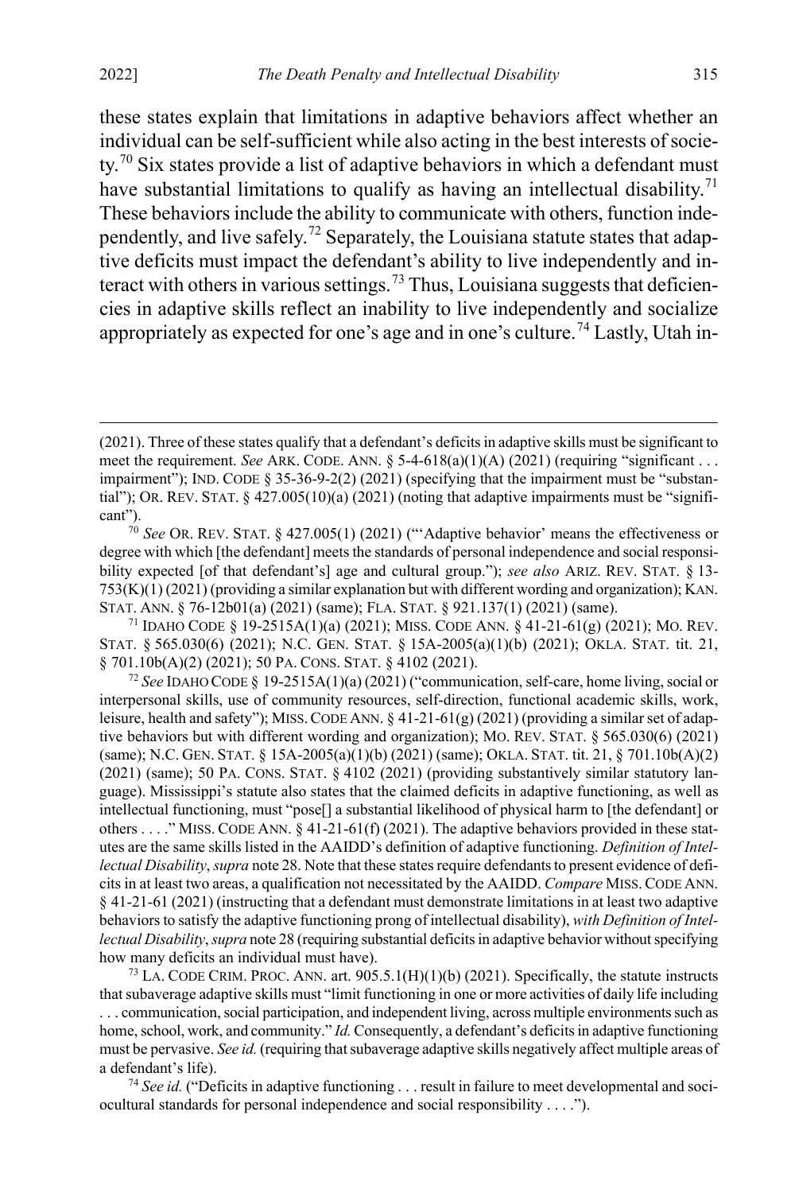these states explain that limitations in adaptive behaviors affect whether an individual can be self-sufficient while also acting in the best interests of society.[70] Six states provide a list of adaptive behaviors in which a defendant must have substantial limitations to qualify as having an intellectual disability.[71] These behaviors include the ability to communicate with others, function independently, and live safely.[72] Separately, the Louisiana statute states that adaptive deficits must impact the defendant's ability to live independently and interact with others in various settings.[73] Thus, Louisiana suggests that deficiencies in adaptive skills reflect an inability to live independently and socialize appropriately as expected for one's age and in one's culture.[74] Lastly, Utah in-

---

(2021). Three of these states qualify that a defendant's deficits in adaptive skills must be significant to meet the requirement. *See* ARK. CODE. ANN. § 5-4-618(a)(1)(A) (2021) (requiring "significant . . . impairment"); IND. CODE § 35-36-9-2(2) (2021) (specifying that the impairment must be "substantial"); OR. REV. STAT. § 427.005(10)(a) (2021) (noting that adaptive impairments must be "significant").

[70] *See* OR. REV. STAT. § 427.005(1) (2021) ("'Adaptive behavior' means the effectiveness or degree with which [the defendant] meets the standards of personal independence and social responsibility expected [of that defendant's] age and cultural group."); *see also* ARIZ. REV. STAT. § 13-753(K)(1) (2021) (providing a similar explanation but with different wording and organization); KAN. STAT. ANN. § 76-12b01(a) (2021) (same); FLA. STAT. § 921.137(1) (2021) (same).

[71] IDAHO CODE § 19-2515A(1)(a) (2021); MISS. CODE ANN. § 41-21-61(g) (2021); MO. REV. STAT. § 565.030(6) (2021); N.C. GEN. STAT. § 15A-2005(a)(1)(b) (2021); OKLA. STAT. tit. 21, § 701.10b(A)(2) (2021); 50 PA. CONS. STAT. § 4102 (2021).

[72] *See* IDAHO CODE § 19-2515A(1)(a) (2021) ("communication, self-care, home living, social or interpersonal skills, use of community resources, self-direction, functional academic skills, work, leisure, health and safety"); MISS. CODE ANN. § 41-21-61(g) (2021) (providing a similar set of adaptive behaviors but with different wording and organization); MO. REV. STAT. § 565.030(6) (2021) (same); N.C. GEN. STAT. § 15A-2005(a)(1)(b) (2021) (same); OKLA. STAT. tit. 21, § 701.10b(A)(2) (2021) (same); 50 PA. CONS. STAT. § 4102 (2021) (providing substantively similar statutory language). Mississippi's statute also states that the claimed deficits in adaptive functioning, as well as intellectual functioning, must "pose[] a substantial likelihood of physical harm to [the defendant] or others . . . ." MISS. CODE ANN. § 41-21-61(f) (2021). The adaptive behaviors provided in these statutes are the same skills listed in the AAIDD's definition of adaptive functioning. *Definition of Intellectual Disability*, *supra* note 28. Note that these states require defendants to present evidence of deficits in at least two areas, a qualification not necessitated by the AAIDD. *Compare* MISS. CODE ANN. § 41-21-61 (2021) (instructing that a defendant must demonstrate limitations in at least two adaptive behaviors to satisfy the adaptive functioning prong of intellectual disability), *with Definition of Intellectual Disability*, *supra* note 28 (requiring substantial deficits in adaptive behavior without specifying how many deficits an individual must have).

[73] LA. CODE CRIM. PROC. ANN. art. 905.5.1(H)(1)(b) (2021). Specifically, the statute instructs that subaverage adaptive skills must "limit functioning in one or more activities of daily life including . . . communication, social participation, and independent living, across multiple environments such as home, school, work, and community." *Id.* Consequently, a defendant's deficits in adaptive functioning must be pervasive. *See id.* (requiring that subaverage adaptive skills negatively affect multiple areas of a defendant's life).

[74] *See id.* ("Deficits in adaptive functioning . . . result in failure to meet developmental and sociocultural standards for personal independence and social responsibility . . . .").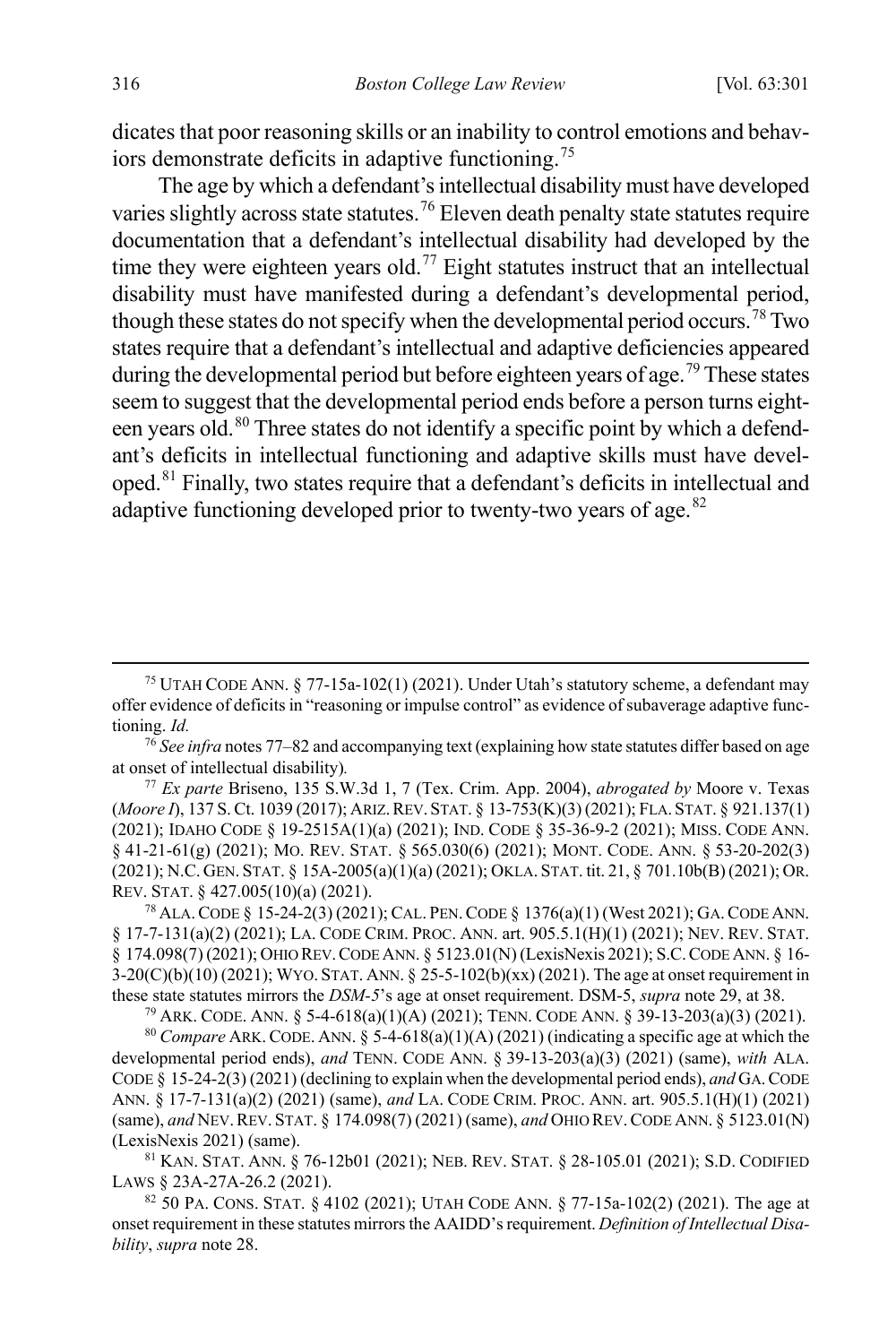dicates that poor reasoning skills or an inability to control emotions and behaviors demonstrate deficits in adaptive functioning.[75]

The age by which a defendant's intellectual disability must have developed varies slightly across state statutes.[76] Eleven death penalty state statutes require documentation that a defendant's intellectual disability had developed by the time they were eighteen years old.[77] Eight statutes instruct that an intellectual disability must have manifested during a defendant's developmental period, though these states do not specify when the developmental period occurs.[78] Two states require that a defendant's intellectual and adaptive deficiencies appeared during the developmental period but before eighteen years of age.[79] These states seem to suggest that the developmental period ends before a person turns eighteen years old.[80] Three states do not identify a specific point by which a defendant's deficits in intellectual functioning and adaptive skills must have developed.[81] Finally, two states require that a defendant's deficits in intellectual and adaptive functioning developed prior to twenty-two years of age.[82]

---

[75] UTAH CODE ANN. § 77-15a-102(1) (2021). Under Utah's statutory scheme, a defendant may offer evidence of deficits in "reasoning or impulse control" as evidence of subaverage adaptive functioning. *Id.*

[76] *See infra* notes 77–82 and accompanying text (explaining how state statutes differ based on age at onset of intellectual disability).

[77] *Ex parte* Briseno, 135 S.W.3d 1, 7 (Tex. Crim. App. 2004), *abrogated by* Moore v. Texas (*Moore I*), 137 S. Ct. 1039 (2017); ARIZ. REV. STAT. § 13-753(K)(3) (2021); FLA. STAT. § 921.137(1) (2021); IDAHO CODE § 19-2515A(1)(a) (2021); IND. CODE § 35-36-9-2 (2021); MISS. CODE ANN. § 41-21-61(g) (2021); MO. REV. STAT. § 565.030(6) (2021); MONT. CODE. ANN. § 53-20-202(3) (2021); N.C. GEN. STAT. § 15A-2005(a)(1)(a) (2021); OKLA. STAT. tit. 21, § 701.10b(B) (2021); OR. REV. STAT. § 427.005(10)(a) (2021).

[78] ALA. CODE § 15-24-2(3) (2021); CAL. PEN. CODE § 1376(a)(1) (West 2021); GA. CODE ANN. § 17-7-131(a)(2) (2021); LA. CODE CRIM. PROC. ANN. art. 905.5.1(H)(1) (2021); NEV. REV. STAT. § 174.098(7) (2021); OHIO REV. CODE ANN. § 5123.01(N) (LexisNexis 2021); S.C. CODE ANN. § 16-3-20(C)(b)(10) (2021); WYO. STAT. ANN. § 25-5-102(b)(xx) (2021). The age at onset requirement in these state statutes mirrors the *DSM-5*'s age at onset requirement. DSM-5, *supra* note 29, at 38.

[79] ARK. CODE. ANN. § 5-4-618(a)(1)(A) (2021); TENN. CODE ANN. § 39-13-203(a)(3) (2021).

[80] *Compare* ARK. CODE. ANN. § 5-4-618(a)(1)(A) (2021) (indicating a specific age at which the developmental period ends), *and* TENN. CODE ANN. § 39-13-203(a)(3) (2021) (same), *with* ALA. CODE § 15-24-2(3) (2021) (declining to explain when the developmental period ends), *and* GA. CODE ANN. § 17-7-131(a)(2) (2021) (same), *and* LA. CODE CRIM. PROC. ANN. art. 905.5.1(H)(1) (2021) (same), *and* NEV. REV. STAT. § 174.098(7) (2021) (same), *and* OHIO REV. CODE ANN. § 5123.01(N) (LexisNexis 2021) (same).

[81] KAN. STAT. ANN. § 76-12b01 (2021); NEB. REV. STAT. § 28-105.01 (2021); S.D. CODIFIED LAWS § 23A-27A-26.2 (2021).

[82] 50 PA. CONS. STAT. § 4102 (2021); UTAH CODE ANN. § 77-15a-102(2) (2021). The age at onset requirement in these statutes mirrors the AAIDD's requirement. *Definition of Intellectual Disability*, *supra* note 28.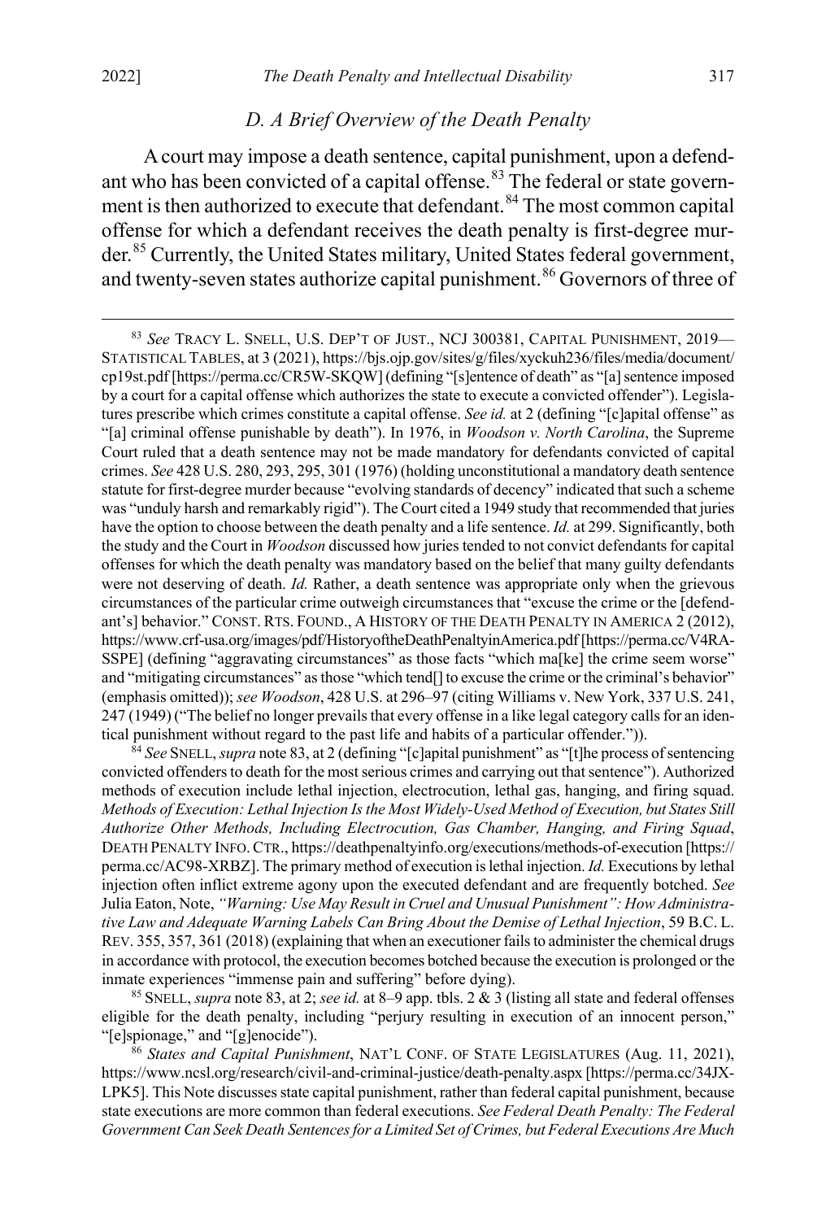### *D. A Brief Overview of the Death Penalty*

A court may impose a death sentence, capital punishment, upon a defendant who has been convicted of a capital offense.[83] The federal or state government is then authorized to execute that defendant.[84] The most common capital offense for which a defendant receives the death penalty is first-degree murder.[85] Currently, the United States military, United States federal government, and twenty-seven states authorize capital punishment.[86] Governors of three of

---

[83] *See* TRACY L. SNELL, U.S. DEP'T OF JUST., NCJ 300381, CAPITAL PUNISHMENT, 2019—STATISTICAL TABLES, at 3 (2021), https://bjs.ojp.gov/sites/g/files/xyckuh236/files/media/document/cp19st.pdf [https://perma.cc/CR5W-SKQW] (defining "[s]entence of death" as "[a] sentence imposed by a court for a capital offense which authorizes the state to execute a convicted offender"). Legislatures prescribe which crimes constitute a capital offense. *See id.* at 2 (defining "[c]apital offense" as "[a] criminal offense punishable by death"). In 1976, in *Woodson v. North Carolina*, the Supreme Court ruled that a death sentence may not be made mandatory for defendants convicted of capital crimes. *See* 428 U.S. 280, 293, 295, 301 (1976) (holding unconstitutional a mandatory death sentence statute for first-degree murder because "evolving standards of decency" indicated that such a scheme was "unduly harsh and remarkably rigid"). The Court cited a 1949 study that recommended that juries have the option to choose between the death penalty and a life sentence. *Id.* at 299. Significantly, both the study and the Court in *Woodson* discussed how juries tended to not convict defendants for capital offenses for which the death penalty was mandatory based on the belief that many guilty defendants were not deserving of death. *Id.* Rather, a death sentence was appropriate only when the grievous circumstances of the particular crime outweigh circumstances that "excuse the crime or the [defendant's] behavior." CONST. RTS. FOUND., A HISTORY OF THE DEATH PENALTY IN AMERICA 2 (2012), https://www.crf-usa.org/images/pdf/HistoryoftheDeathPenaltyinAmerica.pdf [https://perma.cc/V4RA-SSPE] (defining "aggravating circumstances" as those facts "which ma[ke] the crime seem worse" and "mitigating circumstances" as those "which tend[] to excuse the crime or the criminal's behavior" (emphasis omitted)); *see Woodson*, 428 U.S. at 296–97 (citing Williams v. New York, 337 U.S. 241, 247 (1949) ("The belief no longer prevails that every offense in a like legal category calls for an identical punishment without regard to the past life and habits of a particular offender.")).

[84] *See* SNELL, *supra* note 83, at 2 (defining "[c]apital punishment" as "[t]he process of sentencing convicted offenders to death for the most serious crimes and carrying out that sentence"). Authorized methods of execution include lethal injection, electrocution, lethal gas, hanging, and firing squad. *Methods of Execution: Lethal Injection Is the Most Widely-Used Method of Execution, but States Still Authorize Other Methods, Including Electrocution, Gas Chamber, Hanging, and Firing Squad*, DEATH PENALTY INFO. CTR., https://deathpenaltyinfo.org/executions/methods-of-execution [https://perma.cc/AC98-XRBZ]. The primary method of execution is lethal injection. *Id.* Executions by lethal injection often inflict extreme agony upon the executed defendant and are frequently botched. *See* Julia Eaton, Note, *"Warning: Use May Result in Cruel and Unusual Punishment": How Administrative Law and Adequate Warning Labels Can Bring About the Demise of Lethal Injection*, 59 B.C. L. REV. 355, 357, 361 (2018) (explaining that when an executioner fails to administer the chemical drugs in accordance with protocol, the execution becomes botched because the execution is prolonged or the inmate experiences "immense pain and suffering" before dying).

[85] SNELL, *supra* note 83, at 2; *see id.* at 8–9 app. tbls. 2 & 3 (listing all state and federal offenses eligible for the death penalty, including "perjury resulting in execution of an innocent person," "[e]spionage," and "[g]enocide").

[86] *States and Capital Punishment*, NAT'L CONF. OF STATE LEGISLATURES (Aug. 11, 2021), https://www.ncsl.org/research/civil-and-criminal-justice/death-penalty.aspx [https://perma.cc/34JX-LPK5]. This Note discusses state capital punishment, rather than federal capital punishment, because state executions are more common than federal executions. *See Federal Death Penalty: The Federal Government Can Seek Death Sentences for a Limited Set of Crimes, but Federal Executions Are Much*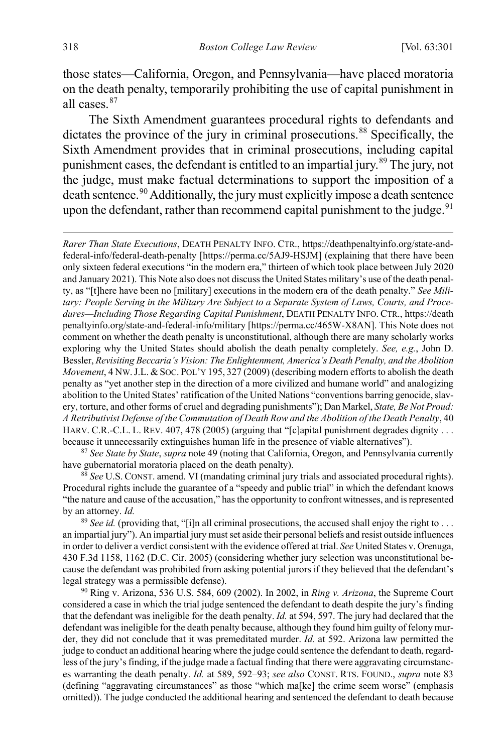those states—California, Oregon, and Pennsylvania—have placed moratoria on the death penalty, temporarily prohibiting the use of capital punishment in all cases.[87]

The Sixth Amendment guarantees procedural rights to defendants and dictates the province of the jury in criminal prosecutions.[88] Specifically, the Sixth Amendment provides that in criminal prosecutions, including capital punishment cases, the defendant is entitled to an impartial jury.[89] The jury, not the judge, must make factual determinations to support the imposition of a death sentence.[90] Additionally, the jury must explicitly impose a death sentence upon the defendant, rather than recommend capital punishment to the judge.[91]

---

*Rarer Than State Executions*, DEATH PENALTY INFO. CTR., https://deathpenaltyinfo.org/state-and-federal-info/federal-death-penalty [https://perma.cc/5AJ9-HSJM] (explaining that there have been only sixteen federal executions "in the modern era," thirteen of which took place between July 2020 and January 2021). This Note also does not discuss the United States military's use of the death penalty, as "[t]here have been no [military] executions in the modern era of the death penalty." *See Military: People Serving in the Military Are Subject to a Separate System of Laws, Courts, and Procedures—Including Those Regarding Capital Punishment*, DEATH PENALTY INFO. CTR., https://deathpenaltyinfo.org/state-and-federal-info/military [https://perma.cc/465W-X8AN]. This Note does not comment on whether the death penalty is unconstitutional, although there are many scholarly works exploring why the United States should abolish the death penalty completely. *See, e.g.*, John D. Bessler, *Revisiting Beccaria's Vision: The Enlightenment, America's Death Penalty, and the Abolition Movement*, 4 NW. J.L. & SOC. POL'Y 195, 327 (2009) (describing modern efforts to abolish the death penalty as "yet another step in the direction of a more civilized and humane world" and analogizing abolition to the United States' ratification of the United Nations "conventions barring genocide, slavery, torture, and other forms of cruel and degrading punishments"); Dan Markel, *State, Be Not Proud: A Retributivist Defense of the Commutation of Death Row and the Abolition of the Death Penalty*, 40 HARV. C.R.-C.L. L. REV. 407, 478 (2005) (arguing that "[c]apital punishment degrades dignity . . . because it unnecessarily extinguishes human life in the presence of viable alternatives").

[87] *See State by State*, *supra* note 49 (noting that California, Oregon, and Pennsylvania currently have gubernatorial moratoria placed on the death penalty).

[88] *See* U.S. CONST. amend. VI (mandating criminal jury trials and associated procedural rights). Procedural rights include the guarantee of a "speedy and public trial" in which the defendant knows "the nature and cause of the accusation," has the opportunity to confront witnesses, and is represented by an attorney. *Id.*

[89] *See id.* (providing that, "[i]n all criminal prosecutions, the accused shall enjoy the right to . . . an impartial jury"). An impartial jury must set aside their personal beliefs and resist outside influences in order to deliver a verdict consistent with the evidence offered at trial. *See* United States v. Orenuga, 430 F.3d 1158, 1162 (D.C. Cir. 2005) (considering whether jury selection was unconstitutional because the defendant was prohibited from asking potential jurors if they believed that the defendant's legal strategy was a permissible defense).

[90] Ring v. Arizona, 536 U.S. 584, 609 (2002). In 2002, in *Ring v. Arizona*, the Supreme Court considered a case in which the trial judge sentenced the defendant to death despite the jury's finding that the defendant was ineligible for the death penalty. *Id.* at 594, 597. The jury had declared that the defendant was ineligible for the death penalty because, although they found him guilty of felony murder, they did not conclude that it was premeditated murder. *Id.* at 592. Arizona law permitted the judge to conduct an additional hearing where the judge could sentence the defendant to death, regardless of the jury's finding, if the judge made a factual finding that there were aggravating circumstances warranting the death penalty. *Id.* at 589, 592–93; *see also* CONST. RTS. FOUND., *supra* note 83 (defining "aggravating circumstances" as those "which ma[ke] the crime seem worse" (emphasis omitted)). The judge conducted the additional hearing and sentenced the defendant to death because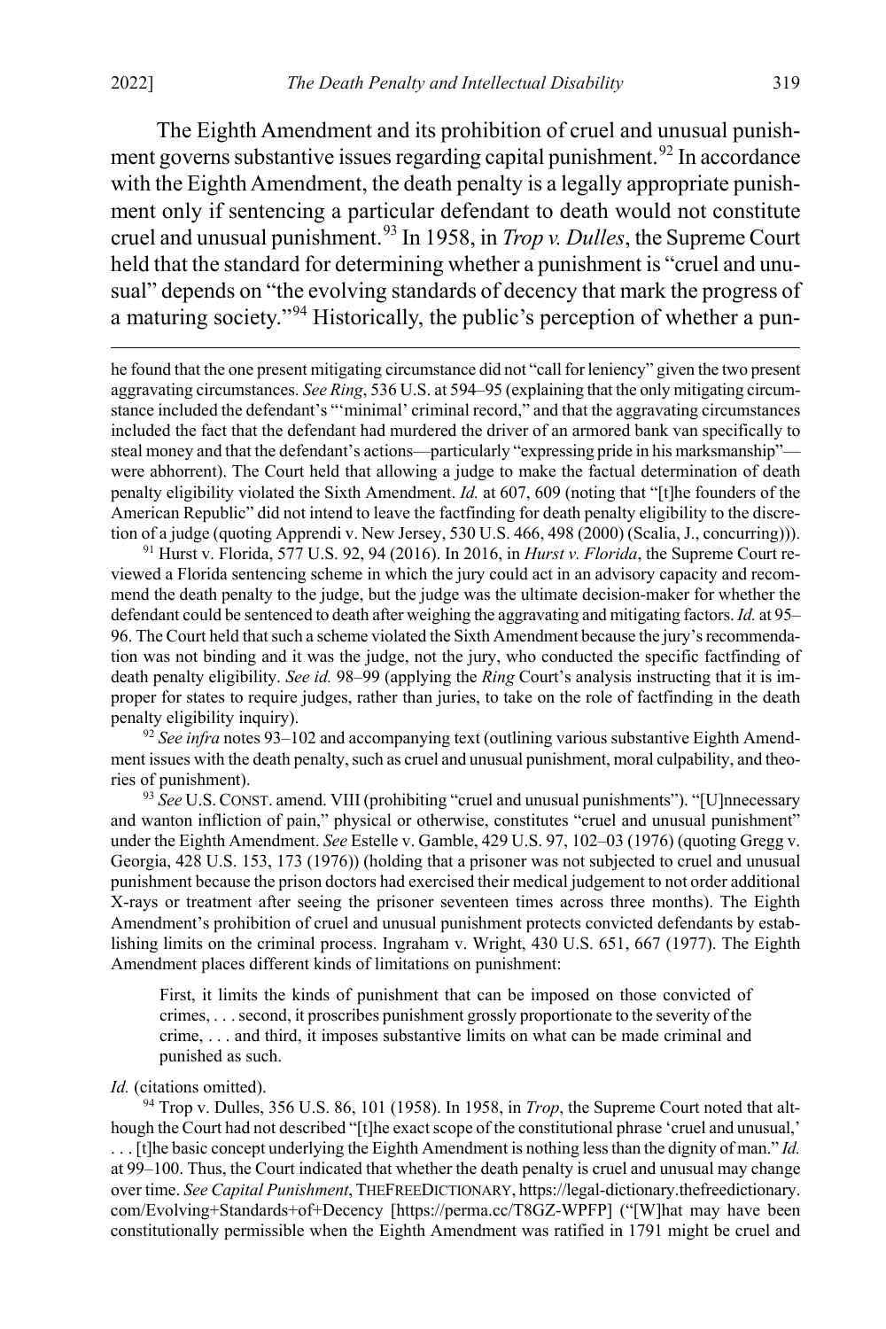The Eighth Amendment and its prohibition of cruel and unusual punishment governs substantive issues regarding capital punishment.[92] In accordance with the Eighth Amendment, the death penalty is a legally appropriate punishment only if sentencing a particular defendant to death would not constitute cruel and unusual punishment.[93] In 1958, in *Trop v. Dulles*, the Supreme Court held that the standard for determining whether a punishment is "cruel and unusual" depends on "the evolving standards of decency that mark the progress of a maturing society."[94] Historically, the public's perception of whether a pun-

---

he found that the one present mitigating circumstance did not "call for leniency" given the two present aggravating circumstances. *See Ring*, 536 U.S. at 594–95 (explaining that the only mitigating circumstance included the defendant's "'minimal' criminal record," and that the aggravating circumstances included the fact that the defendant had murdered the driver of an armored bank van specifically to steal money and that the defendant's actions—particularly "expressing pride in his marksmanship"—were abhorrent). The Court held that allowing a judge to make the factual determination of death penalty eligibility violated the Sixth Amendment. *Id.* at 607, 609 (noting that "[t]he founders of the American Republic" did not intend to leave the factfinding for death penalty eligibility to the discretion of a judge (quoting Apprendi v. New Jersey, 530 U.S. 466, 498 (2000) (Scalia, J., concurring))).

[91] Hurst v. Florida, 577 U.S. 92, 94 (2016). In 2016, in *Hurst v. Florida*, the Supreme Court reviewed a Florida sentencing scheme in which the jury could act in an advisory capacity and recommend the death penalty to the judge, but the judge was the ultimate decision-maker for whether the defendant could be sentenced to death after weighing the aggravating and mitigating factors. *Id.* at 95–96. The Court held that such a scheme violated the Sixth Amendment because the jury's recommendation was not binding and it was the judge, not the jury, who conducted the specific factfinding of death penalty eligibility. *See id.* 98–99 (applying the *Ring* Court's analysis instructing that it is improper for states to require judges, rather than juries, to take on the role of factfinding in the death penalty eligibility inquiry).

[92] *See infra* notes 93–102 and accompanying text (outlining various substantive Eighth Amendment issues with the death penalty, such as cruel and unusual punishment, moral culpability, and theories of punishment).

[93] *See* U.S. CONST. amend. VIII (prohibiting "cruel and unusual punishments"). "[U]nnecessary and wanton infliction of pain," physical or otherwise, constitutes "cruel and unusual punishment" under the Eighth Amendment. *See* Estelle v. Gamble, 429 U.S. 97, 102–03 (1976) (quoting Gregg v. Georgia, 428 U.S. 153, 173 (1976)) (holding that a prisoner was not subjected to cruel and unusual punishment because the prison doctors had exercised their medical judgement to not order additional X-rays or treatment after seeing the prisoner seventeen times across three months). The Eighth Amendment's prohibition of cruel and unusual punishment protects convicted defendants by establishing limits on the criminal process. Ingraham v. Wright, 430 U.S. 651, 667 (1977). The Eighth Amendment places different kinds of limitations on punishment:

> First, it limits the kinds of punishment that can be imposed on those convicted of crimes, . . . second, it proscribes punishment grossly proportionate to the severity of the crime, . . . and third, it imposes substantive limits on what can be made criminal and punished as such.

*Id.* (citations omitted).

[94] Trop v. Dulles, 356 U.S. 86, 101 (1958). In 1958, in *Trop*, the Supreme Court noted that although the Court had not described "[t]he exact scope of the constitutional phrase 'cruel and unusual,' . . . [t]he basic concept underlying the Eighth Amendment is nothing less than the dignity of man." *Id.* at 99–100. Thus, the Court indicated that whether the death penalty is cruel and unusual may change over time. *See Capital Punishment*, THEFREEDICTIONARY, https://legal-dictionary.thefreedictionary.com/Evolving+Standards+of+Decency [https://perma.cc/T8GZ-WPFP] ("[W]hat may have been constitutionally permissible when the Eighth Amendment was ratified in 1791 might be cruel and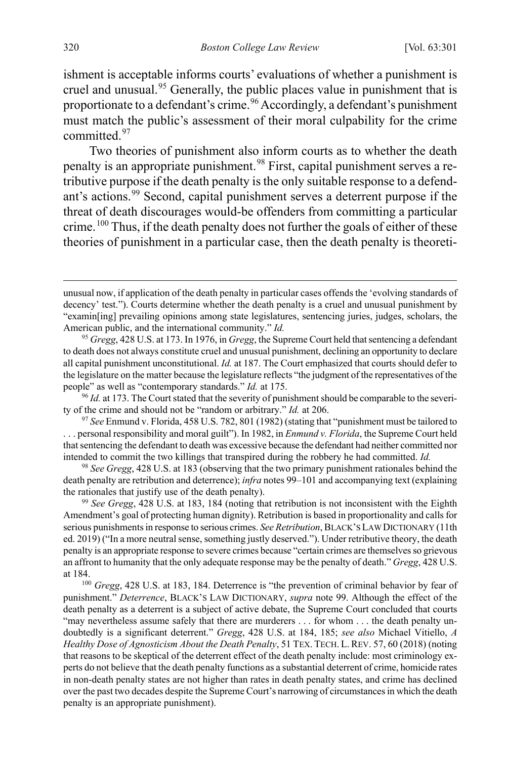ishment is acceptable informs courts' evaluations of whether a punishment is cruel and unusual.[95] Generally, the public places value in punishment that is proportionate to a defendant's crime.[96] Accordingly, a defendant's punishment must match the public's assessment of their moral culpability for the crime committed.[97]

Two theories of punishment also inform courts as to whether the death penalty is an appropriate punishment.[98] First, capital punishment serves a retributive purpose if the death penalty is the only suitable response to a defendant's actions.[99] Second, capital punishment serves a deterrent purpose if the threat of death discourages would-be offenders from committing a particular crime.[100] Thus, if the death penalty does not further the goals of either of these theories of punishment in a particular case, then the death penalty is theoreti-

---

unusual now, if application of the death penalty in particular cases offends the 'evolving standards of decency' test."). Courts determine whether the death penalty is a cruel and unusual punishment by "examin[ing] prevailing opinions among state legislatures, sentencing juries, judges, scholars, the American public, and the international community." *Id.*

[95] *Gregg*, 428 U.S. at 173. In 1976, in *Gregg*, the Supreme Court held that sentencing a defendant to death does not always constitute cruel and unusual punishment, declining an opportunity to declare all capital punishment unconstitutional. *Id.* at 187. The Court emphasized that courts should defer to the legislature on the matter because the legislature reflects "the judgment of the representatives of the people" as well as "contemporary standards." *Id.* at 175.

[96] *Id.* at 173. The Court stated that the severity of punishment should be comparable to the severity of the crime and should not be "random or arbitrary." *Id.* at 206.

[97] *See* Enmund v. Florida, 458 U.S. 782, 801 (1982) (stating that "punishment must be tailored to . . . personal responsibility and moral guilt"). In 1982, in *Enmund v. Florida*, the Supreme Court held that sentencing the defendant to death was excessive because the defendant had neither committed nor intended to commit the two killings that transpired during the robbery he had committed. *Id.*

[98] *See Gregg*, 428 U.S. at 183 (observing that the two primary punishment rationales behind the death penalty are retribution and deterrence); *infra* notes 99–101 and accompanying text (explaining the rationales that justify use of the death penalty).

[99] *See Gregg*, 428 U.S. at 183, 184 (noting that retribution is not inconsistent with the Eighth Amendment's goal of protecting human dignity). Retribution is based in proportionality and calls for serious punishments in response to serious crimes. *See Retribution*, BLACK'S LAW DICTIONARY (11th ed. 2019) ("In a more neutral sense, something justly deserved."). Under retributive theory, the death penalty is an appropriate response to severe crimes because "certain crimes are themselves so grievous an affront to humanity that the only adequate response may be the penalty of death." *Gregg*, 428 U.S. at 184.

[100] *Gregg*, 428 U.S. at 183, 184. Deterrence is "the prevention of criminal behavior by fear of punishment." *Deterrence*, BLACK'S LAW DICTIONARY, *supra* note 99. Although the effect of the death penalty as a deterrent is a subject of active debate, the Supreme Court concluded that courts "may nevertheless assume safely that there are murderers . . . for whom . . . the death penalty undoubtedly is a significant deterrent." *Gregg*, 428 U.S. at 184, 185; *see also* Michael Vitiello, *A Healthy Dose of Agnosticism About the Death Penalty*, 51 TEX. TECH. L. REV. 57, 60 (2018) (noting that reasons to be skeptical of the deterrent effect of the death penalty include: most criminology experts do not believe that the death penalty functions as a substantial deterrent of crime, homicide rates in non-death penalty states are not higher than rates in death penalty states, and crime has declined over the past two decades despite the Supreme Court's narrowing of circumstances in which the death penalty is an appropriate punishment).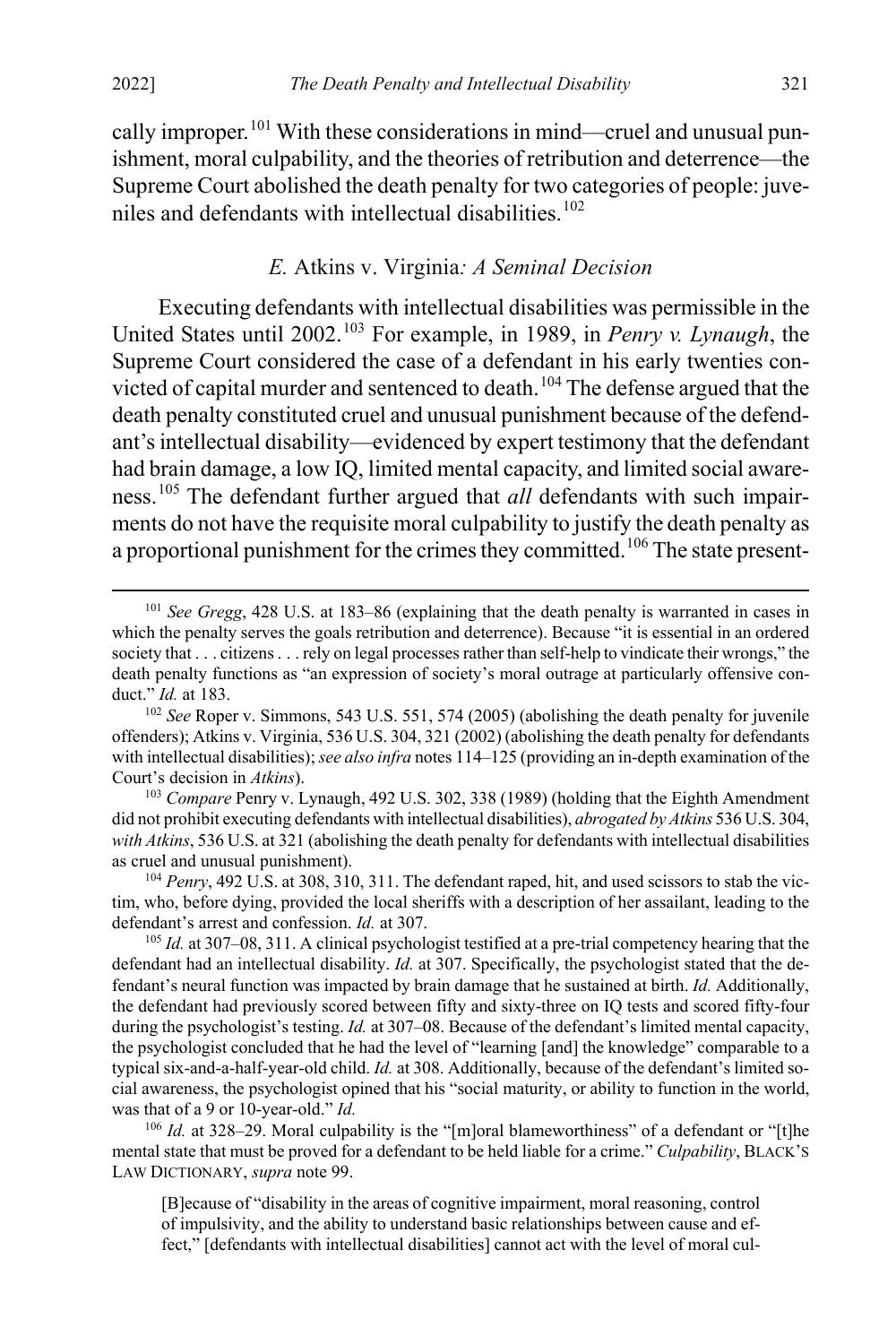cally improper.[101] With these considerations in mind—cruel and unusual punishment, moral culpability, and the theories of retribution and deterrence—the Supreme Court abolished the death penalty for two categories of people: juveniles and defendants with intellectual disabilities.[102]

### *E.* Atkins v. Virginia*: A Seminal Decision*

Executing defendants with intellectual disabilities was permissible in the United States until 2002.[103] For example, in 1989, in *Penry v. Lynaugh*, the Supreme Court considered the case of a defendant in his early twenties convicted of capital murder and sentenced to death.[104] The defense argued that the death penalty constituted cruel and unusual punishment because of the defendant's intellectual disability—evidenced by expert testimony that the defendant had brain damage, a low IQ, limited mental capacity, and limited social awareness.[105] The defendant further argued that *all* defendants with such impairments do not have the requisite moral culpability to justify the death penalty as a proportional punishment for the crimes they committed.[106] The state present-

---

[101] *See Gregg*, 428 U.S. at 183–86 (explaining that the death penalty is warranted in cases in which the penalty serves the goals retribution and deterrence). Because "it is essential in an ordered society that . . . citizens . . . rely on legal processes rather than self-help to vindicate their wrongs," the death penalty functions as "an expression of society's moral outrage at particularly offensive conduct." *Id.* at 183.

[102] *See* Roper v. Simmons, 543 U.S. 551, 574 (2005) (abolishing the death penalty for juvenile offenders); Atkins v. Virginia, 536 U.S. 304, 321 (2002) (abolishing the death penalty for defendants with intellectual disabilities); *see also infra* notes 114–125 (providing an in-depth examination of the Court's decision in *Atkins*).

[103] *Compare* Penry v. Lynaugh, 492 U.S. 302, 338 (1989) (holding that the Eighth Amendment did not prohibit executing defendants with intellectual disabilities), *abrogated by Atkins* 536 U.S. 304, *with Atkins*, 536 U.S. at 321 (abolishing the death penalty for defendants with intellectual disabilities as cruel and unusual punishment).

[104] *Penry*, 492 U.S. at 308, 310, 311. The defendant raped, hit, and used scissors to stab the victim, who, before dying, provided the local sheriffs with a description of her assailant, leading to the defendant's arrest and confession. *Id.* at 307.

[105] *Id.* at 307–08, 311. A clinical psychologist testified at a pre-trial competency hearing that the defendant had an intellectual disability. *Id.* at 307. Specifically, the psychologist stated that the defendant's neural function was impacted by brain damage that he sustained at birth. *Id.* Additionally, the defendant had previously scored between fifty and sixty-three on IQ tests and scored fifty-four during the psychologist's testing. *Id.* at 307–08. Because of the defendant's limited mental capacity, the psychologist concluded that he had the level of "learning [and] the knowledge" comparable to a typical six-and-a-half-year-old child. *Id.* at 308. Additionally, because of the defendant's limited social awareness, the psychologist opined that his "social maturity, or ability to function in the world, was that of a 9 or 10-year-old." *Id.*

[106] *Id.* at 328–29. Moral culpability is the "[m]oral blameworthiness" of a defendant or "[t]he mental state that must be proved for a defendant to be held liable for a crime." *Culpability*, BLACK'S LAW DICTIONARY, *supra* note 99.

> [B]ecause of "disability in the areas of cognitive impairment, moral reasoning, control of impulsivity, and the ability to understand basic relationships between cause and effect," [defendants with intellectual disabilities] cannot act with the level of moral cul-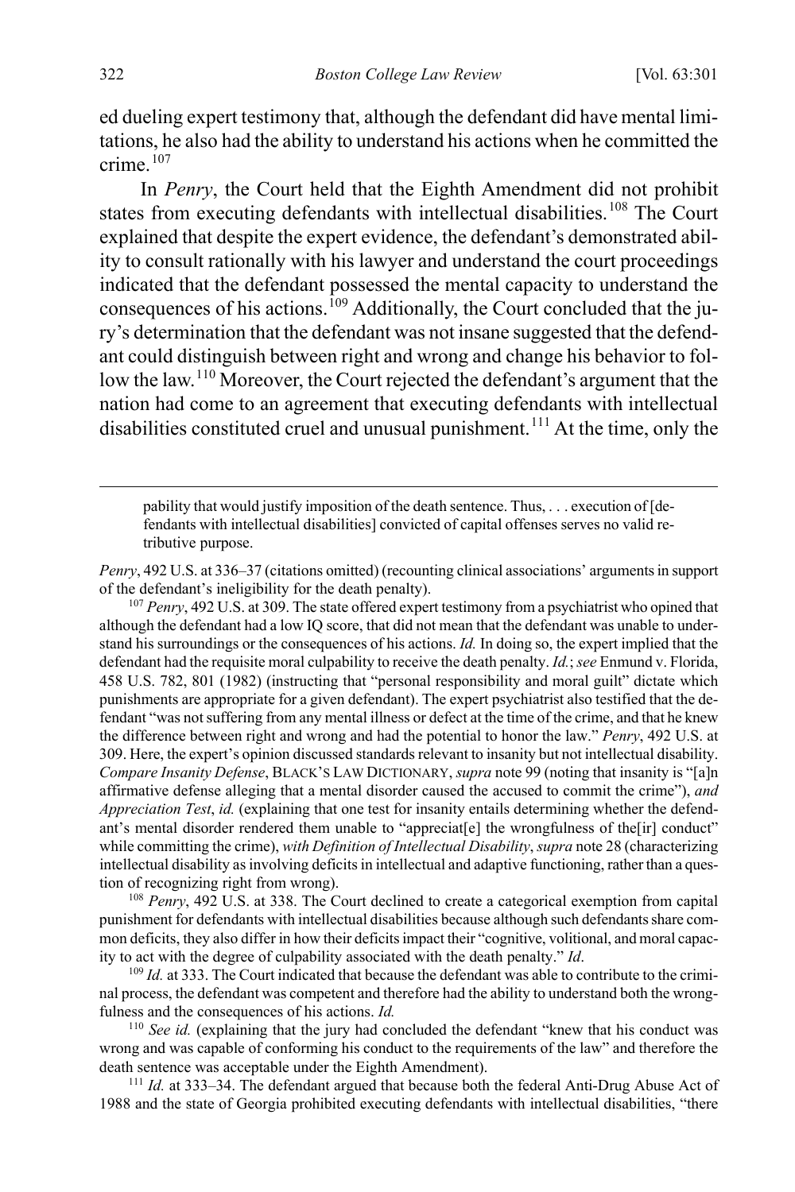ed dueling expert testimony that, although the defendant did have mental limitations, he also had the ability to understand his actions when he committed the crime.[107]

In *Penry*, the Court held that the Eighth Amendment did not prohibit states from executing defendants with intellectual disabilities.[108] The Court explained that despite the expert evidence, the defendant's demonstrated ability to consult rationally with his lawyer and understand the court proceedings indicated that the defendant possessed the mental capacity to understand the consequences of his actions.[109] Additionally, the Court concluded that the jury's determination that the defendant was not insane suggested that the defendant could distinguish between right and wrong and change his behavior to follow the law.[110] Moreover, the Court rejected the defendant's argument that the nation had come to an agreement that executing defendants with intellectual disabilities constituted cruel and unusual punishment.[111] At the time, only the

---

> pability that would justify imposition of the death sentence. Thus, . . . execution of [defendants with intellectual disabilities] convicted of capital offenses serves no valid retributive purpose.

*Penry*, 492 U.S. at 336–37 (citations omitted) (recounting clinical associations' arguments in support of the defendant's ineligibility for the death penalty).

[107] *Penry*, 492 U.S. at 309. The state offered expert testimony from a psychiatrist who opined that although the defendant had a low IQ score, that did not mean that the defendant was unable to understand his surroundings or the consequences of his actions. *Id.* In doing so, the expert implied that the defendant had the requisite moral culpability to receive the death penalty. *Id.*; *see* Enmund v. Florida, 458 U.S. 782, 801 (1982) (instructing that "personal responsibility and moral guilt" dictate which punishments are appropriate for a given defendant). The expert psychiatrist also testified that the defendant "was not suffering from any mental illness or defect at the time of the crime, and that he knew the difference between right and wrong and had the potential to honor the law." *Penry*, 492 U.S. at 309. Here, the expert's opinion discussed standards relevant to insanity but not intellectual disability. *Compare Insanity Defense*, BLACK'S LAW DICTIONARY, *supra* note 99 (noting that insanity is "[a]n affirmative defense alleging that a mental disorder caused the accused to commit the crime"), *and Appreciation Test*, *id.* (explaining that one test for insanity entails determining whether the defendant's mental disorder rendered them unable to "appreciat[e] the wrongfulness of the[ir] conduct" while committing the crime), *with Definition of Intellectual Disability*, *supra* note 28 (characterizing intellectual disability as involving deficits in intellectual and adaptive functioning, rather than a question of recognizing right from wrong).

[108] *Penry*, 492 U.S. at 338. The Court declined to create a categorical exemption from capital punishment for defendants with intellectual disabilities because although such defendants share common deficits, they also differ in how their deficits impact their "cognitive, volitional, and moral capacity to act with the degree of culpability associated with the death penalty." *Id*.

[109] *Id.* at 333. The Court indicated that because the defendant was able to contribute to the criminal process, the defendant was competent and therefore had the ability to understand both the wrongfulness and the consequences of his actions. *Id.*

[110] *See id.* (explaining that the jury had concluded the defendant "knew that his conduct was wrong and was capable of conforming his conduct to the requirements of the law" and therefore the death sentence was acceptable under the Eighth Amendment).

[111] *Id.* at 333–34. The defendant argued that because both the federal Anti-Drug Abuse Act of 1988 and the state of Georgia prohibited executing defendants with intellectual disabilities, "there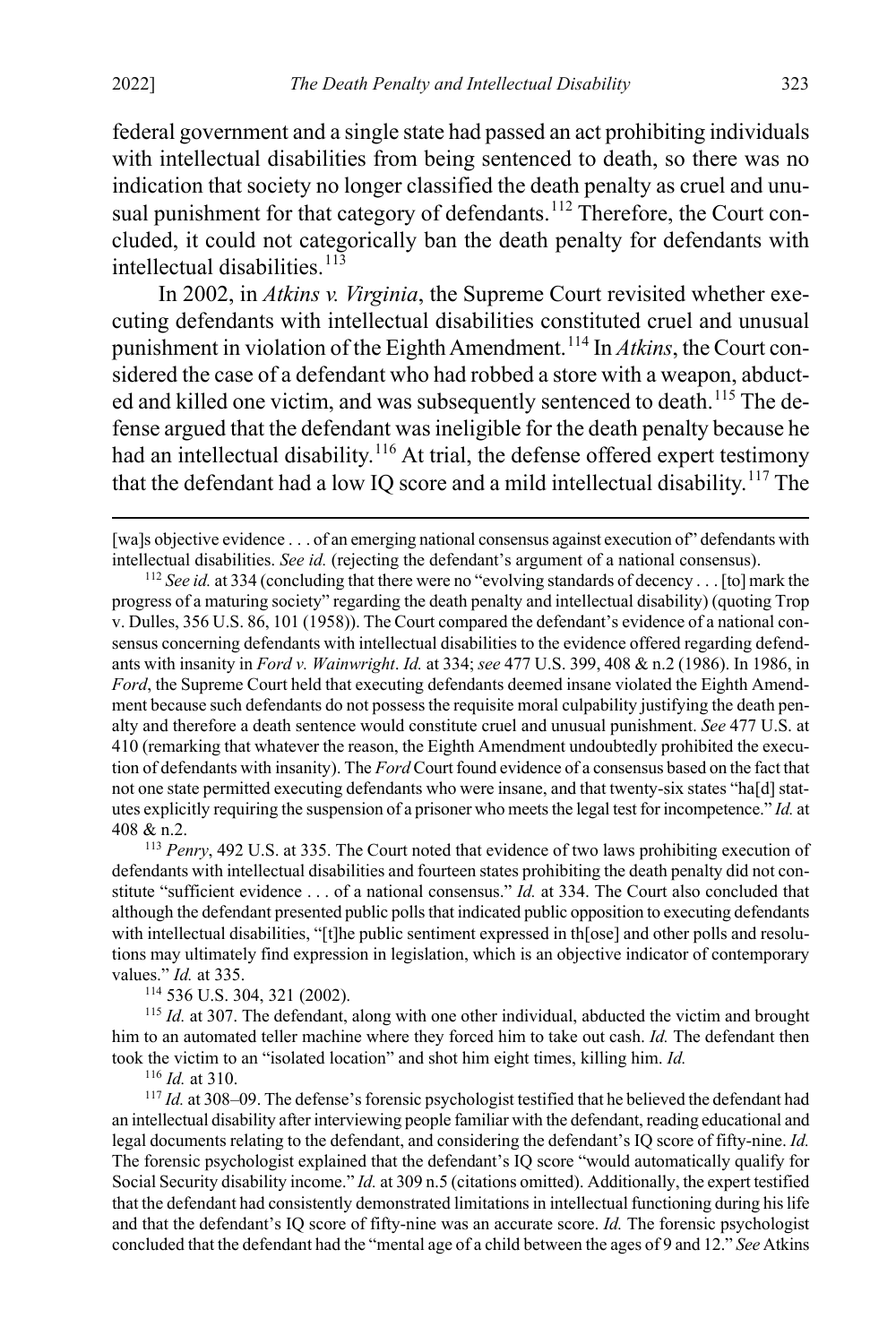federal government and a single state had passed an act prohibiting individuals with intellectual disabilities from being sentenced to death, so there was no indication that society no longer classified the death penalty as cruel and unusual punishment for that category of defendants.[112] Therefore, the Court concluded, it could not categorically ban the death penalty for defendants with intellectual disabilities.[113]

In 2002, in *Atkins v. Virginia*, the Supreme Court revisited whether executing defendants with intellectual disabilities constituted cruel and unusual punishment in violation of the Eighth Amendment.[114] In *Atkins*, the Court considered the case of a defendant who had robbed a store with a weapon, abducted and killed one victim, and was subsequently sentenced to death.[115] The defense argued that the defendant was ineligible for the death penalty because he had an intellectual disability.[116] At trial, the defense offered expert testimony that the defendant had a low IQ score and a mild intellectual disability.[117] The

---

[wa]s objective evidence . . . of an emerging national consensus against execution of" defendants with intellectual disabilities. *See id.* (rejecting the defendant's argument of a national consensus).

[112] *See id.* at 334 (concluding that there were no "evolving standards of decency . . . [to] mark the progress of a maturing society" regarding the death penalty and intellectual disability) (quoting Trop v. Dulles, 356 U.S. 86, 101 (1958)). The Court compared the defendant's evidence of a national consensus concerning defendants with intellectual disabilities to the evidence offered regarding defendants with insanity in *Ford v. Wainwright*. *Id.* at 334; *see* 477 U.S. 399, 408 & n.2 (1986). In 1986, in *Ford*, the Supreme Court held that executing defendants deemed insane violated the Eighth Amendment because such defendants do not possess the requisite moral culpability justifying the death penalty and therefore a death sentence would constitute cruel and unusual punishment. *See* 477 U.S. at 410 (remarking that whatever the reason, the Eighth Amendment undoubtedly prohibited the execution of defendants with insanity). The *Ford* Court found evidence of a consensus based on the fact that not one state permitted executing defendants who were insane, and that twenty-six states "ha[d] statutes explicitly requiring the suspension of a prisoner who meets the legal test for incompetence." *Id.* at 408 & n.2.

[113] *Penry*, 492 U.S. at 335. The Court noted that evidence of two laws prohibiting execution of defendants with intellectual disabilities and fourteen states prohibiting the death penalty did not constitute "sufficient evidence . . . of a national consensus." *Id.* at 334. The Court also concluded that although the defendant presented public polls that indicated public opposition to executing defendants with intellectual disabilities, "[t]he public sentiment expressed in th[ose] and other polls and resolutions may ultimately find expression in legislation, which is an objective indicator of contemporary values." *Id.* at 335.

[114] 536 U.S. 304, 321 (2002).

[115] *Id.* at 307. The defendant, along with one other individual, abducted the victim and brought him to an automated teller machine where they forced him to take out cash. *Id.* The defendant then took the victim to an "isolated location" and shot him eight times, killing him. *Id.*

[116] *Id.* at 310.

[117] *Id.* at 308–09. The defense's forensic psychologist testified that he believed the defendant had an intellectual disability after interviewing people familiar with the defendant, reading educational and legal documents relating to the defendant, and considering the defendant's IQ score of fifty-nine. *Id.* The forensic psychologist explained that the defendant's IQ score "would automatically qualify for Social Security disability income." *Id.* at 309 n.5 (citations omitted). Additionally, the expert testified that the defendant had consistently demonstrated limitations in intellectual functioning during his life and that the defendant's IQ score of fifty-nine was an accurate score. *Id.* The forensic psychologist concluded that the defendant had the "mental age of a child between the ages of 9 and 12." *See* Atkins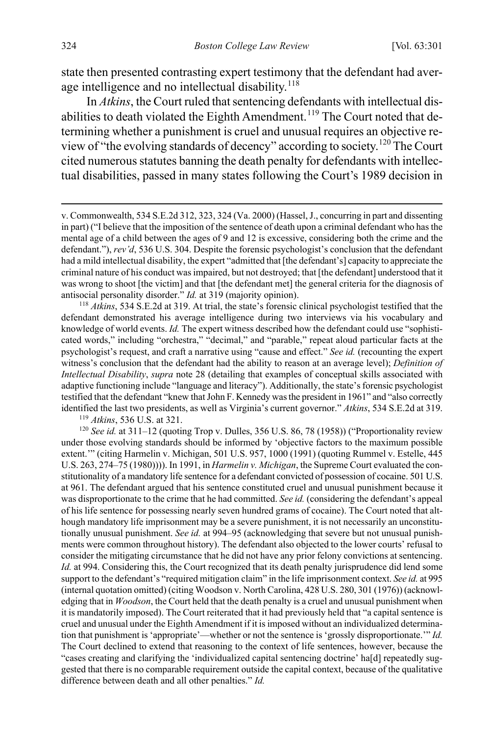state then presented contrasting expert testimony that the defendant had average intelligence and no intellectual disability.[118]

In *Atkins*, the Court ruled that sentencing defendants with intellectual disabilities to death violated the Eighth Amendment.[119] The Court noted that determining whether a punishment is cruel and unusual requires an objective review of "the evolving standards of decency" according to society.[120] The Court cited numerous statutes banning the death penalty for defendants with intellectual disabilities, passed in many states following the Court's 1989 decision in

---

v. Commonwealth, 534 S.E.2d 312, 323, 324 (Va. 2000) (Hassel, J., concurring in part and dissenting in part) ("I believe that the imposition of the sentence of death upon a criminal defendant who has the mental age of a child between the ages of 9 and 12 is excessive, considering both the crime and the defendant."), *rev'd*, 536 U.S. 304. Despite the forensic psychologist's conclusion that the defendant had a mild intellectual disability, the expert "admitted that [the defendant's] capacity to appreciate the criminal nature of his conduct was impaired, but not destroyed; that [the defendant] understood that it was wrong to shoot [the victim] and that [the defendant met] the general criteria for the diagnosis of antisocial personality disorder." *Id.* at 319 (majority opinion).

[118] *Atkins*, 534 S.E.2d at 319. At trial, the state's forensic clinical psychologist testified that the defendant demonstrated his average intelligence during two interviews via his vocabulary and knowledge of world events. *Id.* The expert witness described how the defendant could use "sophisticated words," including "orchestra," "decimal," and "parable," repeat aloud particular facts at the psychologist's request, and craft a narrative using "cause and effect." *See id.* (recounting the expert witness's conclusion that the defendant had the ability to reason at an average level); *Definition of Intellectual Disability*, *supra* note 28 (detailing that examples of conceptual skills associated with adaptive functioning include "language and literacy"). Additionally, the state's forensic psychologist testified that the defendant "knew that John F. Kennedy was the president in 1961" and "also correctly identified the last two presidents, as well as Virginia's current governor." *Atkins*, 534 S.E.2d at 319.

[119] *Atkins*, 536 U.S. at 321.

[120] *See id.* at 311–12 (quoting Trop v. Dulles, 356 U.S. 86, 78 (1958)) ("Proportionality review under those evolving standards should be informed by 'objective factors to the maximum possible extent.'" (citing Harmelin v. Michigan, 501 U.S. 957, 1000 (1991) (quoting Rummel v. Estelle, 445 U.S. 263, 274–75 (1980)))). In 1991, in *Harmelin v. Michigan*, the Supreme Court evaluated the constitutionality of a mandatory life sentence for a defendant convicted of possession of cocaine. 501 U.S. at 961. The defendant argued that his sentence constituted cruel and unusual punishment because it was disproportionate to the crime that he had committed. *See id.* (considering the defendant's appeal of his life sentence for possessing nearly seven hundred grams of cocaine). The Court noted that although mandatory life imprisonment may be a severe punishment, it is not necessarily an unconstitutionally unusual punishment. *See id.* at 994–95 (acknowledging that severe but not unusual punishments were common throughout history). The defendant also objected to the lower courts' refusal to consider the mitigating circumstance that he did not have any prior felony convictions at sentencing. *Id.* at 994. Considering this, the Court recognized that its death penalty jurisprudence did lend some support to the defendant's "required mitigation claim" in the life imprisonment context. *See id.* at 995 (internal quotation omitted) (citing Woodson v. North Carolina, 428 U.S. 280, 301 (1976)) (acknowledging that in *Woodson*, the Court held that the death penalty is a cruel and unusual punishment when it is mandatorily imposed). The Court reiterated that it had previously held that "a capital sentence is cruel and unusual under the Eighth Amendment if it is imposed without an individualized determination that punishment is 'appropriate'—whether or not the sentence is 'grossly disproportionate.'" *Id.* The Court declined to extend that reasoning to the context of life sentences, however, because the "cases creating and clarifying the 'individualized capital sentencing doctrine' ha[d] repeatedly suggested that there is no comparable requirement outside the capital context, because of the qualitative difference between death and all other penalties." *Id.*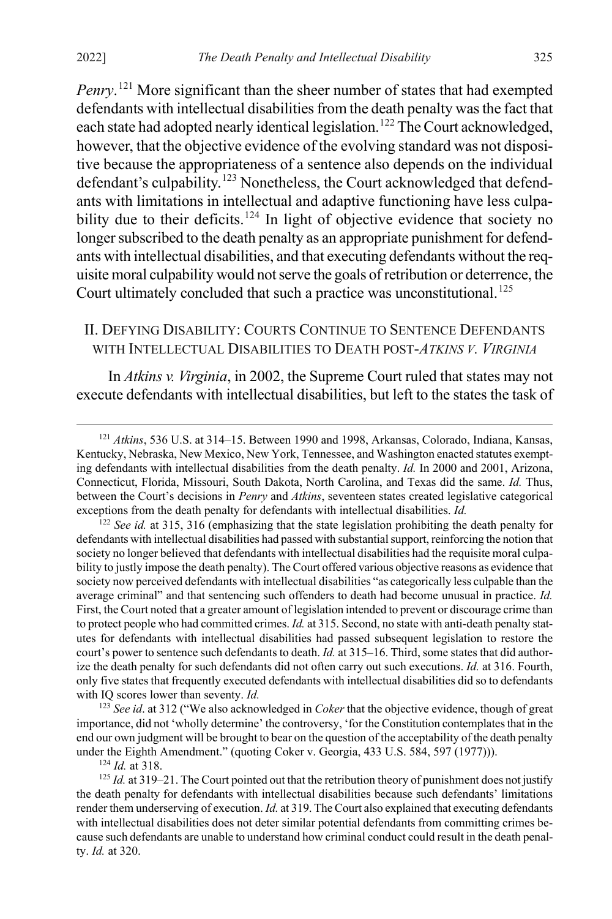*Penry*.[121] More significant than the sheer number of states that had exempted defendants with intellectual disabilities from the death penalty was the fact that each state had adopted nearly identical legislation.[122] The Court acknowledged, however, that the objective evidence of the evolving standard was not dispositive because the appropriateness of a sentence also depends on the individual defendant's culpability.[123] Nonetheless, the Court acknowledged that defendants with limitations in intellectual and adaptive functioning have less culpability due to their deficits.[124] In light of objective evidence that society no longer subscribed to the death penalty as an appropriate punishment for defendants with intellectual disabilities, and that executing defendants without the requisite moral culpability would not serve the goals of retribution or deterrence, the Court ultimately concluded that such a practice was unconstitutional.[125]

## II. Defying Disability: Courts Continue to Sentence Defendants with Intellectual Disabilities to Death post-*Atkins v. Virginia*

In *Atkins v. Virginia*, in 2002, the Supreme Court ruled that states may not execute defendants with intellectual disabilities, but left to the states the task of

---

[121] *Atkins*, 536 U.S. at 314–15. Between 1990 and 1998, Arkansas, Colorado, Indiana, Kansas, Kentucky, Nebraska, New Mexico, New York, Tennessee, and Washington enacted statutes exempting defendants with intellectual disabilities from the death penalty. *Id.* In 2000 and 2001, Arizona, Connecticut, Florida, Missouri, South Dakota, North Carolina, and Texas did the same. *Id.* Thus, between the Court's decisions in *Penry* and *Atkins*, seventeen states created legislative categorical exceptions from the death penalty for defendants with intellectual disabilities. *Id.*

[122] *See id.* at 315, 316 (emphasizing that the state legislation prohibiting the death penalty for defendants with intellectual disabilities had passed with substantial support, reinforcing the notion that society no longer believed that defendants with intellectual disabilities had the requisite moral culpability to justly impose the death penalty). The Court offered various objective reasons as evidence that society now perceived defendants with intellectual disabilities "as categorically less culpable than the average criminal" and that sentencing such offenders to death had become unusual in practice. *Id.* First, the Court noted that a greater amount of legislation intended to prevent or discourage crime than to protect people who had committed crimes. *Id.* at 315. Second, no state with anti-death penalty statutes for defendants with intellectual disabilities had passed subsequent legislation to restore the court's power to sentence such defendants to death. *Id.* at 315–16. Third, some states that did authorize the death penalty for such defendants did not often carry out such executions. *Id.* at 316. Fourth, only five states that frequently executed defendants with intellectual disabilities did so to defendants with IQ scores lower than seventy. *Id.*

[123] *See id*. at 312 ("We also acknowledged in *Coker* that the objective evidence, though of great importance, did not 'wholly determine' the controversy, 'for the Constitution contemplates that in the end our own judgment will be brought to bear on the question of the acceptability of the death penalty under the Eighth Amendment." (quoting Coker v. Georgia, 433 U.S. 584, 597 (1977))).

[124] *Id.* at 318.

[125] *Id.* at 319–21. The Court pointed out that the retribution theory of punishment does not justify the death penalty for defendants with intellectual disabilities because such defendants' limitations render them underserving of execution. *Id.* at 319. The Court also explained that executing defendants with intellectual disabilities does not deter similar potential defendants from committing crimes because such defendants are unable to understand how criminal conduct could result in the death penalty. *Id.* at 320.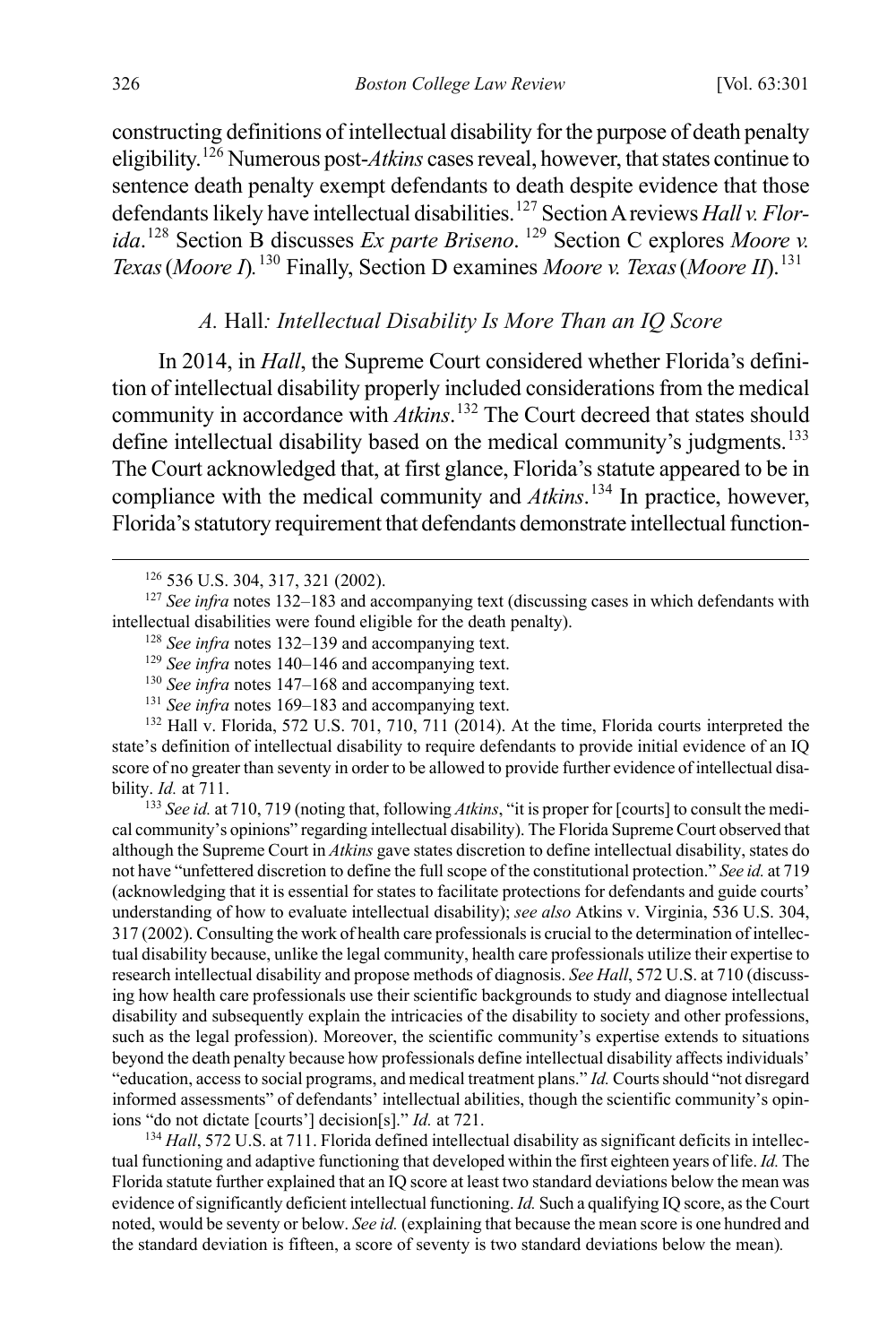constructing definitions of intellectual disability for the purpose of death penalty eligibility.[126] Numerous post-*Atkins* cases reveal, however, that states continue to sentence death penalty exempt defendants to death despite evidence that those defendants likely have intellectual disabilities.[127] Section A reviews *Hall v. Florida*.[128] Section B discusses *Ex parte Briseno*.[129] Section C explores *Moore v. Texas* (*Moore I*).[130] Finally, Section D examines *Moore v. Texas* (*Moore II*).[131]

### *A.* Hall*: Intellectual Disability Is More Than an IQ Score*

In 2014, in *Hall*, the Supreme Court considered whether Florida's definition of intellectual disability properly included considerations from the medical community in accordance with *Atkins*.[132] The Court decreed that states should define intellectual disability based on the medical community's judgments.[133] The Court acknowledged that, at first glance, Florida's statute appeared to be in compliance with the medical community and *Atkins*.[134] In practice, however, Florida's statutory requirement that defendants demonstrate intellectual function-

---

[126] 536 U.S. 304, 317, 321 (2002).

[127] *See infra* notes 132–183 and accompanying text (discussing cases in which defendants with intellectual disabilities were found eligible for the death penalty).

[128] *See infra* notes 132–139 and accompanying text.

[129] *See infra* notes 140–146 and accompanying text.

[130] *See infra* notes 147–168 and accompanying text.

[131] *See infra* notes 169–183 and accompanying text.

[132] Hall v. Florida, 572 U.S. 701, 710, 711 (2014). At the time, Florida courts interpreted the state's definition of intellectual disability to require defendants to provide initial evidence of an IQ score of no greater than seventy in order to be allowed to provide further evidence of intellectual disability. *Id.* at 711.

[133] *See id.* at 710, 719 (noting that, following *Atkins*, "it is proper for [courts] to consult the medical community's opinions" regarding intellectual disability). The Florida Supreme Court observed that although the Supreme Court in *Atkins* gave states discretion to define intellectual disability, states do not have "unfettered discretion to define the full scope of the constitutional protection." *See id.* at 719 (acknowledging that it is essential for states to facilitate protections for defendants and guide courts' understanding of how to evaluate intellectual disability); *see also* Atkins v. Virginia, 536 U.S. 304, 317 (2002). Consulting the work of health care professionals is crucial to the determination of intellectual disability because, unlike the legal community, health care professionals utilize their expertise to research intellectual disability and propose methods of diagnosis. *See Hall*, 572 U.S. at 710 (discussing how health care professionals use their scientific backgrounds to study and diagnose intellectual disability and subsequently explain the intricacies of the disability to society and other professions, such as the legal profession). Moreover, the scientific community's expertise extends to situations beyond the death penalty because how professionals define intellectual disability affects individuals' "education, access to social programs, and medical treatment plans." *Id.* Courts should "not disregard informed assessments" of defendants' intellectual abilities, though the scientific community's opinions "do not dictate [courts'] decision[s]." *Id.* at 721.

[134] *Hall*, 572 U.S. at 711. Florida defined intellectual disability as significant deficits in intellectual functioning and adaptive functioning that developed within the first eighteen years of life. *Id.* The Florida statute further explained that an IQ score at least two standard deviations below the mean was evidence of significantly deficient intellectual functioning. *Id.* Such a qualifying IQ score, as the Court noted, would be seventy or below. *See id.* (explaining that because the mean score is one hundred and the standard deviation is fifteen, a score of seventy is two standard deviations below the mean).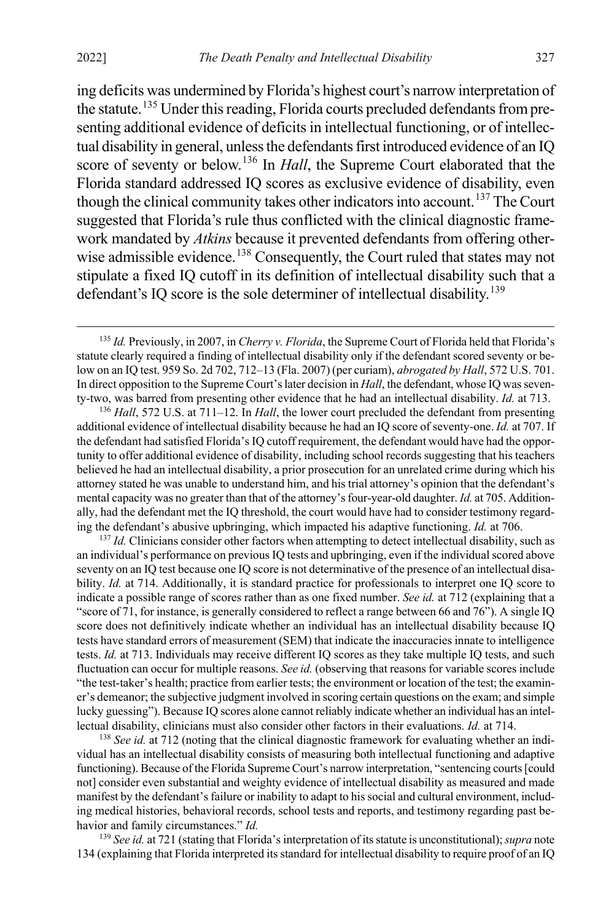ing deficits was undermined by Florida's highest court's narrow interpretation of the statute.[135] Under this reading, Florida courts precluded defendants from presenting additional evidence of deficits in intellectual functioning, or of intellectual disability in general, unless the defendants first introduced evidence of an IQ score of seventy or below.[136] In *Hall*, the Supreme Court elaborated that the Florida standard addressed IQ scores as exclusive evidence of disability, even though the clinical community takes other indicators into account.[137] The Court suggested that Florida's rule thus conflicted with the clinical diagnostic framework mandated by *Atkins* because it prevented defendants from offering otherwise admissible evidence.[138] Consequently, the Court ruled that states may not stipulate a fixed IQ cutoff in its definition of intellectual disability such that a defendant's IQ score is the sole determiner of intellectual disability.[139]

[135] *Id.* Previously, in 2007, in *Cherry v. Florida*, the Supreme Court of Florida held that Florida's statute clearly required a finding of intellectual disability only if the defendant scored seventy or below on an IQ test. 959 So. 2d 702, 712–13 (Fla. 2007) (per curiam), *abrogated by Hall*, 572 U.S. 701. In direct opposition to the Supreme Court's later decision in *Hall*, the defendant, whose IQ was seventy-two, was barred from presenting other evidence that he had an intellectual disability. *Id.* at 713.

[136] *Hall*, 572 U.S. at 711–12. In *Hall*, the lower court precluded the defendant from presenting additional evidence of intellectual disability because he had an IQ score of seventy-one. *Id.* at 707. If the defendant had satisfied Florida's IQ cutoff requirement, the defendant would have had the opportunity to offer additional evidence of disability, including school records suggesting that his teachers believed he had an intellectual disability, a prior prosecution for an unrelated crime during which his attorney stated he was unable to understand him, and his trial attorney's opinion that the defendant's mental capacity was no greater than that of the attorney's four-year-old daughter. *Id.* at 705. Additionally, had the defendant met the IQ threshold, the court would have had to consider testimony regarding the defendant's abusive upbringing, which impacted his adaptive functioning. *Id.* at 706.

[137] *Id.* Clinicians consider other factors when attempting to detect intellectual disability, such as an individual's performance on previous IQ tests and upbringing, even if the individual scored above seventy on an IQ test because one IQ score is not determinative of the presence of an intellectual disability. *Id.* at 714. Additionally, it is standard practice for professionals to interpret one IQ score to indicate a possible range of scores rather than as one fixed number. *See id.* at 712 (explaining that a "score of 71, for instance, is generally considered to reflect a range between 66 and 76"). A single IQ score does not definitively indicate whether an individual has an intellectual disability because IQ tests have standard errors of measurement (SEM) that indicate the inaccuracies innate to intelligence tests. *Id.* at 713. Individuals may receive different IQ scores as they take multiple IQ tests, and such fluctuation can occur for multiple reasons. *See id.* (observing that reasons for variable scores include "the test-taker's health; practice from earlier tests; the environment or location of the test; the examiner's demeanor; the subjective judgment involved in scoring certain questions on the exam; and simple lucky guessing"). Because IQ scores alone cannot reliably indicate whether an individual has an intellectual disability, clinicians must also consider other factors in their evaluations. *Id.* at 714.

[138] *See id.* at 712 (noting that the clinical diagnostic framework for evaluating whether an individual has an intellectual disability consists of measuring both intellectual functioning and adaptive functioning). Because of the Florida Supreme Court's narrow interpretation, "sentencing courts [could not] consider even substantial and weighty evidence of intellectual disability as measured and made manifest by the defendant's failure or inability to adapt to his social and cultural environment, including medical histories, behavioral records, school tests and reports, and testimony regarding past behavior and family circumstances." *Id.*

[139] *See id.* at 721 (stating that Florida's interpretation of its statute is unconstitutional); *supra* note 134 (explaining that Florida interpreted its standard for intellectual disability to require proof of an IQ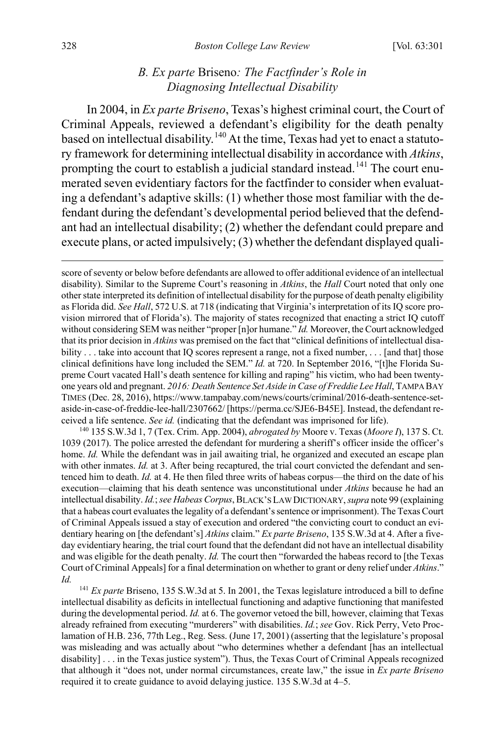### B. *Ex parte* Briseno*: The Factfinder's Role in Diagnosing Intellectual Disability*

In 2004, in *Ex parte Briseno*, Texas's highest criminal court, the Court of Criminal Appeals, reviewed a defendant's eligibility for the death penalty based on intellectual disability.[140] At the time, Texas had yet to enact a statutory framework for determining intellectual disability in accordance with *Atkins*, prompting the court to establish a judicial standard instead.[141] The court enumerated seven evidentiary factors for the factfinder to consider when evaluating a defendant's adaptive skills: (1) whether those most familiar with the defendant during the defendant's developmental period believed that the defendant had an intellectual disability; (2) whether the defendant could prepare and execute plans, or acted impulsively; (3) whether the defendant displayed quali-

---

score of seventy or below before defendants are allowed to offer additional evidence of an intellectual disability). Similar to the Supreme Court's reasoning in *Atkins*, the *Hall* Court noted that only one other state interpreted its definition of intellectual disability for the purpose of death penalty eligibility as Florida did. *See Hall*, 572 U.S. at 718 (indicating that Virginia's interpretation of its IQ score provision mirrored that of Florida's). The majority of states recognized that enacting a strict IQ cutoff without considering SEM was neither "proper [n]or humane." *Id.* Moreover, the Court acknowledged that its prior decision in *Atkins* was premised on the fact that "clinical definitions of intellectual disability . . . take into account that IQ scores represent a range, not a fixed number, . . . [and that] those clinical definitions have long included the SEM." *Id.* at 720. In September 2016, "[t]he Florida Supreme Court vacated Hall's death sentence for killing and raping" his victim, who had been twenty-one years old and pregnant. *2016: Death Sentence Set Aside in Case of Freddie Lee Hall*, TAMPA BAY TIMES (Dec. 28, 2016), https://www.tampabay.com/news/courts/criminal/2016-death-sentence-set-aside-in-case-of-freddie-lee-hall/2307662/ [https://perma.cc/SJE6-B45E]. Instead, the defendant received a life sentence. *See id.* (indicating that the defendant was imprisoned for life).

[140] 135 S.W.3d 1, 7 (Tex. Crim. App. 2004), *abrogated by* Moore v. Texas (*Moore I*), 137 S. Ct. 1039 (2017). The police arrested the defendant for murdering a sheriff's officer inside the officer's home. *Id.* While the defendant was in jail awaiting trial, he organized and executed an escape plan with other inmates. *Id.* at 3. After being recaptured, the trial court convicted the defendant and sentenced him to death. *Id.* at 4. He then filed three writs of habeas corpus—the third on the date of his execution—claiming that his death sentence was unconstitutional under *Atkins* because he had an intellectual disability. *Id.*; *see Habeas Corpus*, BLACK'S LAW DICTIONARY, *supra* note 99 (explaining that a habeas court evaluates the legality of a defendant's sentence or imprisonment). The Texas Court of Criminal Appeals issued a stay of execution and ordered "the convicting court to conduct an evidentiary hearing on [the defendant's] *Atkins* claim." *Ex parte Briseno*, 135 S.W.3d at 4. After a five-day evidentiary hearing, the trial court found that the defendant did not have an intellectual disability and was eligible for the death penalty. *Id.* The court then "forwarded the habeas record to [the Texas Court of Criminal Appeals] for a final determination on whether to grant or deny relief under *Atkins*." *Id.*

[141] *Ex parte* Briseno, 135 S.W.3d at 5. In 2001, the Texas legislature introduced a bill to define intellectual disability as deficits in intellectual functioning and adaptive functioning that manifested during the developmental period. *Id.* at 6. The governor vetoed the bill, however, claiming that Texas already refrained from executing "murderers" with disabilities. *Id.*; *see* Gov. Rick Perry, Veto Proclamation of H.B. 236, 77th Leg., Reg. Sess. (June 17, 2001) (asserting that the legislature's proposal was misleading and was actually about "who determines whether a defendant [has an intellectual disability] . . . in the Texas justice system"). Thus, the Texas Court of Criminal Appeals recognized that although it "does not, under normal circumstances, create law," the issue in *Ex parte Briseno* required it to create guidance to avoid delaying justice. 135 S.W.3d at 4–5.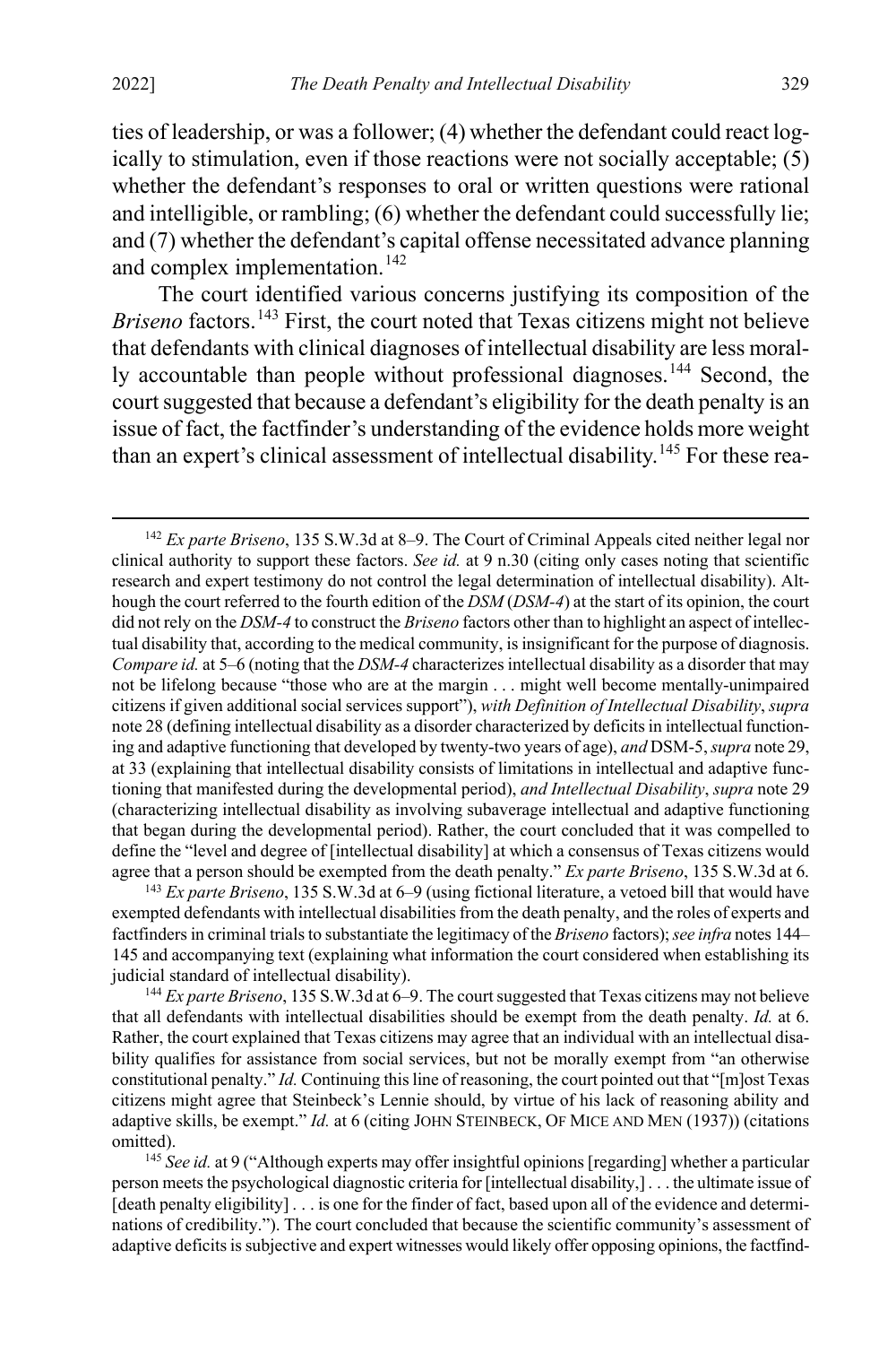ties of leadership, or was a follower; (4) whether the defendant could react logically to stimulation, even if those reactions were not socially acceptable; (5) whether the defendant's responses to oral or written questions were rational and intelligible, or rambling; (6) whether the defendant could successfully lie; and (7) whether the defendant's capital offense necessitated advance planning and complex implementation.[142]

The court identified various concerns justifying its composition of the *Briseno* factors.[143] First, the court noted that Texas citizens might not believe that defendants with clinical diagnoses of intellectual disability are less morally accountable than people without professional diagnoses.[144] Second, the court suggested that because a defendant's eligibility for the death penalty is an issue of fact, the factfinder's understanding of the evidence holds more weight than an expert's clinical assessment of intellectual disability.[145] For these rea-

---

[142] *Ex parte Briseno*, 135 S.W.3d at 8–9. The Court of Criminal Appeals cited neither legal nor clinical authority to support these factors. *See id.* at 9 n.30 (citing only cases noting that scientific research and expert testimony do not control the legal determination of intellectual disability). Although the court referred to the fourth edition of the *DSM* (*DSM-4*) at the start of its opinion, the court did not rely on the *DSM-4* to construct the *Briseno* factors other than to highlight an aspect of intellectual disability that, according to the medical community, is insignificant for the purpose of diagnosis. *Compare id.* at 5–6 (noting that the *DSM-4* characterizes intellectual disability as a disorder that may not be lifelong because "those who are at the margin . . . might well become mentally-unimpaired citizens if given additional social services support"), *with Definition of Intellectual Disability*, *supra* note 28 (defining intellectual disability as a disorder characterized by deficits in intellectual functioning and adaptive functioning that developed by twenty-two years of age), *and* DSM-5, *supra* note 29, at 33 (explaining that intellectual disability consists of limitations in intellectual and adaptive functioning that manifested during the developmental period), *and Intellectual Disability*, *supra* note 29 (characterizing intellectual disability as involving subaverage intellectual and adaptive functioning that began during the developmental period). Rather, the court concluded that it was compelled to define the "level and degree of [intellectual disability] at which a consensus of Texas citizens would agree that a person should be exempted from the death penalty." *Ex parte Briseno*, 135 S.W.3d at 6.

[143] *Ex parte Briseno*, 135 S.W.3d at 6–9 (using fictional literature, a vetoed bill that would have exempted defendants with intellectual disabilities from the death penalty, and the roles of experts and factfinders in criminal trials to substantiate the legitimacy of the *Briseno* factors); *see infra* notes 144–145 and accompanying text (explaining what information the court considered when establishing its judicial standard of intellectual disability).

[144] *Ex parte Briseno*, 135 S.W.3d at 6–9. The court suggested that Texas citizens may not believe that all defendants with intellectual disabilities should be exempt from the death penalty. *Id.* at 6. Rather, the court explained that Texas citizens may agree that an individual with an intellectual disability qualifies for assistance from social services, but not be morally exempt from "an otherwise constitutional penalty." *Id.* Continuing this line of reasoning, the court pointed out that "[m]ost Texas citizens might agree that Steinbeck's Lennie should, by virtue of his lack of reasoning ability and adaptive skills, be exempt." *Id.* at 6 (citing JOHN STEINBECK, OF MICE AND MEN (1937)) (citations omitted).

[145] *See id.* at 9 ("Although experts may offer insightful opinions [regarding] whether a particular person meets the psychological diagnostic criteria for [intellectual disability,] . . . the ultimate issue of [death penalty eligibility] . . . is one for the finder of fact, based upon all of the evidence and determinations of credibility."). The court concluded that because the scientific community's assessment of adaptive deficits is subjective and expert witnesses would likely offer opposing opinions, the factfind-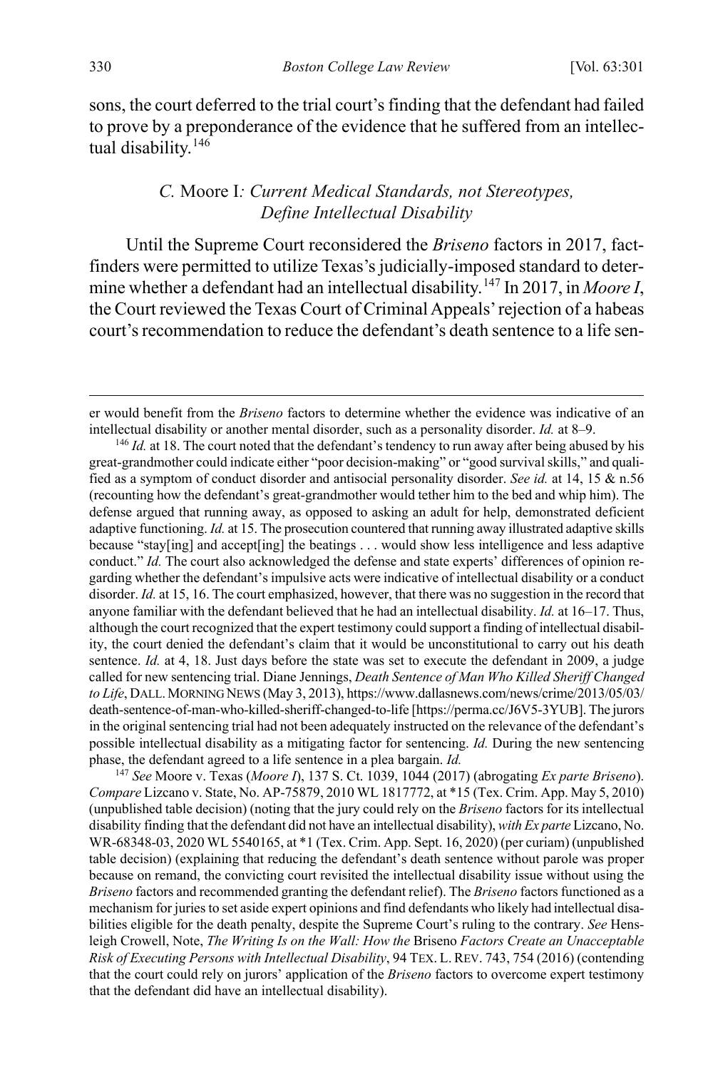sons, the court deferred to the trial court's finding that the defendant had failed to prove by a preponderance of the evidence that he suffered from an intellectual disability.[146]

### C. *Moore I: Current Medical Standards, not Stereotypes, Define Intellectual Disability*

Until the Supreme Court reconsidered the *Briseno* factors in 2017, factfinders were permitted to utilize Texas's judicially-imposed standard to determine whether a defendant had an intellectual disability.[147] In 2017, in *Moore I*, the Court reviewed the Texas Court of Criminal Appeals' rejection of a habeas court's recommendation to reduce the defendant's death sentence to a life sen-

---

er would benefit from the *Briseno* factors to determine whether the evidence was indicative of an intellectual disability or another mental disorder, such as a personality disorder. *Id.* at 8–9.

[146] *Id.* at 18. The court noted that the defendant's tendency to run away after being abused by his great-grandmother could indicate either "poor decision-making" or "good survival skills," and qualified as a symptom of conduct disorder and antisocial personality disorder. *See id.* at 14, 15 & n.56 (recounting how the defendant's great-grandmother would tether him to the bed and whip him). The defense argued that running away, as opposed to asking an adult for help, demonstrated deficient adaptive functioning. *Id.* at 15. The prosecution countered that running away illustrated adaptive skills because "stay[ing] and accept[ing] the beatings . . . would show less intelligence and less adaptive conduct." *Id.* The court also acknowledged the defense and state experts' differences of opinion regarding whether the defendant's impulsive acts were indicative of intellectual disability or a conduct disorder. *Id.* at 15, 16. The court emphasized, however, that there was no suggestion in the record that anyone familiar with the defendant believed that he had an intellectual disability. *Id.* at 16–17. Thus, although the court recognized that the expert testimony could support a finding of intellectual disability, the court denied the defendant's claim that it would be unconstitutional to carry out his death sentence. *Id.* at 4, 18. Just days before the state was set to execute the defendant in 2009, a judge called for new sentencing trial. Diane Jennings, *Death Sentence of Man Who Killed Sheriff Changed to Life*, DALL. MORNING NEWS (May 3, 2013), https://www.dallasnews.com/news/crime/2013/05/03/death-sentence-of-man-who-killed-sheriff-changed-to-life [https://perma.cc/J6V5-3YUB]. The jurors in the original sentencing trial had not been adequately instructed on the relevance of the defendant's possible intellectual disability as a mitigating factor for sentencing. *Id.* During the new sentencing phase, the defendant agreed to a life sentence in a plea bargain. *Id.*

[147] *See* Moore v. Texas (*Moore I*), 137 S. Ct. 1039, 1044 (2017) (abrogating *Ex parte Briseno*). *Compare* Lizcano v. State, No. AP-75879, 2010 WL 1817772, at *15 (Tex. Crim. App. May 5, 2010) (unpublished table decision) (noting that the jury could rely on the *Briseno* factors for its intellectual disability finding that the defendant did not have an intellectual disability), *with Ex parte* Lizcano, No. WR-68348-03, 2020 WL 5540165, at *1 (Tex. Crim. App. Sept. 16, 2020) (per curiam) (unpublished table decision) (explaining that reducing the defendant's death sentence without parole was proper because on remand, the convicting court revisited the intellectual disability issue without using the *Briseno* factors and recommended granting the defendant relief). The *Briseno* factors functioned as a mechanism for juries to set aside expert opinions and find defendants who likely had intellectual disabilities eligible for the death penalty, despite the Supreme Court's ruling to the contrary. *See* Hensleigh Crowell, Note, *The Writing Is on the Wall: How the* Briseno *Factors Create an Unacceptable Risk of Executing Persons with Intellectual Disability*, 94 TEX. L. REV. 743, 754 (2016) (contending that the court could rely on jurors' application of the *Briseno* factors to overcome expert testimony that the defendant did have an intellectual disability).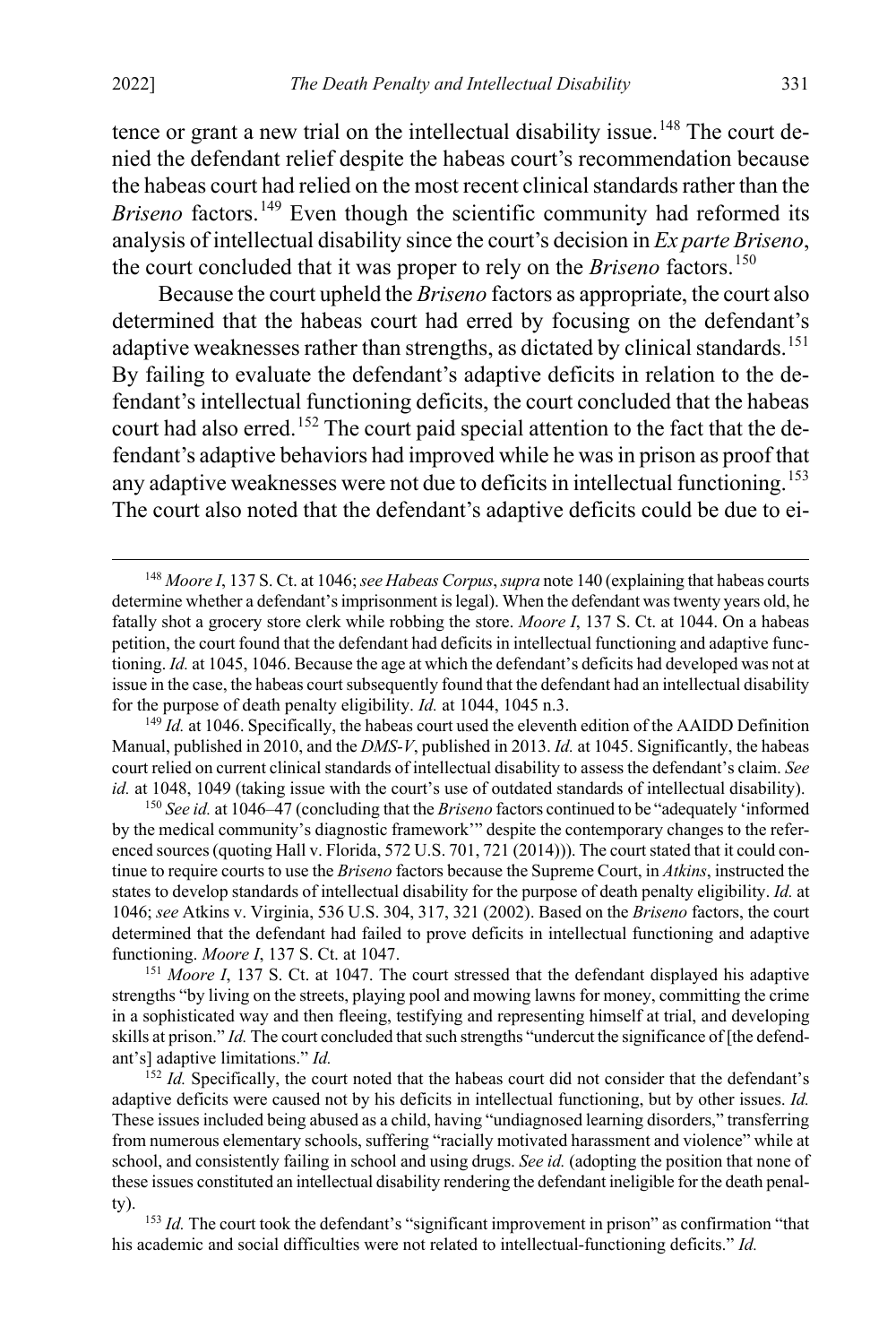tence or grant a new trial on the intellectual disability issue.[148] The court denied the defendant relief despite the habeas court's recommendation because the habeas court had relied on the most recent clinical standards rather than the *Briseno* factors.[149] Even though the scientific community had reformed its analysis of intellectual disability since the court's decision in *Ex parte Briseno*, the court concluded that it was proper to rely on the *Briseno* factors.[150]

Because the court upheld the *Briseno* factors as appropriate, the court also determined that the habeas court had erred by focusing on the defendant's adaptive weaknesses rather than strengths, as dictated by clinical standards.[151] By failing to evaluate the defendant's adaptive deficits in relation to the defendant's intellectual functioning deficits, the court concluded that the habeas court had also erred.[152] The court paid special attention to the fact that the defendant's adaptive behaviors had improved while he was in prison as proof that any adaptive weaknesses were not due to deficits in intellectual functioning.[153] The court also noted that the defendant's adaptive deficits could be due to ei-

---

[148] *Moore I*, 137 S. Ct. at 1046; *see Habeas Corpus*, *supra* note 140 (explaining that habeas courts determine whether a defendant's imprisonment is legal). When the defendant was twenty years old, he fatally shot a grocery store clerk while robbing the store. *Moore I*, 137 S. Ct. at 1044. On a habeas petition, the court found that the defendant had deficits in intellectual functioning and adaptive functioning. *Id.* at 1045, 1046. Because the age at which the defendant's deficits had developed was not at issue in the case, the habeas court subsequently found that the defendant had an intellectual disability for the purpose of death penalty eligibility. *Id.* at 1044, 1045 n.3.

[149] *Id.* at 1046. Specifically, the habeas court used the eleventh edition of the AAIDD Definition Manual, published in 2010, and the *DMS-V*, published in 2013. *Id.* at 1045. Significantly, the habeas court relied on current clinical standards of intellectual disability to assess the defendant's claim. *See id.* at 1048, 1049 (taking issue with the court's use of outdated standards of intellectual disability).

[150] *See id.* at 1046–47 (concluding that the *Briseno* factors continued to be "adequately 'informed by the medical community's diagnostic framework'" despite the contemporary changes to the referenced sources (quoting Hall v. Florida, 572 U.S. 701, 721 (2014))). The court stated that it could continue to require courts to use the *Briseno* factors because the Supreme Court, in *Atkins*, instructed the states to develop standards of intellectual disability for the purpose of death penalty eligibility. *Id.* at 1046; *see* Atkins v. Virginia, 536 U.S. 304, 317, 321 (2002). Based on the *Briseno* factors, the court determined that the defendant had failed to prove deficits in intellectual functioning and adaptive functioning. *Moore I*, 137 S. Ct. at 1047.

[151] *Moore I*, 137 S. Ct. at 1047. The court stressed that the defendant displayed his adaptive strengths "by living on the streets, playing pool and mowing lawns for money, committing the crime in a sophisticated way and then fleeing, testifying and representing himself at trial, and developing skills at prison." *Id.* The court concluded that such strengths "undercut the significance of [the defendant's] adaptive limitations." *Id.*

[152] *Id.* Specifically, the court noted that the habeas court did not consider that the defendant's adaptive deficits were caused not by his deficits in intellectual functioning, but by other issues. *Id.* These issues included being abused as a child, having "undiagnosed learning disorders," transferring from numerous elementary schools, suffering "racially motivated harassment and violence" while at school, and consistently failing in school and using drugs. *See id.* (adopting the position that none of these issues constituted an intellectual disability rendering the defendant ineligible for the death penalty).

[153] *Id.* The court took the defendant's "significant improvement in prison" as confirmation "that his academic and social difficulties were not related to intellectual-functioning deficits." *Id.*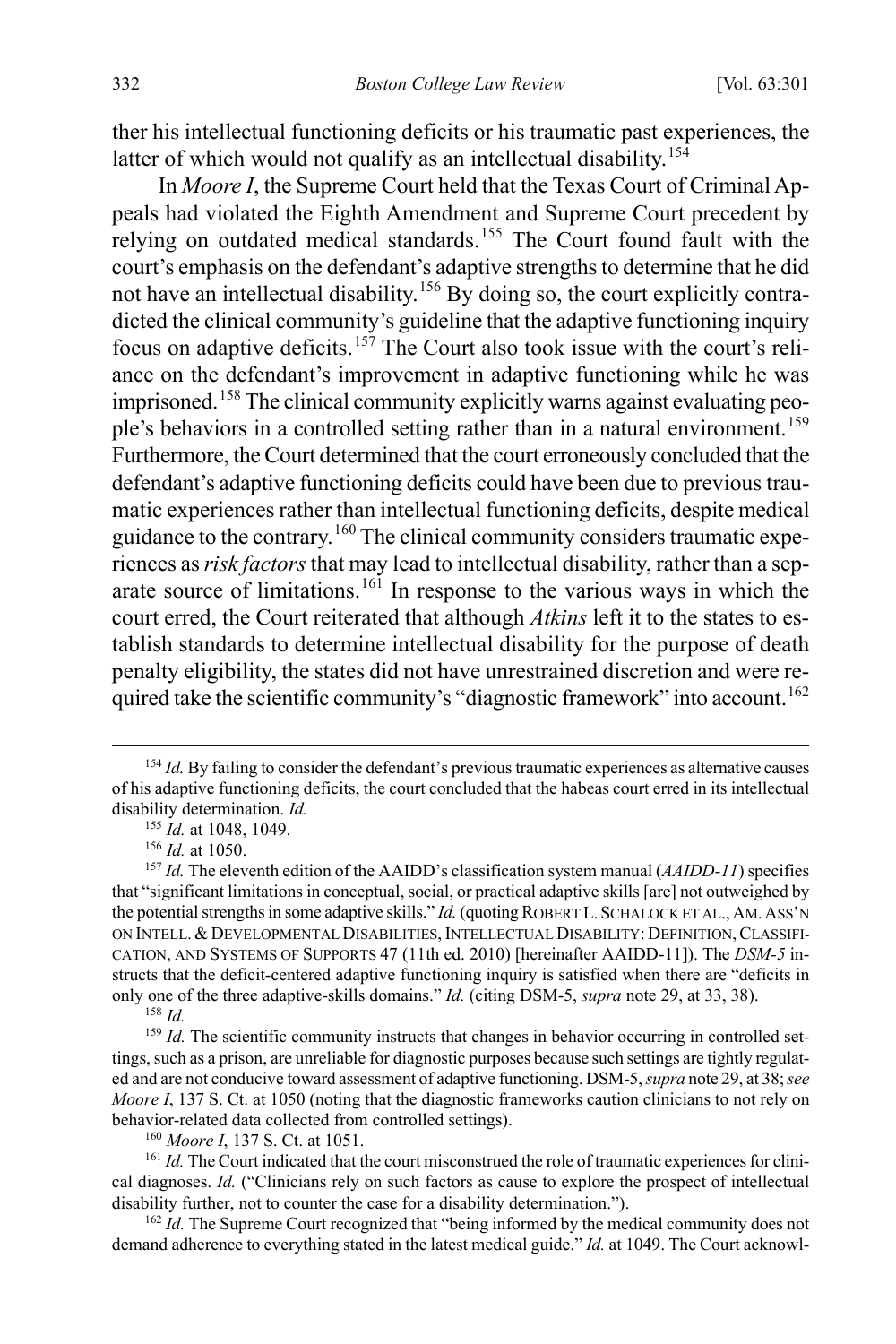ther his intellectual functioning deficits or his traumatic past experiences, the latter of which would not qualify as an intellectual disability.[154]

In *Moore I*, the Supreme Court held that the Texas Court of Criminal Appeals had violated the Eighth Amendment and Supreme Court precedent by relying on outdated medical standards.[155] The Court found fault with the court's emphasis on the defendant's adaptive strengths to determine that he did not have an intellectual disability.[156] By doing so, the court explicitly contradicted the clinical community's guideline that the adaptive functioning inquiry focus on adaptive deficits.[157] The Court also took issue with the court's reliance on the defendant's improvement in adaptive functioning while he was imprisoned.[158] The clinical community explicitly warns against evaluating people's behaviors in a controlled setting rather than in a natural environment.[159] Furthermore, the Court determined that the court erroneously concluded that the defendant's adaptive functioning deficits could have been due to previous traumatic experiences rather than intellectual functioning deficits, despite medical guidance to the contrary.[160] The clinical community considers traumatic experiences as *risk factors* that may lead to intellectual disability, rather than a separate source of limitations.[161] In response to the various ways in which the court erred, the Court reiterated that although *Atkins* left it to the states to establish standards to determine intellectual disability for the purpose of death penalty eligibility, the states did not have unrestrained discretion and were required take the scientific community's "diagnostic framework" into account.[162]

---

[154] *Id.* By failing to consider the defendant's previous traumatic experiences as alternative causes of his adaptive functioning deficits, the court concluded that the habeas court erred in its intellectual disability determination. *Id.*

[155] *Id.* at 1048, 1049.

[156] *Id.* at 1050.

[157] *Id.* The eleventh edition of the AAIDD's classification system manual (*AAIDD-11*) specifies that "significant limitations in conceptual, social, or practical adaptive skills [are] not outweighed by the potential strengths in some adaptive skills." *Id.* (quoting ROBERT L. SCHALOCK ET AL., AM. ASS'N ON INTELL. & DEVELOPMENTAL DISABILITIES, INTELLECTUAL DISABILITY: DEFINITION, CLASSIFICATION, AND SYSTEMS OF SUPPORTS 47 (11th ed. 2010) [hereinafter AAIDD-11]). The *DSM-5* instructs that the deficit-centered adaptive functioning inquiry is satisfied when there are "deficits in only one of the three adaptive-skills domains." *Id.* (citing DSM-5, *supra* note 29, at 33, 38).

[158] *Id.*

[159] *Id.* The scientific community instructs that changes in behavior occurring in controlled settings, such as a prison, are unreliable for diagnostic purposes because such settings are tightly regulated and are not conducive toward assessment of adaptive functioning. DSM-5, *supra* note 29, at 38; *see Moore I*, 137 S. Ct. at 1050 (noting that the diagnostic frameworks caution clinicians to not rely on behavior-related data collected from controlled settings).

[160] *Moore I*, 137 S. Ct. at 1051.

[161] *Id.* The Court indicated that the court misconstrued the role of traumatic experiences for clinical diagnoses. *Id.* ("Clinicians rely on such factors as cause to explore the prospect of intellectual disability further, not to counter the case for a disability determination.").

[162] *Id.* The Supreme Court recognized that "being informed by the medical community does not demand adherence to everything stated in the latest medical guide." *Id.* at 1049. The Court acknowl-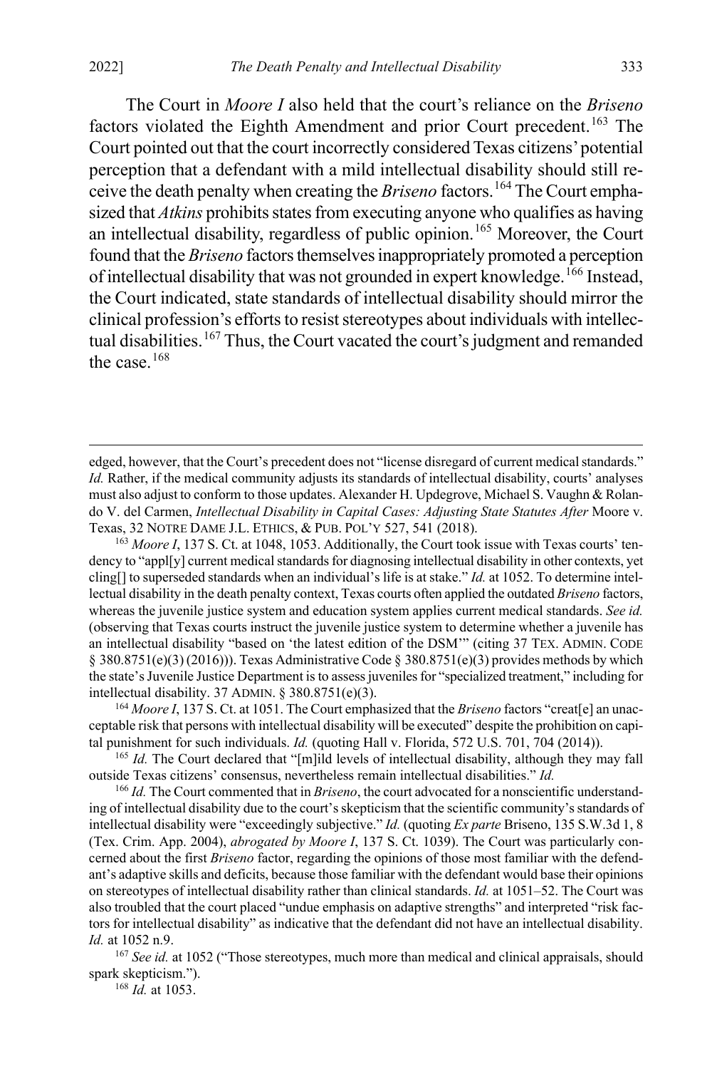The Court in *Moore I* also held that the court's reliance on the *Briseno* factors violated the Eighth Amendment and prior Court precedent.[163] The Court pointed out that the court incorrectly considered Texas citizens' potential perception that a defendant with a mild intellectual disability should still receive the death penalty when creating the *Briseno* factors.[164] The Court emphasized that *Atkins* prohibits states from executing anyone who qualifies as having an intellectual disability, regardless of public opinion.[165] Moreover, the Court found that the *Briseno* factors themselves inappropriately promoted a perception of intellectual disability that was not grounded in expert knowledge.[166] Instead, the Court indicated, state standards of intellectual disability should mirror the clinical profession's efforts to resist stereotypes about individuals with intellectual disabilities.[167] Thus, the Court vacated the court's judgment and remanded the case.[168]

---

edged, however, that the Court's precedent does not "license disregard of current medical standards." *Id.* Rather, if the medical community adjusts its standards of intellectual disability, courts' analyses must also adjust to conform to those updates. Alexander H. Updegrove, Michael S. Vaughn & Rolando V. del Carmen, *Intellectual Disability in Capital Cases: Adjusting State Statutes After* Moore v. Texas, 32 NOTRE DAME J.L. ETHICS, & PUB. POL'Y 527, 541 (2018).

[163] *Moore I*, 137 S. Ct. at 1048, 1053. Additionally, the Court took issue with Texas courts' tendency to "appl[y] current medical standards for diagnosing intellectual disability in other contexts, yet cling[] to superseded standards when an individual's life is at stake." *Id.* at 1052. To determine intellectual disability in the death penalty context, Texas courts often applied the outdated *Briseno* factors, whereas the juvenile justice system and education system applies current medical standards. *See id.* (observing that Texas courts instruct the juvenile justice system to determine whether a juvenile has an intellectual disability "based on 'the latest edition of the DSM'" (citing 37 TEX. ADMIN. CODE § 380.8751(e)(3) (2016))). Texas Administrative Code § 380.8751(e)(3) provides methods by which the state's Juvenile Justice Department is to assess juveniles for "specialized treatment," including for intellectual disability. 37 ADMIN. § 380.8751(e)(3).

[164] *Moore I*, 137 S. Ct. at 1051. The Court emphasized that the *Briseno* factors "creat[e] an unacceptable risk that persons with intellectual disability will be executed" despite the prohibition on capital punishment for such individuals. *Id.* (quoting Hall v. Florida, 572 U.S. 701, 704 (2014)).

[165] *Id.* The Court declared that "[m]ild levels of intellectual disability, although they may fall outside Texas citizens' consensus, nevertheless remain intellectual disabilities." *Id.*

[166] *Id.* The Court commented that in *Briseno*, the court advocated for a nonscientific understanding of intellectual disability due to the court's skepticism that the scientific community's standards of intellectual disability were "exceedingly subjective." *Id.* (quoting *Ex parte* Briseno, 135 S.W.3d 1, 8 (Tex. Crim. App. 2004), *abrogated by Moore I*, 137 S. Ct. 1039). The Court was particularly concerned about the first *Briseno* factor, regarding the opinions of those most familiar with the defendant's adaptive skills and deficits, because those familiar with the defendant would base their opinions on stereotypes of intellectual disability rather than clinical standards. *Id.* at 1051–52. The Court was also troubled that the court placed "undue emphasis on adaptive strengths" and interpreted "risk factors for intellectual disability" as indicative that the defendant did not have an intellectual disability. *Id.* at 1052 n.9.

[167] *See id.* at 1052 ("Those stereotypes, much more than medical and clinical appraisals, should spark skepticism.").

[168] *Id.* at 1053.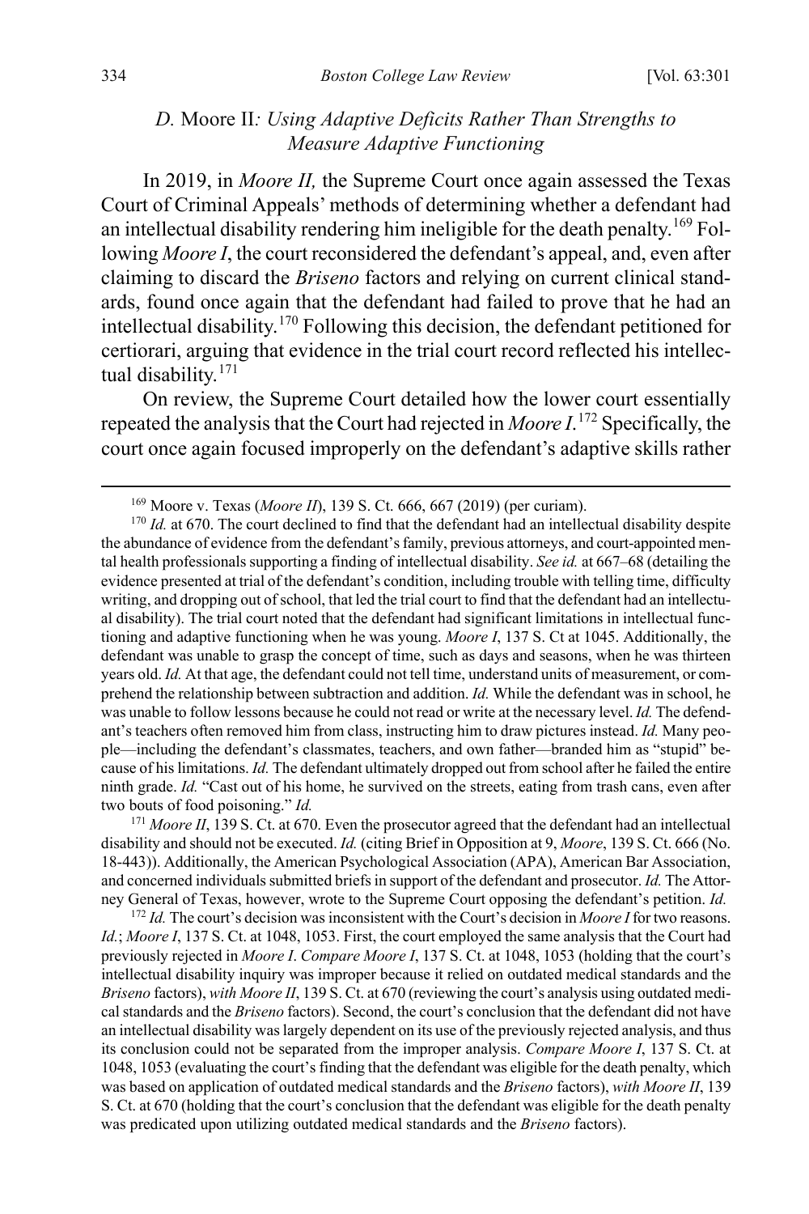### *D.* Moore II*: Using Adaptive Deficits Rather Than Strengths to Measure Adaptive Functioning*

In 2019, in *Moore II,* the Supreme Court once again assessed the Texas Court of Criminal Appeals' methods of determining whether a defendant had an intellectual disability rendering him ineligible for the death penalty.[169] Following *Moore I*, the court reconsidered the defendant's appeal, and, even after claiming to discard the *Briseno* factors and relying on current clinical standards, found once again that the defendant had failed to prove that he had an intellectual disability.[170] Following this decision, the defendant petitioned for certiorari, arguing that evidence in the trial court record reflected his intellectual disability.[171]

On review, the Supreme Court detailed how the lower court essentially repeated the analysis that the Court had rejected in *Moore I*.[172] Specifically, the court once again focused improperly on the defendant's adaptive skills rather

---

[169] Moore v. Texas (*Moore II*), 139 S. Ct. 666, 667 (2019) (per curiam).

[170] *Id.* at 670. The court declined to find that the defendant had an intellectual disability despite the abundance of evidence from the defendant's family, previous attorneys, and court-appointed mental health professionals supporting a finding of intellectual disability. *See id.* at 667–68 (detailing the evidence presented at trial of the defendant's condition, including trouble with telling time, difficulty writing, and dropping out of school, that led the trial court to find that the defendant had an intellectual disability). The trial court noted that the defendant had significant limitations in intellectual functioning and adaptive functioning when he was young. *Moore I*, 137 S. Ct at 1045. Additionally, the defendant was unable to grasp the concept of time, such as days and seasons, when he was thirteen years old. *Id.* At that age, the defendant could not tell time, understand units of measurement, or comprehend the relationship between subtraction and addition. *Id.* While the defendant was in school, he was unable to follow lessons because he could not read or write at the necessary level. *Id.* The defendant's teachers often removed him from class, instructing him to draw pictures instead. *Id.* Many people—including the defendant's classmates, teachers, and own father—branded him as "stupid" because of his limitations. *Id.* The defendant ultimately dropped out from school after he failed the entire ninth grade. *Id.* "Cast out of his home, he survived on the streets, eating from trash cans, even after two bouts of food poisoning." *Id.*

[171] *Moore II*, 139 S. Ct. at 670. Even the prosecutor agreed that the defendant had an intellectual disability and should not be executed. *Id.* (citing Brief in Opposition at 9, *Moore*, 139 S. Ct. 666 (No. 18-443)). Additionally, the American Psychological Association (APA), American Bar Association, and concerned individuals submitted briefs in support of the defendant and prosecutor. *Id.* The Attorney General of Texas, however, wrote to the Supreme Court opposing the defendant's petition. *Id.*

[172] *Id.* The court's decision was inconsistent with the Court's decision in *Moore I* for two reasons. *Id.*; *Moore I*, 137 S. Ct. at 1048, 1053. First, the court employed the same analysis that the Court had previously rejected in *Moore I*. *Compare Moore I*, 137 S. Ct. at 1048, 1053 (holding that the court's intellectual disability inquiry was improper because it relied on outdated medical standards and the *Briseno* factors), *with Moore II*, 139 S. Ct. at 670 (reviewing the court's analysis using outdated medical standards and the *Briseno* factors). Second, the court's conclusion that the defendant did not have an intellectual disability was largely dependent on its use of the previously rejected analysis, and thus its conclusion could not be separated from the improper analysis. *Compare Moore I*, 137 S. Ct. at 1048, 1053 (evaluating the court's finding that the defendant was eligible for the death penalty, which was based on application of outdated medical standards and the *Briseno* factors), *with Moore II*, 139 S. Ct. at 670 (holding that the court's conclusion that the defendant was eligible for the death penalty was predicated upon utilizing outdated medical standards and the *Briseno* factors).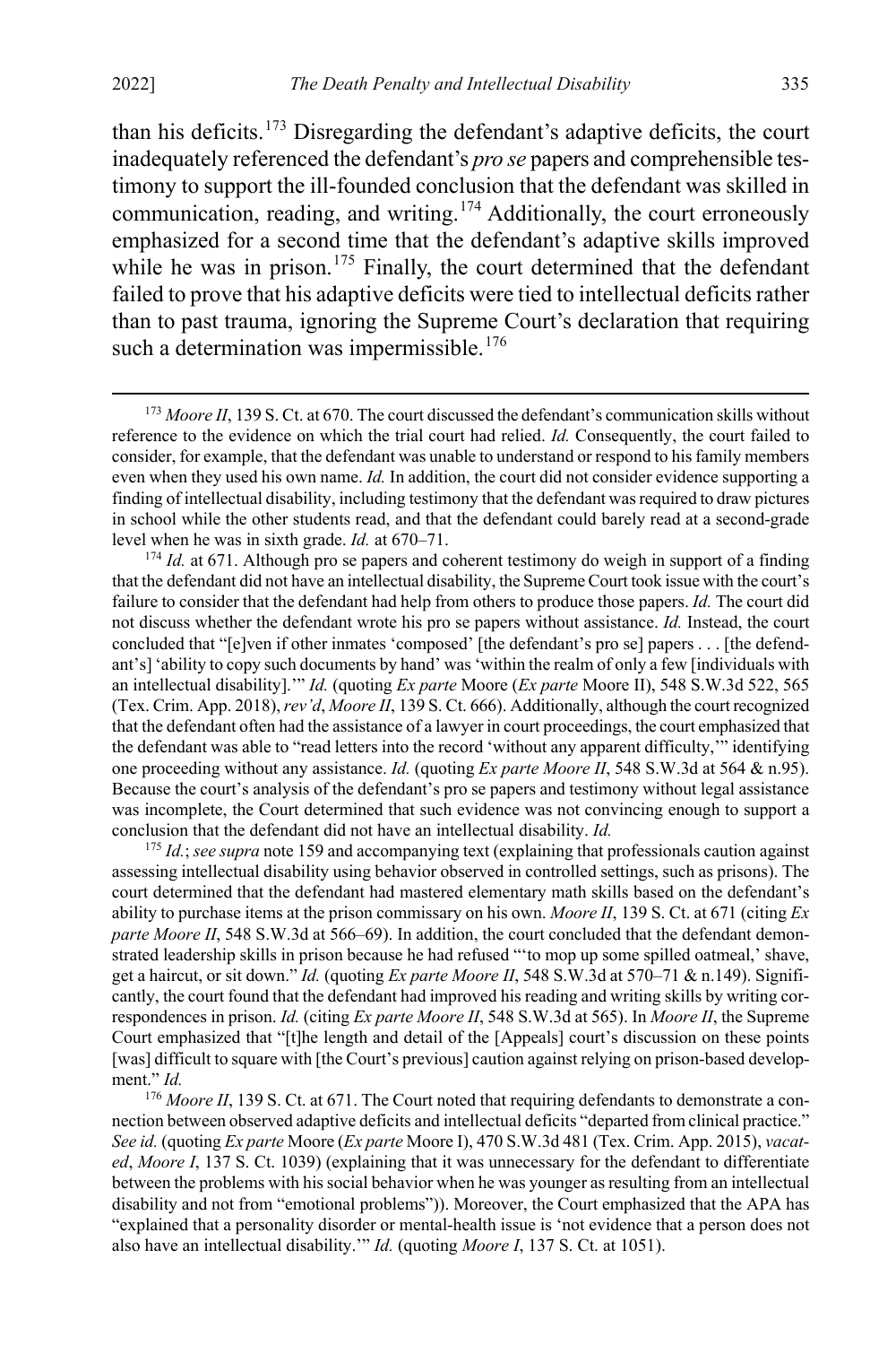than his deficits.[173] Disregarding the defendant's adaptive deficits, the court inadequately referenced the defendant's *pro se* papers and comprehensible testimony to support the ill-founded conclusion that the defendant was skilled in communication, reading, and writing.[174] Additionally, the court erroneously emphasized for a second time that the defendant's adaptive skills improved while he was in prison.[175] Finally, the court determined that the defendant failed to prove that his adaptive deficits were tied to intellectual deficits rather than to past trauma, ignoring the Supreme Court's declaration that requiring such a determination was impermissible.[176]

---

[173] *Moore II*, 139 S. Ct. at 670. The court discussed the defendant's communication skills without reference to the evidence on which the trial court had relied. *Id.* Consequently, the court failed to consider, for example, that the defendant was unable to understand or respond to his family members even when they used his own name. *Id.* In addition, the court did not consider evidence supporting a finding of intellectual disability, including testimony that the defendant was required to draw pictures in school while the other students read, and that the defendant could barely read at a second-grade level when he was in sixth grade. *Id.* at 670–71.

[174] *Id.* at 671. Although pro se papers and coherent testimony do weigh in support of a finding that the defendant did not have an intellectual disability, the Supreme Court took issue with the court's failure to consider that the defendant had help from others to produce those papers. *Id.* The court did not discuss whether the defendant wrote his pro se papers without assistance. *Id.* Instead, the court concluded that "[e]ven if other inmates 'composed' [the defendant's pro se] papers . . . [the defendant's] 'ability to copy such documents by hand' was 'within the realm of only a few [individuals with an intellectual disability].'" *Id.* (quoting *Ex parte* Moore (*Ex parte* Moore II), 548 S.W.3d 522, 565 (Tex. Crim. App. 2018), *rev'd*, *Moore II*, 139 S. Ct. 666). Additionally, although the court recognized that the defendant often had the assistance of a lawyer in court proceedings, the court emphasized that the defendant was able to "read letters into the record 'without any apparent difficulty,'" identifying one proceeding without any assistance. *Id.* (quoting *Ex parte Moore II*, 548 S.W.3d at 564 & n.95). Because the court's analysis of the defendant's pro se papers and testimony without legal assistance was incomplete, the Court determined that such evidence was not convincing enough to support a conclusion that the defendant did not have an intellectual disability. *Id.*

[175] *Id.*; *see supra* note 159 and accompanying text (explaining that professionals caution against assessing intellectual disability using behavior observed in controlled settings, such as prisons). The court determined that the defendant had mastered elementary math skills based on the defendant's ability to purchase items at the prison commissary on his own. *Moore II*, 139 S. Ct. at 671 (citing *Ex parte Moore II*, 548 S.W.3d at 566–69). In addition, the court concluded that the defendant demonstrated leadership skills in prison because he had refused "'to mop up some spilled oatmeal,' shave, get a haircut, or sit down." *Id.* (quoting *Ex parte Moore II*, 548 S.W.3d at 570–71 & n.149). Significantly, the court found that the defendant had improved his reading and writing skills by writing correspondences in prison. *Id.* (citing *Ex parte Moore II*, 548 S.W.3d at 565). In *Moore II*, the Supreme Court emphasized that "[t]he length and detail of the [Appeals] court's discussion on these points [was] difficult to square with [the Court's previous] caution against relying on prison-based development." *Id.*

[176] *Moore II*, 139 S. Ct. at 671. The Court noted that requiring defendants to demonstrate a connection between observed adaptive deficits and intellectual deficits "departed from clinical practice." *See id.* (quoting *Ex parte* Moore (*Ex parte* Moore I), 470 S.W.3d 481 (Tex. Crim. App. 2015), *vacated*, *Moore I*, 137 S. Ct. 1039) (explaining that it was unnecessary for the defendant to differentiate between the problems with his social behavior when he was younger as resulting from an intellectual disability and not from "emotional problems")). Moreover, the Court emphasized that the APA has "explained that a personality disorder or mental-health issue is 'not evidence that a person does not also have an intellectual disability.'" *Id.* (quoting *Moore I*, 137 S. Ct. at 1051).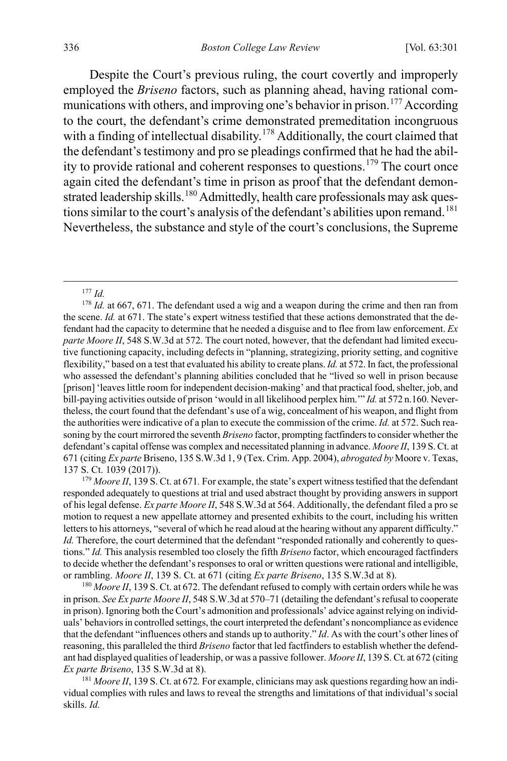Despite the Court's previous ruling, the court covertly and improperly employed the *Briseno* factors, such as planning ahead, having rational communications with others, and improving one's behavior in prison.[177] According to the court, the defendant's crime demonstrated premeditation incongruous with a finding of intellectual disability.[178] Additionally, the court claimed that the defendant's testimony and pro se pleadings confirmed that he had the ability to provide rational and coherent responses to questions.[179] The court once again cited the defendant's time in prison as proof that the defendant demonstrated leadership skills.[180] Admittedly, health care professionals may ask questions similar to the court's analysis of the defendant's abilities upon remand.[181] Nevertheless, the substance and style of the court's conclusions, the Supreme

---

[177] *Id.*

[178] *Id.* at 667, 671. The defendant used a wig and a weapon during the crime and then ran from the scene. *Id.* at 671. The state's expert witness testified that these actions demonstrated that the defendant had the capacity to determine that he needed a disguise and to flee from law enforcement. *Ex parte Moore II*, 548 S.W.3d at 572. The court noted, however, that the defendant had limited executive functioning capacity, including defects in "planning, strategizing, priority setting, and cognitive flexibility," based on a test that evaluated his ability to create plans. *Id.* at 572. In fact, the professional who assessed the defendant's planning abilities concluded that he "lived so well in prison because [prison] 'leaves little room for independent decision-making' and that practical food, shelter, job, and bill-paying activities outside of prison 'would in all likelihood perplex him.'" *Id.* at 572 n.160. Nevertheless, the court found that the defendant's use of a wig, concealment of his weapon, and flight from the authorities were indicative of a plan to execute the commission of the crime. *Id.* at 572. Such reasoning by the court mirrored the seventh *Briseno* factor, prompting factfinders to consider whether the defendant's capital offense was complex and necessitated planning in advance. *Moore II*, 139 S. Ct. at 671 (citing *Ex parte* Briseno, 135 S.W.3d 1, 9 (Tex. Crim. App. 2004), *abrogated by* Moore v. Texas, 137 S. Ct. 1039 (2017)).

[179] *Moore II*, 139 S. Ct. at 671. For example, the state's expert witness testified that the defendant responded adequately to questions at trial and used abstract thought by providing answers in support of his legal defense. *Ex parte Moore II*, 548 S.W.3d at 564. Additionally, the defendant filed a pro se motion to request a new appellate attorney and presented exhibits to the court, including his written letters to his attorneys, "several of which he read aloud at the hearing without any apparent difficulty." *Id.* Therefore, the court determined that the defendant "responded rationally and coherently to questions." *Id.* This analysis resembled too closely the fifth *Briseno* factor, which encouraged factfinders to decide whether the defendant's responses to oral or written questions were rational and intelligible, or rambling. *Moore II*, 139 S. Ct. at 671 (citing *Ex parte Briseno*, 135 S.W.3d at 8).

[180] *Moore II*, 139 S. Ct. at 672. The defendant refused to comply with certain orders while he was in prison. *See Ex parte Moore II*, 548 S.W.3d at 570–71 (detailing the defendant's refusal to cooperate in prison). Ignoring both the Court's admonition and professionals' advice against relying on individuals' behaviors in controlled settings, the court interpreted the defendant's noncompliance as evidence that the defendant "influences others and stands up to authority." *Id*. As with the court's other lines of reasoning, this paralleled the third *Briseno* factor that led factfinders to establish whether the defendant had displayed qualities of leadership, or was a passive follower. *Moore II*, 139 S. Ct. at 672 (citing *Ex parte Briseno*, 135 S.W.3d at 8).

[181] *Moore II*, 139 S. Ct. at 672. For example, clinicians may ask questions regarding how an individual complies with rules and laws to reveal the strengths and limitations of that individual's social skills. *Id.*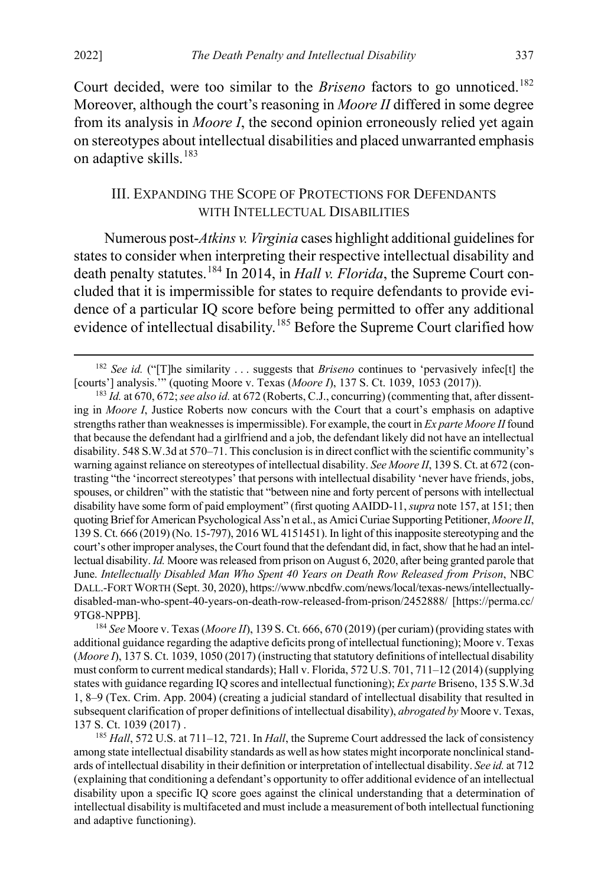Court decided, were too similar to the *Briseno* factors to go unnoticed.[182] Moreover, although the court's reasoning in *Moore II* differed in some degree from its analysis in *Moore I*, the second opinion erroneously relied yet again on stereotypes about intellectual disabilities and placed unwarranted emphasis on adaptive skills.[183]

## III. EXPANDING THE SCOPE OF PROTECTIONS FOR DEFENDANTS WITH INTELLECTUAL DISABILITIES

Numerous post-*Atkins v. Virginia* cases highlight additional guidelines for states to consider when interpreting their respective intellectual disability and death penalty statutes.[184] In 2014, in *Hall v. Florida*, the Supreme Court concluded that it is impermissible for states to require defendants to provide evidence of a particular IQ score before being permitted to offer any additional evidence of intellectual disability.[185] Before the Supreme Court clarified how

---

[182] *See id.* ("[T]he similarity . . . suggests that *Briseno* continues to 'pervasively infec[t] the [courts'] analysis.'" (quoting Moore v. Texas (*Moore I*), 137 S. Ct. 1039, 1053 (2017)).

[183] *Id.* at 670, 672; *see also id.* at 672 (Roberts, C.J., concurring) (commenting that, after dissenting in *Moore I*, Justice Roberts now concurs with the Court that a court's emphasis on adaptive strengths rather than weaknesses is impermissible). For example, the court in *Ex parte Moore II* found that because the defendant had a girlfriend and a job, the defendant likely did not have an intellectual disability. 548 S.W.3d at 570–71. This conclusion is in direct conflict with the scientific community's warning against reliance on stereotypes of intellectual disability. *See Moore II*, 139 S. Ct. at 672 (contrasting "the 'incorrect stereotypes' that persons with intellectual disability 'never have friends, jobs, spouses, or children" with the statistic that "between nine and forty percent of persons with intellectual disability have some form of paid employment" (first quoting AAIDD-11, *supra* note 157, at 151; then quoting Brief for American Psychological Ass'n et al., as Amici Curiae Supporting Petitioner, *Moore II*, 139 S. Ct. 666 (2019) (No. 15-797), 2016 WL 4151451). In light of this inapposite stereotyping and the court's other improper analyses, the Court found that the defendant did, in fact, show that he had an intellectual disability. *Id.* Moore was released from prison on August 6, 2020, after being granted parole that June. *Intellectually Disabled Man Who Spent 40 Years on Death Row Released from Prison*, NBC DALL.-FORT WORTH (Sept. 30, 2020), https://www.nbcdfw.com/news/local/texas-news/intellectually-disabled-man-who-spent-40-years-on-death-row-released-from-prison/2452888/ [https://perma.cc/9TG8-NPPB].

[184] *See* Moore v. Texas (*Moore II*), 139 S. Ct. 666, 670 (2019) (per curiam) (providing states with additional guidance regarding the adaptive deficits prong of intellectual functioning); Moore v. Texas (*Moore I*), 137 S. Ct. 1039, 1050 (2017) (instructing that statutory definitions of intellectual disability must conform to current medical standards); Hall v. Florida, 572 U.S. 701, 711–12 (2014) (supplying states with guidance regarding IQ scores and intellectual functioning); *Ex parte* Briseno, 135 S.W.3d 1, 8–9 (Tex. Crim. App. 2004) (creating a judicial standard of intellectual disability that resulted in subsequent clarification of proper definitions of intellectual disability), *abrogated by* Moore v. Texas, 137 S. Ct. 1039 (2017) .

[185] *Hall*, 572 U.S. at 711–12, 721. In *Hall*, the Supreme Court addressed the lack of consistency among state intellectual disability standards as well as how states might incorporate nonclinical standards of intellectual disability in their definition or interpretation of intellectual disability. *See id.* at 712 (explaining that conditioning a defendant's opportunity to offer additional evidence of an intellectual disability upon a specific IQ score goes against the clinical understanding that a determination of intellectual disability is multifaceted and must include a measurement of both intellectual functioning and adaptive functioning).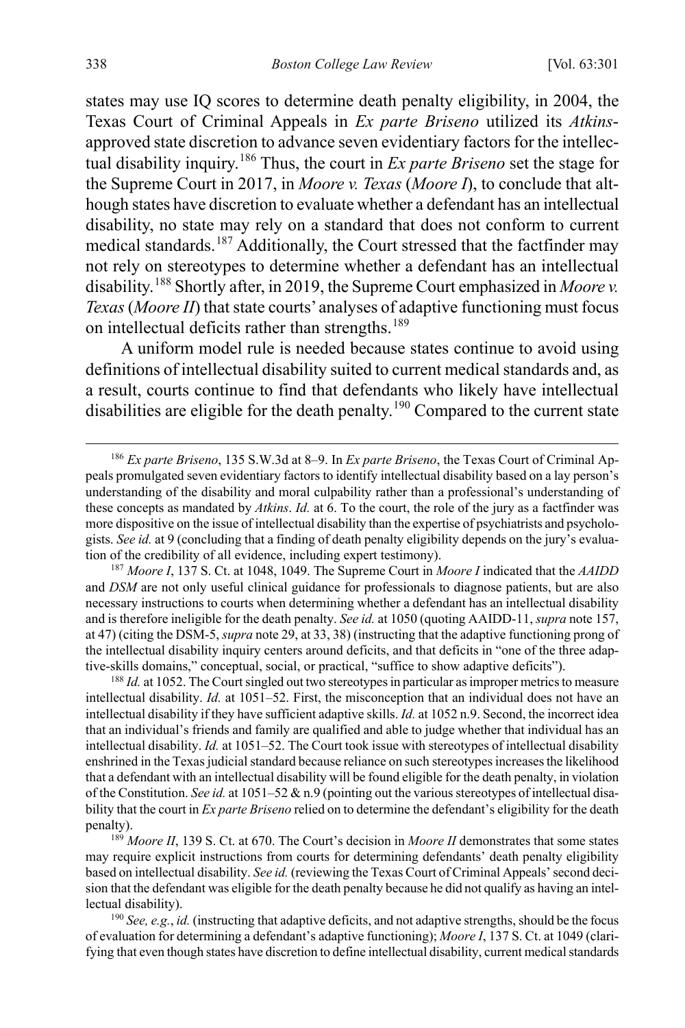states may use IQ scores to determine death penalty eligibility, in 2004, the Texas Court of Criminal Appeals in *Ex parte Briseno* utilized its *Atkins*-approved state discretion to advance seven evidentiary factors for the intellectual disability inquiry.[186] Thus, the court in *Ex parte Briseno* set the stage for the Supreme Court in 2017, in *Moore v. Texas* (*Moore I*), to conclude that although states have discretion to evaluate whether a defendant has an intellectual disability, no state may rely on a standard that does not conform to current medical standards.[187] Additionally, the Court stressed that the factfinder may not rely on stereotypes to determine whether a defendant has an intellectual disability.[188] Shortly after, in 2019, the Supreme Court emphasized in *Moore v. Texas* (*Moore II*) that state courts' analyses of adaptive functioning must focus on intellectual deficits rather than strengths.[189]

A uniform model rule is needed because states continue to avoid using definitions of intellectual disability suited to current medical standards and, as a result, courts continue to find that defendants who likely have intellectual disabilities are eligible for the death penalty.[190] Compared to the current state

---

[186] *Ex parte Briseno*, 135 S.W.3d at 8–9. In *Ex parte Briseno*, the Texas Court of Criminal Appeals promulgated seven evidentiary factors to identify intellectual disability based on a lay person's understanding of the disability and moral culpability rather than a professional's understanding of these concepts as mandated by *Atkins*. *Id.* at 6. To the court, the role of the jury as a factfinder was more dispositive on the issue of intellectual disability than the expertise of psychiatrists and psychologists. *See id.* at 9 (concluding that a finding of death penalty eligibility depends on the jury's evaluation of the credibility of all evidence, including expert testimony).

[187] *Moore I*, 137 S. Ct. at 1048, 1049. The Supreme Court in *Moore I* indicated that the *AAIDD* and *DSM* are not only useful clinical guidance for professionals to diagnose patients, but are also necessary instructions to courts when determining whether a defendant has an intellectual disability and is therefore ineligible for the death penalty. *See id.* at 1050 (quoting AAIDD-11, *supra* note 157, at 47) (citing the DSM-5, *supra* note 29, at 33, 38) (instructing that the adaptive functioning prong of the intellectual disability inquiry centers around deficits, and that deficits in "one of the three adaptive-skills domains," conceptual, social, or practical, "suffice to show adaptive deficits").

[188] *Id.* at 1052. The Court singled out two stereotypes in particular as improper metrics to measure intellectual disability. *Id.* at 1051–52. First, the misconception that an individual does not have an intellectual disability if they have sufficient adaptive skills. *Id.* at 1052 n.9. Second, the incorrect idea that an individual's friends and family are qualified and able to judge whether that individual has an intellectual disability. *Id.* at 1051–52. The Court took issue with stereotypes of intellectual disability enshrined in the Texas judicial standard because reliance on such stereotypes increases the likelihood that a defendant with an intellectual disability will be found eligible for the death penalty, in violation of the Constitution. *See id.* at 1051–52 & n.9 (pointing out the various stereotypes of intellectual disability that the court in *Ex parte Briseno* relied on to determine the defendant's eligibility for the death penalty).

[189] *Moore II*, 139 S. Ct. at 670. The Court's decision in *Moore II* demonstrates that some states may require explicit instructions from courts for determining defendants' death penalty eligibility based on intellectual disability. *See id.* (reviewing the Texas Court of Criminal Appeals' second decision that the defendant was eligible for the death penalty because he did not qualify as having an intellectual disability).

[190] *See, e.g.*, *id.* (instructing that adaptive deficits, and not adaptive strengths, should be the focus of evaluation for determining a defendant's adaptive functioning); *Moore I*, 137 S. Ct. at 1049 (clarifying that even though states have discretion to define intellectual disability, current medical standards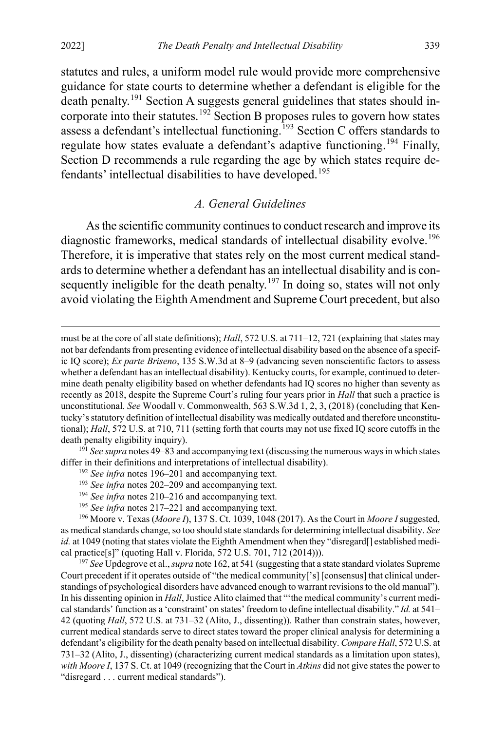statutes and rules, a uniform model rule would provide more comprehensive guidance for state courts to determine whether a defendant is eligible for the death penalty.[191] Section A suggests general guidelines that states should incorporate into their statutes.[192] Section B proposes rules to govern how states assess a defendant's intellectual functioning.[193] Section C offers standards to regulate how states evaluate a defendant's adaptive functioning.[194] Finally, Section D recommends a rule regarding the age by which states require defendants' intellectual disabilities to have developed.[195]

### *A. General Guidelines*

As the scientific community continues to conduct research and improve its diagnostic frameworks, medical standards of intellectual disability evolve.[196] Therefore, it is imperative that states rely on the most current medical standards to determine whether a defendant has an intellectual disability and is consequently ineligible for the death penalty.[197] In doing so, states will not only avoid violating the Eighth Amendment and Supreme Court precedent, but also

---

must be at the core of all state definitions); *Hall*, 572 U.S. at 711–12, 721 (explaining that states may not bar defendants from presenting evidence of intellectual disability based on the absence of a specific IQ score); *Ex parte Briseno*, 135 S.W.3d at 8–9 (advancing seven nonscientific factors to assess whether a defendant has an intellectual disability). Kentucky courts, for example, continued to determine death penalty eligibility based on whether defendants had IQ scores no higher than seventy as recently as 2018, despite the Supreme Court's ruling four years prior in *Hall* that such a practice is unconstitutional. *See* Woodall v. Commonwealth, 563 S.W.3d 1, 2, 3, (2018) (concluding that Kentucky's statutory definition of intellectual disability was medically outdated and therefore unconstitutional); *Hall*, 572 U.S. at 710, 711 (setting forth that courts may not use fixed IQ score cutoffs in the death penalty eligibility inquiry).

[191] *See supra* notes 49–83 and accompanying text (discussing the numerous ways in which states differ in their definitions and interpretations of intellectual disability).

[192] *See infra* notes 196–201 and accompanying text.

[193] *See infra* notes 202–209 and accompanying text.

[194] *See infra* notes 210–216 and accompanying text.

[195] *See infra* notes 217–221 and accompanying text.

[196] Moore v. Texas (*Moore I*), 137 S. Ct. 1039, 1048 (2017). As the Court in *Moore I* suggested, as medical standards change, so too should state standards for determining intellectual disability. *See id.* at 1049 (noting that states violate the Eighth Amendment when they "disregard[] established medical practice[s]" (quoting Hall v. Florida, 572 U.S. 701, 712 (2014))).

[197] *See* Updegrove et al., *supra* note 162, at 541 (suggesting that a state standard violates Supreme Court precedent if it operates outside of "the medical community['s] [consensus] that clinical understandings of psychological disorders have advanced enough to warrant revisions to the old manual"). In his dissenting opinion in *Hall*, Justice Alito claimed that "'the medical community's current medical standards' function as a 'constraint' on states' freedom to define intellectual disability." *Id.* at 541–42 (quoting *Hall*, 572 U.S. at 731–32 (Alito, J., dissenting)). Rather than constrain states, however, current medical standards serve to direct states toward the proper clinical analysis for determining a defendant's eligibility for the death penalty based on intellectual disability. *Compare Hall*, 572 U.S. at 731–32 (Alito, J., dissenting) (characterizing current medical standards as a limitation upon states), *with Moore I*, 137 S. Ct. at 1049 (recognizing that the Court in *Atkins* did not give states the power to "disregard . . . current medical standards").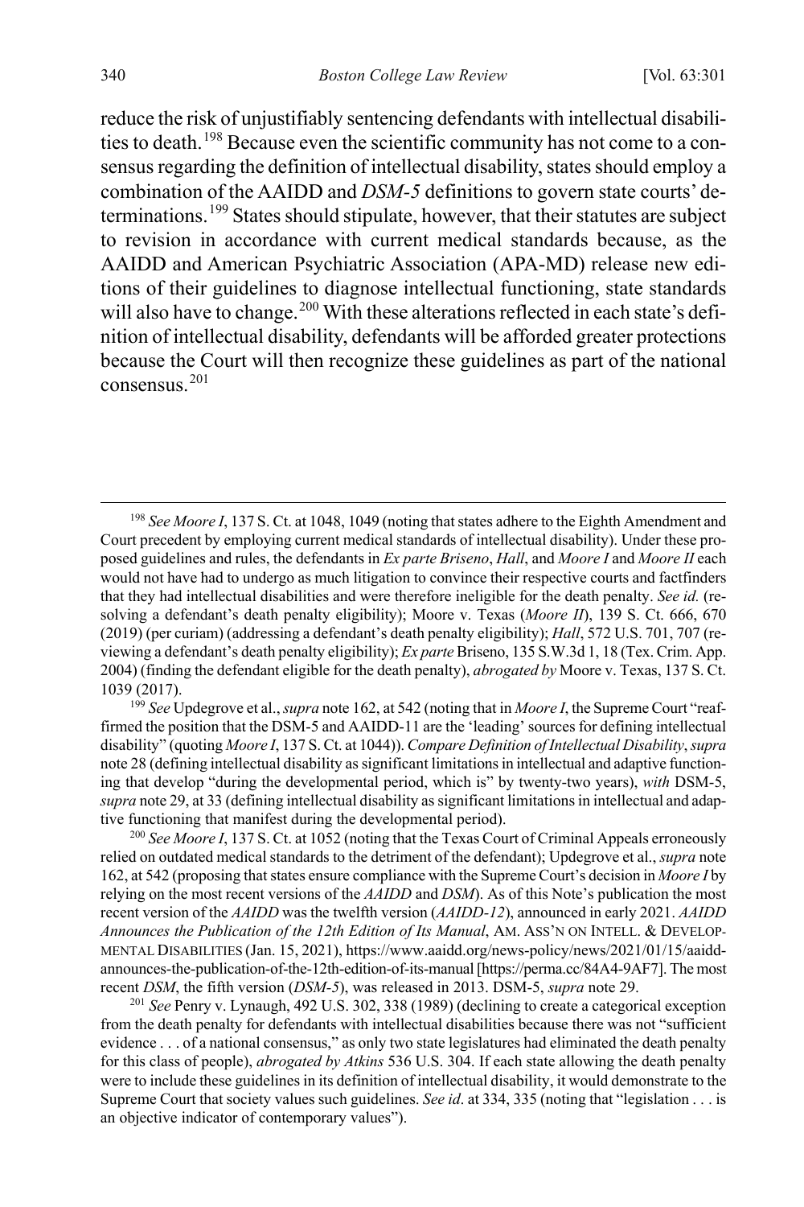reduce the risk of unjustifiably sentencing defendants with intellectual disabilities to death.[198] Because even the scientific community has not come to a consensus regarding the definition of intellectual disability, states should employ a combination of the AAIDD and *DSM-5* definitions to govern state courts' determinations.[199] States should stipulate, however, that their statutes are subject to revision in accordance with current medical standards because, as the AAIDD and American Psychiatric Association (APA-MD) release new editions of their guidelines to diagnose intellectual functioning, state standards will also have to change.[200] With these alterations reflected in each state's definition of intellectual disability, defendants will be afforded greater protections because the Court will then recognize these guidelines as part of the national consensus.[201]

---

[198] *See Moore I*, 137 S. Ct. at 1048, 1049 (noting that states adhere to the Eighth Amendment and Court precedent by employing current medical standards of intellectual disability). Under these proposed guidelines and rules, the defendants in *Ex parte Briseno*, *Hall*, and *Moore I* and *Moore II* each would not have had to undergo as much litigation to convince their respective courts and factfinders that they had intellectual disabilities and were therefore ineligible for the death penalty. *See id.* (resolving a defendant's death penalty eligibility); Moore v. Texas (*Moore II*), 139 S. Ct. 666, 670 (2019) (per curiam) (addressing a defendant's death penalty eligibility); *Hall*, 572 U.S. 701, 707 (reviewing a defendant's death penalty eligibility); *Ex parte* Briseno, 135 S.W.3d 1, 18 (Tex. Crim. App. 2004) (finding the defendant eligible for the death penalty), *abrogated by* Moore v. Texas, 137 S. Ct. 1039 (2017).

[199] *See* Updegrove et al., *supra* note 162, at 542 (noting that in *Moore I*, the Supreme Court "reaffirmed the position that the DSM-5 and AAIDD-11 are the 'leading' sources for defining intellectual disability" (quoting *Moore I*, 137 S. Ct. at 1044)). *Compare Definition of Intellectual Disability*, *supra* note 28 (defining intellectual disability as significant limitations in intellectual and adaptive functioning that develop "during the developmental period, which is" by twenty-two years), *with* DSM-5, *supra* note 29, at 33 (defining intellectual disability as significant limitations in intellectual and adaptive functioning that manifest during the developmental period).

[200] *See Moore I*, 137 S. Ct. at 1052 (noting that the Texas Court of Criminal Appeals erroneously relied on outdated medical standards to the detriment of the defendant); Updegrove et al., *supra* note 162, at 542 (proposing that states ensure compliance with the Supreme Court's decision in *Moore I* by relying on the most recent versions of the *AAIDD* and *DSM*). As of this Note's publication the most recent version of the *AAIDD* was the twelfth version (*AAIDD-12*), announced in early 2021. *AAIDD Announces the Publication of the 12th Edition of Its Manual*, AM. ASS'N ON INTELL. & DEVELOPMENTAL DISABILITIES (Jan. 15, 2021), https://www.aaidd.org/news-policy/news/2021/01/15/aaidd-announces-the-publication-of-the-12th-edition-of-its-manual [https://perma.cc/84A4-9AF7]. The most recent *DSM*, the fifth version (*DSM-5*), was released in 2013. DSM-5, *supra* note 29.

[201] *See* Penry v. Lynaugh, 492 U.S. 302, 338 (1989) (declining to create a categorical exception from the death penalty for defendants with intellectual disabilities because there was not "sufficient evidence . . . of a national consensus," as only two state legislatures had eliminated the death penalty for this class of people), *abrogated by Atkins* 536 U.S. 304. If each state allowing the death penalty were to include these guidelines in its definition of intellectual disability, it would demonstrate to the Supreme Court that society values such guidelines. *See id*. at 334, 335 (noting that "legislation . . . is an objective indicator of contemporary values").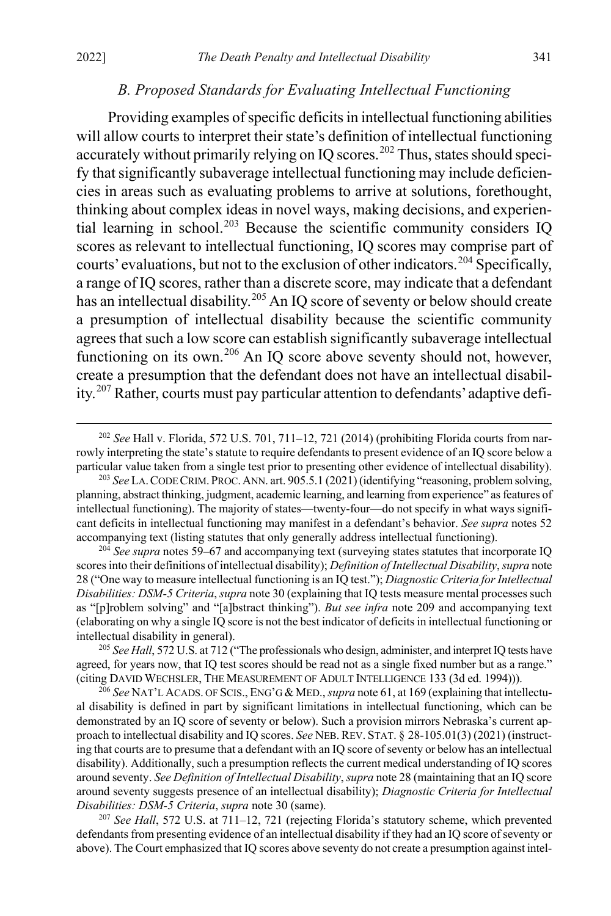### *B. Proposed Standards for Evaluating Intellectual Functioning*

Providing examples of specific deficits in intellectual functioning abilities will allow courts to interpret their state's definition of intellectual functioning accurately without primarily relying on IQ scores.[202] Thus, states should specify that significantly subaverage intellectual functioning may include deficiencies in areas such as evaluating problems to arrive at solutions, forethought, thinking about complex ideas in novel ways, making decisions, and experiential learning in school.[203] Because the scientific community considers IQ scores as relevant to intellectual functioning, IQ scores may comprise part of courts' evaluations, but not to the exclusion of other indicators.[204] Specifically, a range of IQ scores, rather than a discrete score, may indicate that a defendant has an intellectual disability.[205] An IQ score of seventy or below should create a presumption of intellectual disability because the scientific community agrees that such a low score can establish significantly subaverage intellectual functioning on its own.[206] An IQ score above seventy should not, however, create a presumption that the defendant does not have an intellectual disability.[207] Rather, courts must pay particular attention to defendants' adaptive defi-

[202] *See* Hall v. Florida, 572 U.S. 701, 711–12, 721 (2014) (prohibiting Florida courts from narrowly interpreting the state's statute to require defendants to present evidence of an IQ score below a particular value taken from a single test prior to presenting other evidence of intellectual disability).

[203] *See* LA. CODE CRIM. PROC. ANN. art. 905.5.1 (2021) (identifying "reasoning, problem solving, planning, abstract thinking, judgment, academic learning, and learning from experience" as features of intellectual functioning). The majority of states—twenty-four—do not specify in what ways significant deficits in intellectual functioning may manifest in a defendant's behavior. *See supra* notes 52 accompanying text (listing statutes that only generally address intellectual functioning).

[204] *See supra* notes 59–67 and accompanying text (surveying states statutes that incorporate IQ scores into their definitions of intellectual disability); *Definition of Intellectual Disability*, *supra* note 28 ("One way to measure intellectual functioning is an IQ test."); *Diagnostic Criteria for Intellectual Disabilities: DSM-5 Criteria*, *supra* note 30 (explaining that IQ tests measure mental processes such as "[p]roblem solving" and "[a]bstract thinking"). *But see infra* note 209 and accompanying text (elaborating on why a single IQ score is not the best indicator of deficits in intellectual functioning or intellectual disability in general).

[205] *See Hall*, 572 U.S. at 712 ("The professionals who design, administer, and interpret IQ tests have agreed, for years now, that IQ test scores should be read not as a single fixed number but as a range." (citing DAVID WECHSLER, THE MEASUREMENT OF ADULT INTELLIGENCE 133 (3d ed. 1994))).

[206] *See* NAT'L ACADS. OF SCIS., ENG'G & MED., *supra* note 61, at 169 (explaining that intellectual disability is defined in part by significant limitations in intellectual functioning, which can be demonstrated by an IQ score of seventy or below). Such a provision mirrors Nebraska's current approach to intellectual disability and IQ scores. *See* NEB. REV. STAT. § 28-105.01(3) (2021) (instructing that courts are to presume that a defendant with an IQ score of seventy or below has an intellectual disability). Additionally, such a presumption reflects the current medical understanding of IQ scores around seventy. *See Definition of Intellectual Disability*, *supra* note 28 (maintaining that an IQ score around seventy suggests presence of an intellectual disability); *Diagnostic Criteria for Intellectual Disabilities: DSM-5 Criteria*, *supra* note 30 (same).

[207] *See Hall*, 572 U.S. at 711–12, 721 (rejecting Florida's statutory scheme, which prevented defendants from presenting evidence of an intellectual disability if they had an IQ score of seventy or above). The Court emphasized that IQ scores above seventy do not create a presumption against intel-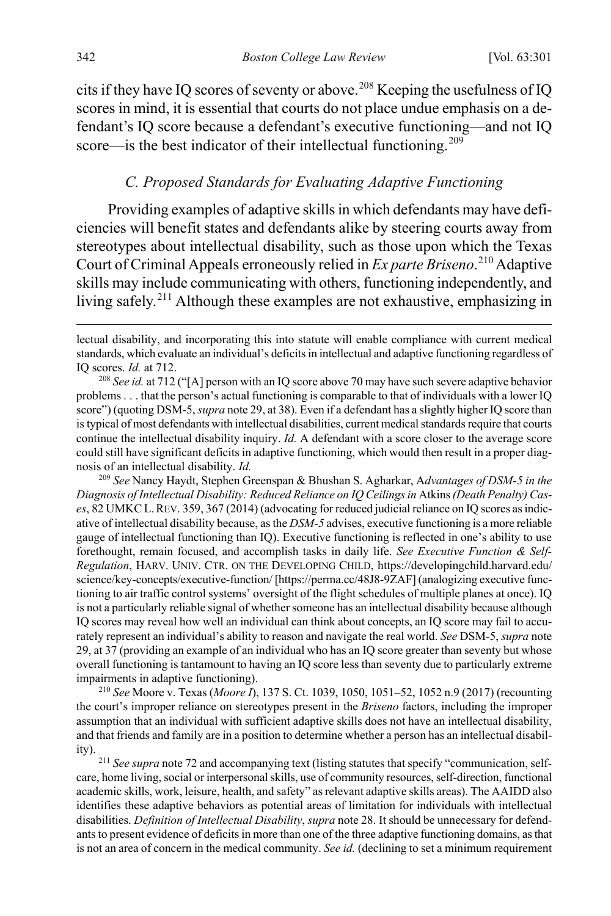cits if they have IQ scores of seventy or above.[208] Keeping the usefulness of IQ scores in mind, it is essential that courts do not place undue emphasis on a defendant's IQ score because a defendant's executive functioning—and not IQ score—is the best indicator of their intellectual functioning.[209]

### C. Proposed Standards for Evaluating Adaptive Functioning

Providing examples of adaptive skills in which defendants may have deficiencies will benefit states and defendants alike by steering courts away from stereotypes about intellectual disability, such as those upon which the Texas Court of Criminal Appeals erroneously relied in *Ex parte Briseno*.[210] Adaptive skills may include communicating with others, functioning independently, and living safely.[211] Although these examples are not exhaustive, emphasizing in

---

lectual disability, and incorporating this into statute will enable compliance with current medical standards, which evaluate an individual's deficits in intellectual and adaptive functioning regardless of IQ scores. *Id.* at 712.

[208] *See id.* at 712 ("[A] person with an IQ score above 70 may have such severe adaptive behavior problems . . . that the person's actual functioning is comparable to that of individuals with a lower IQ score") (quoting DSM-5, *supra* note 29, at 38). Even if a defendant has a slightly higher IQ score than is typical of most defendants with intellectual disabilities, current medical standards require that courts continue the intellectual disability inquiry. *Id.* A defendant with a score closer to the average score could still have significant deficits in adaptive functioning, which would then result in a proper diagnosis of an intellectual disability. *Id.*

[209] *See* Nancy Haydt, Stephen Greenspan & Bhushan S. Agharkar, A*dvantages of DSM-5 in the Diagnosis of Intellectual Disability: Reduced Reliance on IQ Ceilings in* Atkins *(Death Penalty) Cases*, 82 UMKC L. REV. 359, 367 (2014) (advocating for reduced judicial reliance on IQ scores as indicative of intellectual disability because, as the *DSM-5* advises, executive functioning is a more reliable gauge of intellectual functioning than IQ). Executive functioning is reflected in one's ability to use forethought, remain focused, and accomplish tasks in daily life. *See Executive Function & Self-Regulation*, HARV. UNIV. CTR. ON THE DEVELOPING CHILD, https://developingchild.harvard.edu/science/key-concepts/executive-function/ [https://perma.cc/48J8-9ZAF] (analogizing executive functioning to air traffic control systems' oversight of the flight schedules of multiple planes at once). IQ is not a particularly reliable signal of whether someone has an intellectual disability because although IQ scores may reveal how well an individual can think about concepts, an IQ score may fail to accurately represent an individual's ability to reason and navigate the real world. *See* DSM-5, *supra* note 29, at 37 (providing an example of an individual who has an IQ score greater than seventy but whose overall functioning is tantamount to having an IQ score less than seventy due to particularly extreme impairments in adaptive functioning).

[210] *See* Moore v. Texas (*Moore I*), 137 S. Ct. 1039, 1050, 1051–52, 1052 n.9 (2017) (recounting the court's improper reliance on stereotypes present in the *Briseno* factors, including the improper assumption that an individual with sufficient adaptive skills does not have an intellectual disability, and that friends and family are in a position to determine whether a person has an intellectual disability).

[211] *See supra* note 72 and accompanying text (listing statutes that specify "communication, self-care, home living, social or interpersonal skills, use of community resources, self-direction, functional academic skills, work, leisure, health, and safety" as relevant adaptive skills areas). The AAIDD also identifies these adaptive behaviors as potential areas of limitation for individuals with intellectual disabilities. *Definition of Intellectual Disability*, *supra* note 28. It should be unnecessary for defendants to present evidence of deficits in more than one of the three adaptive functioning domains, as that is not an area of concern in the medical community. *See id.* (declining to set a minimum requirement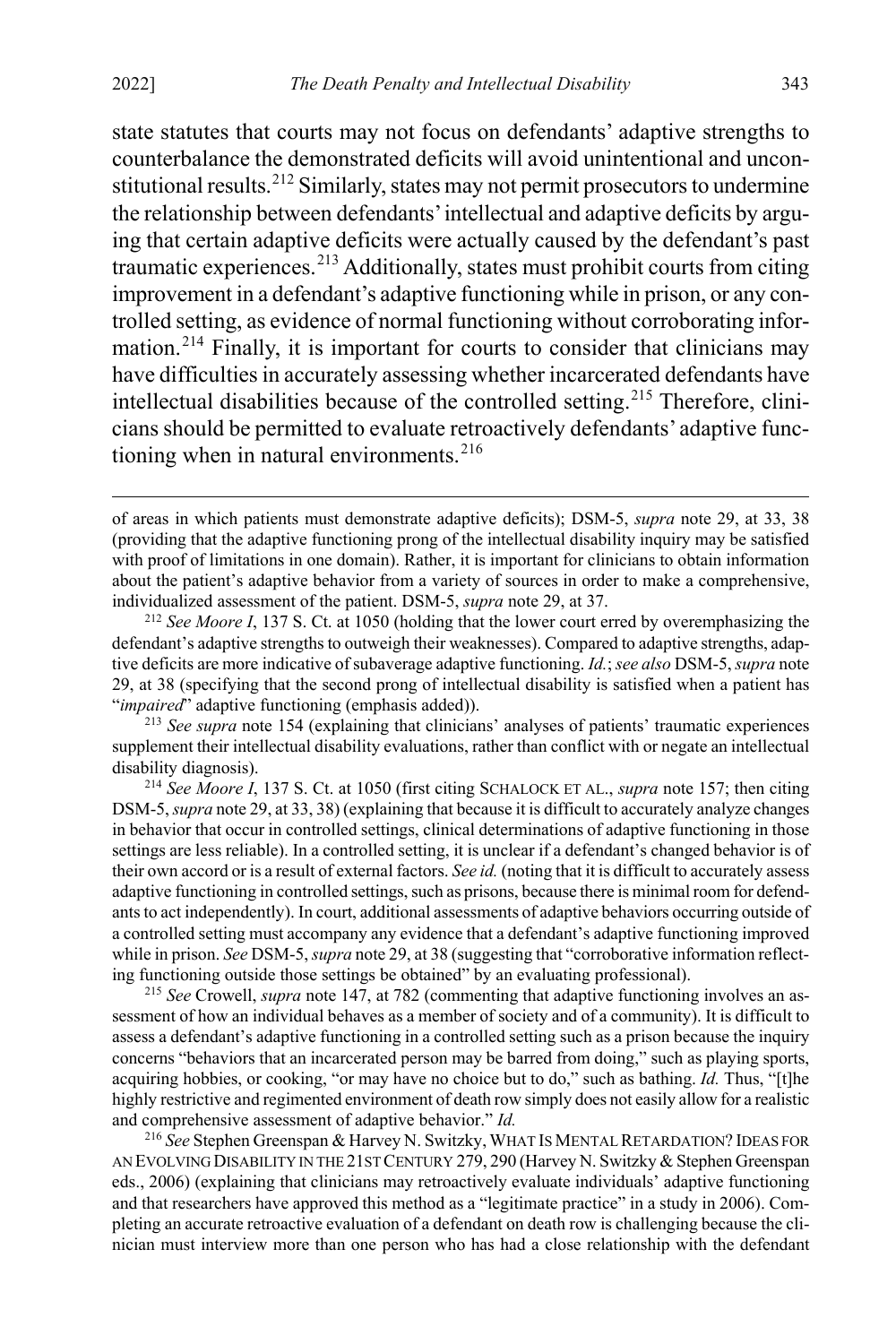state statutes that courts may not focus on defendants' adaptive strengths to counterbalance the demonstrated deficits will avoid unintentional and unconstitutional results.[212] Similarly, states may not permit prosecutors to undermine the relationship between defendants' intellectual and adaptive deficits by arguing that certain adaptive deficits were actually caused by the defendant's past traumatic experiences.[213] Additionally, states must prohibit courts from citing improvement in a defendant's adaptive functioning while in prison, or any controlled setting, as evidence of normal functioning without corroborating information.[214] Finally, it is important for courts to consider that clinicians may have difficulties in accurately assessing whether incarcerated defendants have intellectual disabilities because of the controlled setting.[215] Therefore, clinicians should be permitted to evaluate retroactively defendants' adaptive functioning when in natural environments.[216]

---

of areas in which patients must demonstrate adaptive deficits); DSM-5, *supra* note 29, at 33, 38 (providing that the adaptive functioning prong of the intellectual disability inquiry may be satisfied with proof of limitations in one domain). Rather, it is important for clinicians to obtain information about the patient's adaptive behavior from a variety of sources in order to make a comprehensive, individualized assessment of the patient. DSM-5, *supra* note 29, at 37.

[212] *See Moore I*, 137 S. Ct. at 1050 (holding that the lower court erred by overemphasizing the defendant's adaptive strengths to outweigh their weaknesses). Compared to adaptive strengths, adaptive deficits are more indicative of subaverage adaptive functioning. *Id.*; *see also* DSM-5, *supra* note 29, at 38 (specifying that the second prong of intellectual disability is satisfied when a patient has "*impaired*" adaptive functioning (emphasis added)).

[213] *See supra* note 154 (explaining that clinicians' analyses of patients' traumatic experiences supplement their intellectual disability evaluations, rather than conflict with or negate an intellectual disability diagnosis).

[214] *See Moore I*, 137 S. Ct. at 1050 (first citing SCHALOCK ET AL., *supra* note 157; then citing DSM-5, *supra* note 29, at 33, 38) (explaining that because it is difficult to accurately analyze changes in behavior that occur in controlled settings, clinical determinations of adaptive functioning in those settings are less reliable). In a controlled setting, it is unclear if a defendant's changed behavior is of their own accord or is a result of external factors. *See id.* (noting that it is difficult to accurately assess adaptive functioning in controlled settings, such as prisons, because there is minimal room for defendants to act independently). In court, additional assessments of adaptive behaviors occurring outside of a controlled setting must accompany any evidence that a defendant's adaptive functioning improved while in prison. *See* DSM-5, *supra* note 29, at 38 (suggesting that "corroborative information reflecting functioning outside those settings be obtained" by an evaluating professional).

[215] *See* Crowell, *supra* note 147, at 782 (commenting that adaptive functioning involves an assessment of how an individual behaves as a member of society and of a community). It is difficult to assess a defendant's adaptive functioning in a controlled setting such as a prison because the inquiry concerns "behaviors that an incarcerated person may be barred from doing," such as playing sports, acquiring hobbies, or cooking, "or may have no choice but to do," such as bathing. *Id.* Thus, "[t]he highly restrictive and regimented environment of death row simply does not easily allow for a realistic and comprehensive assessment of adaptive behavior." *Id.*

[216] *See* Stephen Greenspan & Harvey N. Switzky, WHAT IS MENTAL RETARDATION? IDEAS FOR AN EVOLVING DISABILITY IN THE 21ST CENTURY 279, 290 (Harvey N. Switzky & Stephen Greenspan eds., 2006) (explaining that clinicians may retroactively evaluate individuals' adaptive functioning and that researchers have approved this method as a "legitimate practice" in a study in 2006). Completing an accurate retroactive evaluation of a defendant on death row is challenging because the clinician must interview more than one person who has had a close relationship with the defendant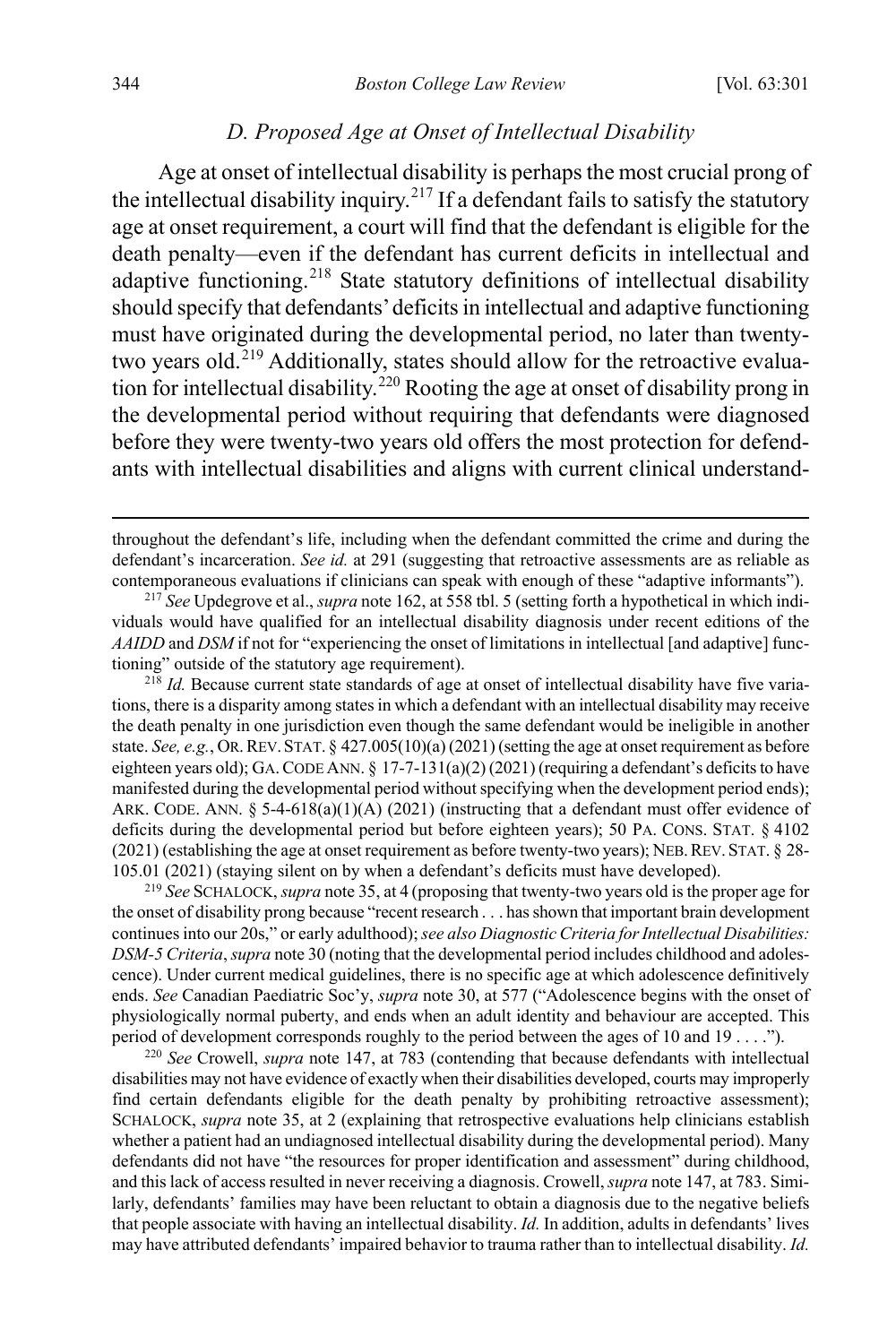### D. Proposed Age at Onset of Intellectual Disability

Age at onset of intellectual disability is perhaps the most crucial prong of the intellectual disability inquiry.[217] If a defendant fails to satisfy the statutory age at onset requirement, a court will find that the defendant is eligible for the death penalty—even if the defendant has current deficits in intellectual and adaptive functioning.[218] State statutory definitions of intellectual disability should specify that defendants' deficits in intellectual and adaptive functioning must have originated during the developmental period, no later than twenty-two years old.[219] Additionally, states should allow for the retroactive evaluation for intellectual disability.[220] Rooting the age at onset of disability prong in the developmental period without requiring that defendants were diagnosed before they were twenty-two years old offers the most protection for defendants with intellectual disabilities and aligns with current clinical understand-

---

throughout the defendant's life, including when the defendant committed the crime and during the defendant's incarceration. *See id.* at 291 (suggesting that retroactive assessments are as reliable as contemporaneous evaluations if clinicians can speak with enough of these "adaptive informants").

[217] *See* Updegrove et al., *supra* note 162, at 558 tbl. 5 (setting forth a hypothetical in which individuals would have qualified for an intellectual disability diagnosis under recent editions of the *AAIDD* and *DSM* if not for "experiencing the onset of limitations in intellectual [and adaptive] functioning" outside of the statutory age requirement).

[218] *Id.* Because current state standards of age at onset of intellectual disability have five variations, there is a disparity among states in which a defendant with an intellectual disability may receive the death penalty in one jurisdiction even though the same defendant would be ineligible in another state. *See, e.g.*, OR. REV. STAT. § 427.005(10)(a) (2021) (setting the age at onset requirement as before eighteen years old); GA. CODE ANN. § 17-7-131(a)(2) (2021) (requiring a defendant's deficits to have manifested during the developmental period without specifying when the development period ends); ARK. CODE. ANN. § 5-4-618(a)(1)(A) (2021) (instructing that a defendant must offer evidence of deficits during the developmental period but before eighteen years); 50 PA. CONS. STAT. § 4102 (2021) (establishing the age at onset requirement as before twenty-two years); NEB. REV. STAT. § 28-105.01 (2021) (staying silent on by when a defendant's deficits must have developed).

[219] *See* SCHALOCK, *supra* note 35, at 4 (proposing that twenty-two years old is the proper age for the onset of disability prong because "recent research . . . has shown that important brain development continues into our 20s," or early adulthood); *see also Diagnostic Criteria for Intellectual Disabilities: DSM-5 Criteria*, *supra* note 30 (noting that the developmental period includes childhood and adolescence). Under current medical guidelines, there is no specific age at which adolescence definitively ends. *See* Canadian Paediatric Soc'y, *supra* note 30, at 577 ("Adolescence begins with the onset of physiologically normal puberty, and ends when an adult identity and behaviour are accepted. This period of development corresponds roughly to the period between the ages of 10 and 19 . . . .").

[220] *See* Crowell, *supra* note 147, at 783 (contending that because defendants with intellectual disabilities may not have evidence of exactly when their disabilities developed, courts may improperly find certain defendants eligible for the death penalty by prohibiting retroactive assessment); SCHALOCK, *supra* note 35, at 2 (explaining that retrospective evaluations help clinicians establish whether a patient had an undiagnosed intellectual disability during the developmental period). Many defendants did not have "the resources for proper identification and assessment" during childhood, and this lack of access resulted in never receiving a diagnosis. Crowell, *supra* note 147, at 783. Similarly, defendants' families may have been reluctant to obtain a diagnosis due to the negative beliefs that people associate with having an intellectual disability. *Id.* In addition, adults in defendants' lives may have attributed defendants' impaired behavior to trauma rather than to intellectual disability. *Id.*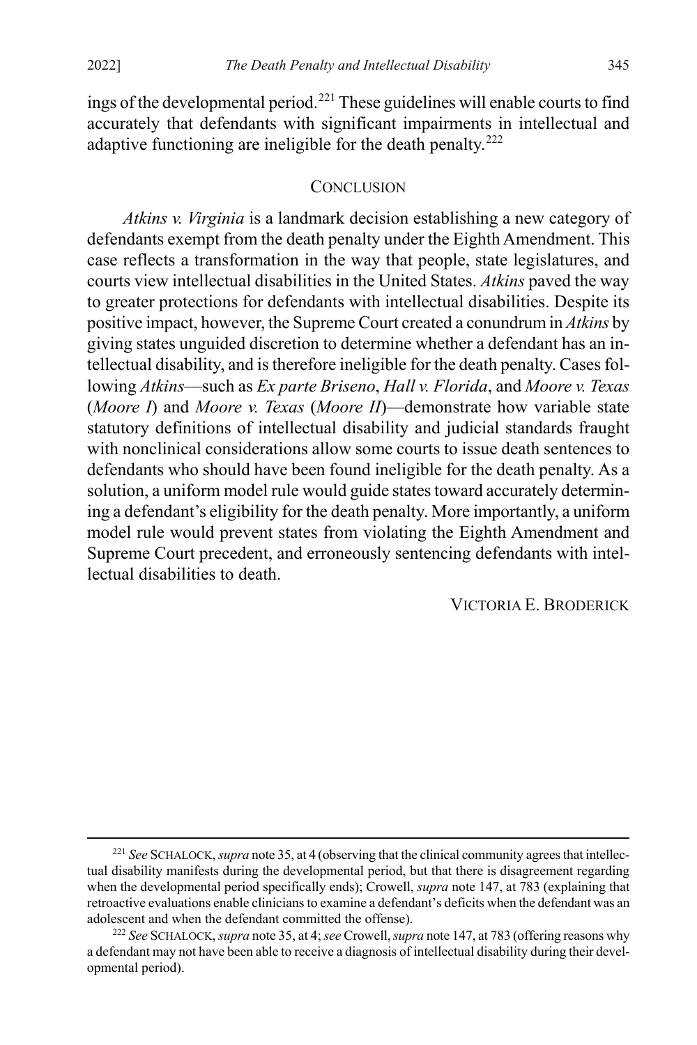ings of the developmental period.[221] These guidelines will enable courts to find accurately that defendants with significant impairments in intellectual and adaptive functioning are ineligible for the death penalty.[222]

## CONCLUSION

*Atkins v. Virginia* is a landmark decision establishing a new category of defendants exempt from the death penalty under the Eighth Amendment. This case reflects a transformation in the way that people, state legislatures, and courts view intellectual disabilities in the United States. *Atkins* paved the way to greater protections for defendants with intellectual disabilities. Despite its positive impact, however, the Supreme Court created a conundrum in *Atkins* by giving states unguided discretion to determine whether a defendant has an intellectual disability, and is therefore ineligible for the death penalty. Cases following *Atkins*—such as *Ex parte Briseno*, *Hall v. Florida*, and *Moore v. Texas* (*Moore I*) and *Moore v. Texas* (*Moore II*)—demonstrate how variable state statutory definitions of intellectual disability and judicial standards fraught with nonclinical considerations allow some courts to issue death sentences to defendants who should have been found ineligible for the death penalty. As a solution, a uniform model rule would guide states toward accurately determining a defendant's eligibility for the death penalty. More importantly, a uniform model rule would prevent states from violating the Eighth Amendment and Supreme Court precedent, and erroneously sentencing defendants with intellectual disabilities to death.

VICTORIA E. BRODERICK

[221] *See* SCHALOCK, *supra* note 35, at 4 (observing that the clinical community agrees that intellectual disability manifests during the developmental period, but that there is disagreement regarding when the developmental period specifically ends); Crowell, *supra* note 147, at 783 (explaining that retroactive evaluations enable clinicians to examine a defendant's deficits when the defendant was an adolescent and when the defendant committed the offense).

[222] *See* SCHALOCK, *supra* note 35, at 4; *see* Crowell, *supra* note 147, at 783 (offering reasons why a defendant may not have been able to receive a diagnosis of intellectual disability during their developmental period).